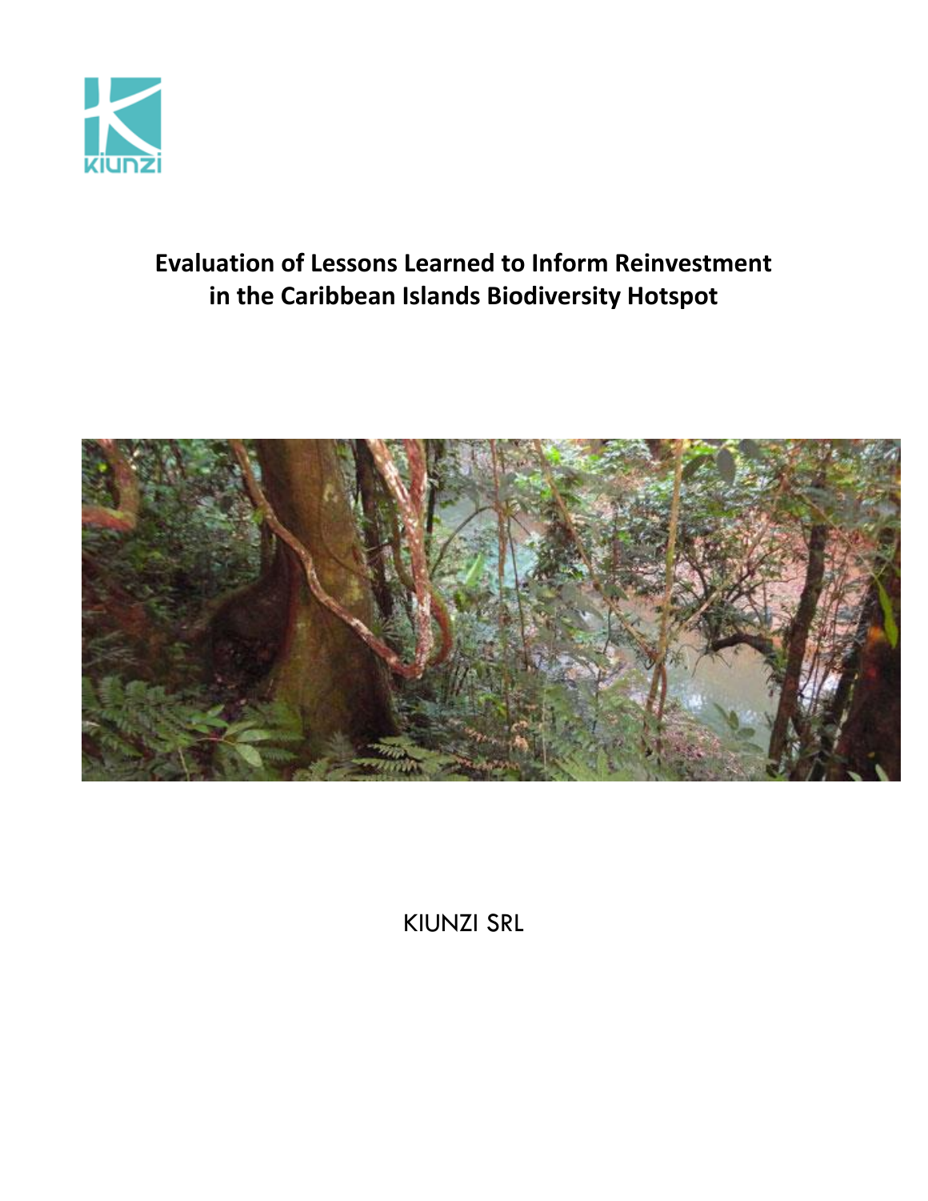# Evaluation of Lessons Learned to Inform Reinvestment in the Caribbean Islands Biodiversity Hotspot

KIUNZI SRL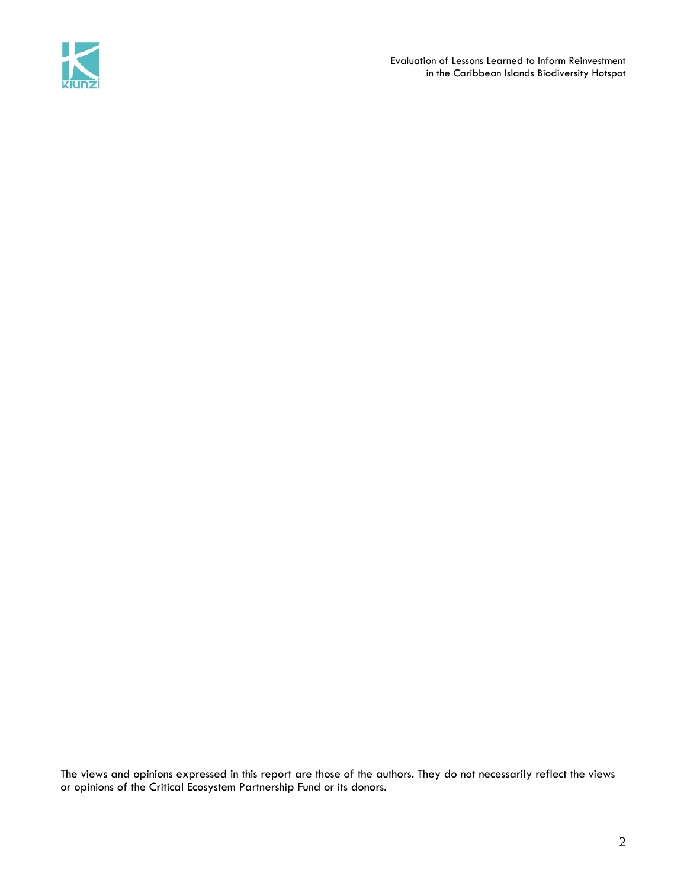The views and opinions expressed in this report are those of the authors. They do not necessarily reflect the views or opinions of the Critical Ecosystem Partnership Fund or its donors.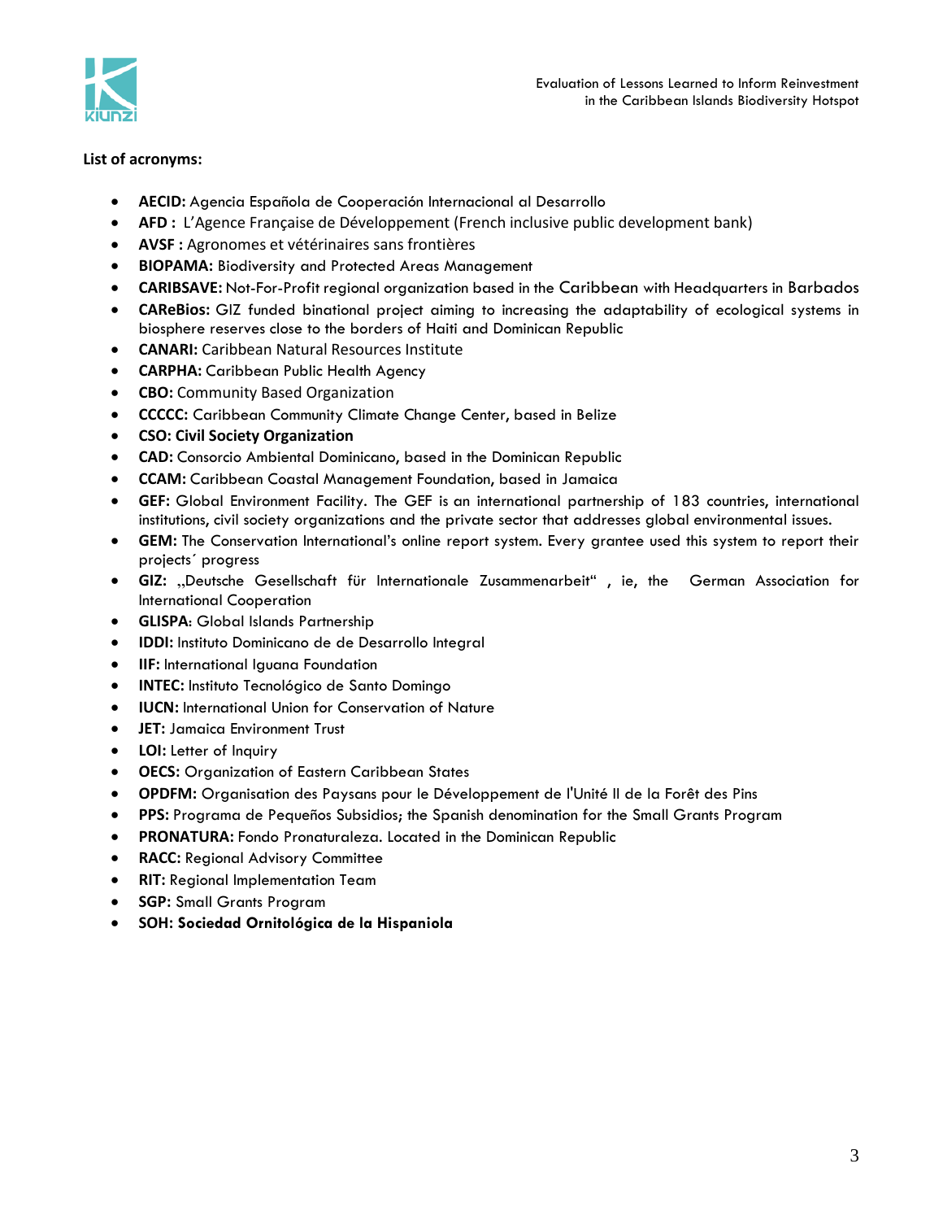**List of acronyms:**

- **AECID:** Agencia Española de Cooperación Internacional al Desarrollo
- **AFD :** L'Agence Française de Développement (French inclusive public development bank)
- **AVSF :** Agronomes et vétérinaires sans frontières
- **BIOPAMA:** Biodiversity and Protected Areas Management
- **CARIBSAVE:** Not-For-Profit regional organization based in the Caribbean with Headquarters in Barbados
- **CAReBios:** GIZ funded binational project aiming to increasing the adaptability of ecological systems in biosphere reserves close to the borders of Haiti and Dominican Republic
- **CANARI:** Caribbean Natural Resources Institute
- **CARPHA:** Caribbean Public Health Agency
- **CBO:** Community Based Organization
- **CCCCC:** Caribbean Community Climate Change Center, based in Belize
- **CSO: Civil Society Organization**
- **CAD:** Consorcio Ambiental Dominicano, based in the Dominican Republic
- **CCAM:** Caribbean Coastal Management Foundation, based in Jamaica
- **GEF:** Global Environment Facility. The GEF is an international partnership of 183 countries, international institutions, civil society organizations and the private sector that addresses global environmental issues.
- **GEM:** The Conservation International's online report system. Every grantee used this system to report their projects´ progress
- **GIZ:** „Deutsche Gesellschaft für Internationale Zusammenarbeit" , ie, the German Association for International Cooperation
- **GLISPA:** Global Islands Partnership
- **IDDI:** Instituto Dominicano de de Desarrollo Integral
- **IIF:** International Iguana Foundation
- **INTEC:** Instituto Tecnológico de Santo Domingo
- **IUCN:** International Union for Conservation of Nature
- **JET:** Jamaica Environment Trust
- **LOI:** Letter of Inquiry
- **OECS:** Organization of Eastern Caribbean States
- **OPDFM:** Organisation des Paysans pour le Développement de l'Unité II de la Forêt des Pins
- **PPS:** Programa de Pequeños Subsidios; the Spanish denomination for the Small Grants Program
- **PRONATURA:** Fondo Pronaturaleza. Located in the Dominican Republic
- **RACC:** Regional Advisory Committee
- **RIT:** Regional Implementation Team
- **SGP:** Small Grants Program
- **SOH: Sociedad Ornitológica de la Hispaniola**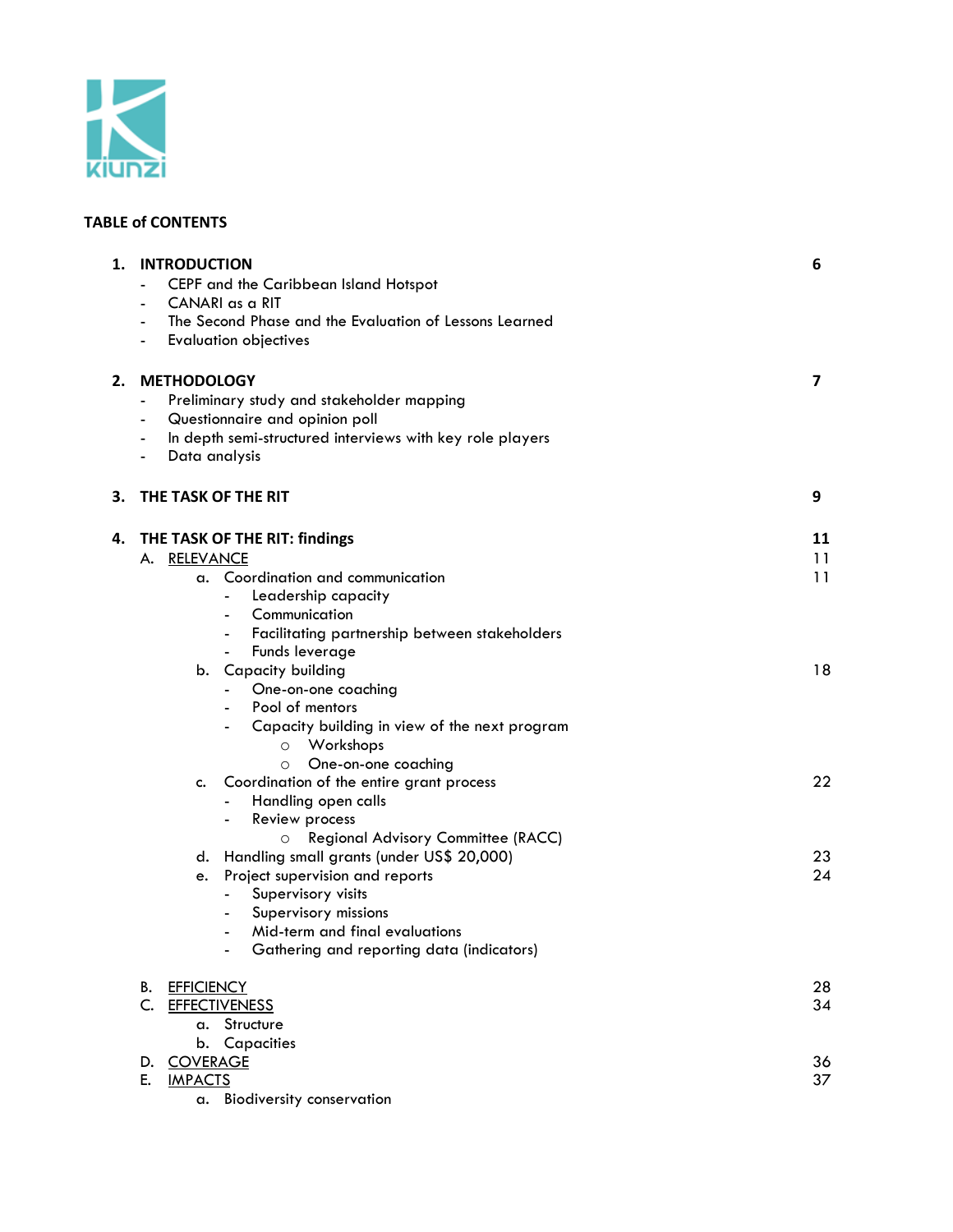## TABLE of CONTENTS

| | |
|---|---|
| **1. INTRODUCTION** | **6** |
| - CEPF and the Caribbean Island Hotspot | |
| - CANARI as a RIT | |
| - The Second Phase and the Evaluation of Lessons Learned | |
| - Evaluation objectives | |
| **2. METHODOLOGY** | **7** |
| - Preliminary study and stakeholder mapping | |
| - Questionnaire and opinion poll | |
| - In depth semi-structured interviews with key role players | |
| - Data analysis | |
| **3. THE TASK OF THE RIT** | **9** |
| **4. THE TASK OF THE RIT: findings** | **11** |
| A. RELEVANCE | 11 |
| a. Coordination and communication | 11 |
| - Leadership capacity | |
| - Communication | |
| - Facilitating partnership between stakeholders | |
| - Funds leverage | |
| b. Capacity building | 18 |
| - One-on-one coaching | |
| - Pool of mentors | |
| - Capacity building in view of the next program | |
| ○ Workshops | |
| ○ One-on-one coaching | |
| c. Coordination of the entire grant process | 22 |
| - Handling open calls | |
| - Review process | |
| ○ Regional Advisory Committee (RACC) | |
| d. Handling small grants (under US$ 20,000) | 23 |
| e. Project supervision and reports | 24 |
| - Supervisory visits | |
| - Supervisory missions | |
| - Mid-term and final evaluations | |
| - Gathering and reporting data (indicators) | |
| B. EFFICIENCY | 28 |
| C. EFFECTIVENESS | 34 |
| a. Structure | |
| b. Capacities | |
| D. COVERAGE | 36 |
| E. IMPACTS | 37 |
| a. Biodiversity conservation | |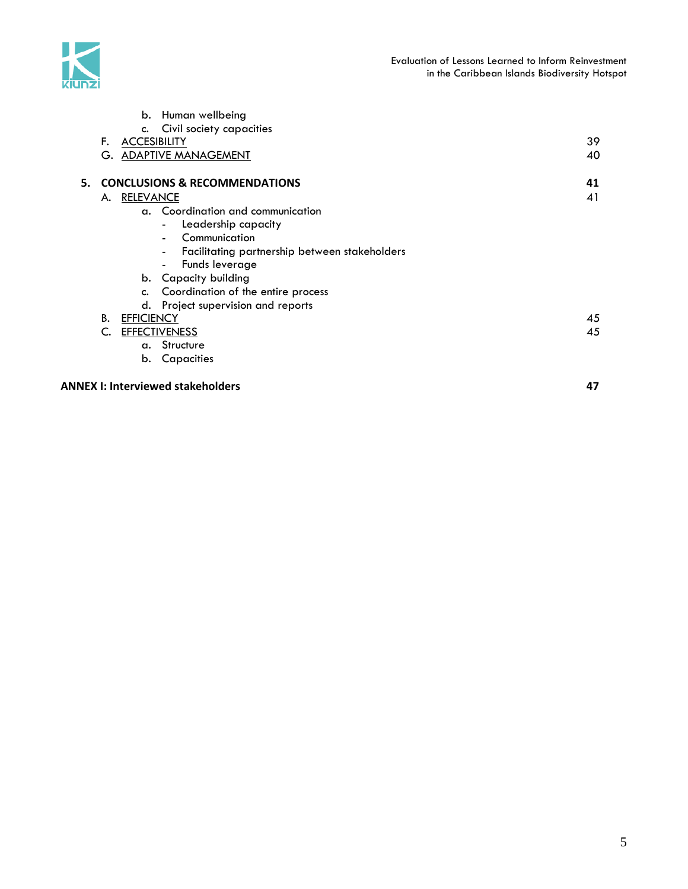b. Human wellbeing
c. Civil society capacities

F. ACCESIBILITY 39
G. ADAPTIVE MANAGEMENT 40

**5. CONCLUSIONS & RECOMMENDATIONS** **41**

A. RELEVANCE 41
a. Coordination and communication
- Leadership capacity
- Communication
- Facilitating partnership between stakeholders
- Funds leverage

b. Capacity building
c. Coordination of the entire process
d. Project supervision and reports

B. EFFICIENCY 45
C. EFFECTIVENESS 45
a. Structure
b. Capacities

**ANNEX I: Interviewed stakeholders** **47**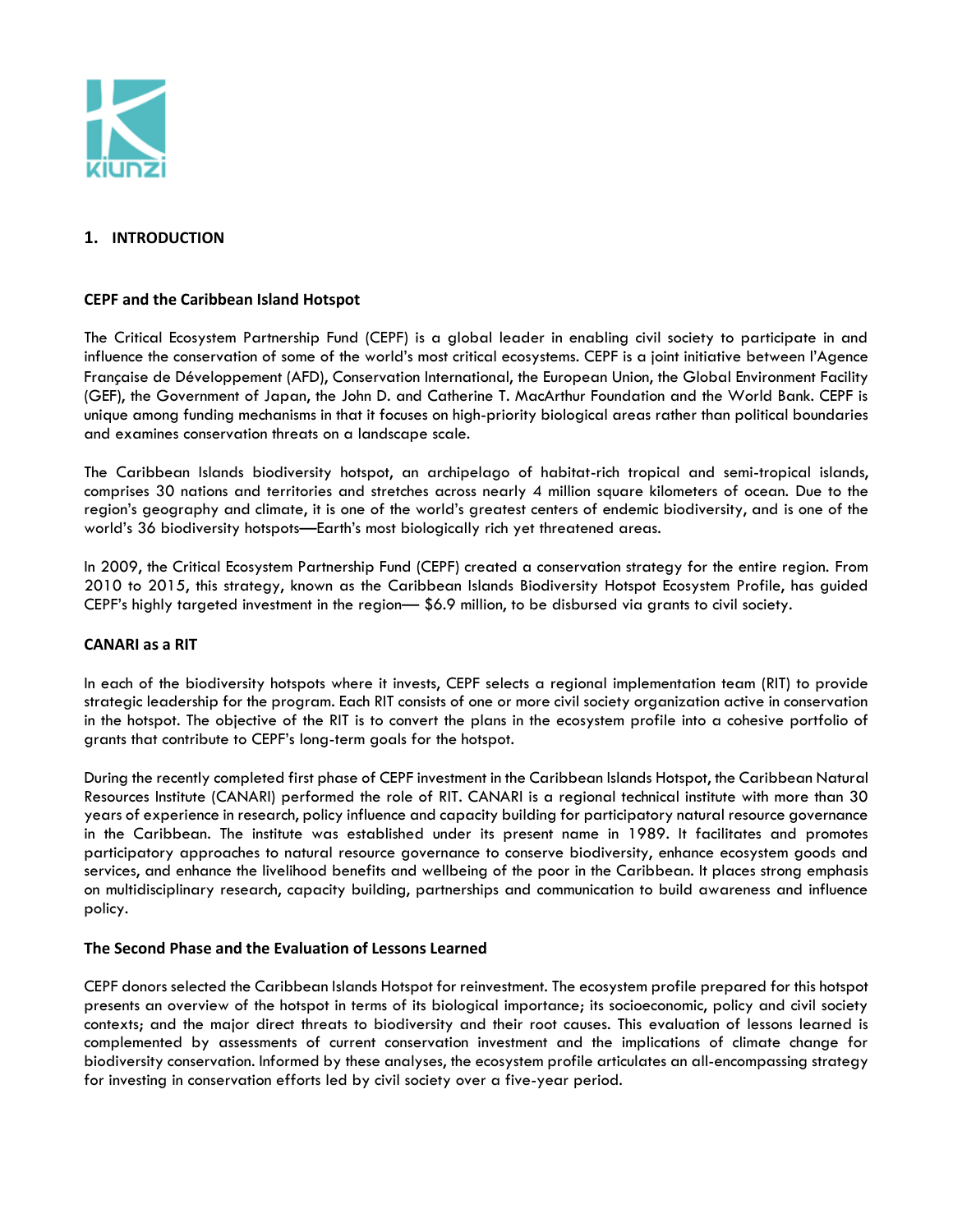## 1. INTRODUCTION

### CEPF and the Caribbean Island Hotspot

The Critical Ecosystem Partnership Fund (CEPF) is a global leader in enabling civil society to participate in and influence the conservation of some of the world's most critical ecosystems. CEPF is a joint initiative between l'Agence Française de Développement (AFD), Conservation International, the European Union, the Global Environment Facility (GEF), the Government of Japan, the John D. and Catherine T. MacArthur Foundation and the World Bank. CEPF is unique among funding mechanisms in that it focuses on high-priority biological areas rather than political boundaries and examines conservation threats on a landscape scale.

The Caribbean Islands biodiversity hotspot, an archipelago of habitat-rich tropical and semi-tropical islands, comprises 30 nations and territories and stretches across nearly 4 million square kilometers of ocean. Due to the region's geography and climate, it is one of the world's greatest centers of endemic biodiversity, and is one of the world's 36 biodiversity hotspots—Earth's most biologically rich yet threatened areas.

In 2009, the Critical Ecosystem Partnership Fund (CEPF) created a conservation strategy for the entire region. From 2010 to 2015, this strategy, known as the Caribbean Islands Biodiversity Hotspot Ecosystem Profile, has guided CEPF's highly targeted investment in the region— $6.9 million, to be disbursed via grants to civil society.

### CANARI as a RIT

In each of the biodiversity hotspots where it invests, CEPF selects a regional implementation team (RIT) to provide strategic leadership for the program. Each RIT consists of one or more civil society organization active in conservation in the hotspot. The objective of the RIT is to convert the plans in the ecosystem profile into a cohesive portfolio of grants that contribute to CEPF's long-term goals for the hotspot.

During the recently completed first phase of CEPF investment in the Caribbean Islands Hotspot, the Caribbean Natural Resources Institute (CANARI) performed the role of RIT. CANARI is a regional technical institute with more than 30 years of experience in research, policy influence and capacity building for participatory natural resource governance in the Caribbean. The institute was established under its present name in 1989. It facilitates and promotes participatory approaches to natural resource governance to conserve biodiversity, enhance ecosystem goods and services, and enhance the livelihood benefits and wellbeing of the poor in the Caribbean. It places strong emphasis on multidisciplinary research, capacity building, partnerships and communication to build awareness and influence policy.

### The Second Phase and the Evaluation of Lessons Learned

CEPF donors selected the Caribbean Islands Hotspot for reinvestment. The ecosystem profile prepared for this hotspot presents an overview of the hotspot in terms of its biological importance; its socioeconomic, policy and civil society contexts; and the major direct threats to biodiversity and their root causes. This evaluation of lessons learned is complemented by assessments of current conservation investment and the implications of climate change for biodiversity conservation. Informed by these analyses, the ecosystem profile articulates an all-encompassing strategy for investing in conservation efforts led by civil society over a five-year period.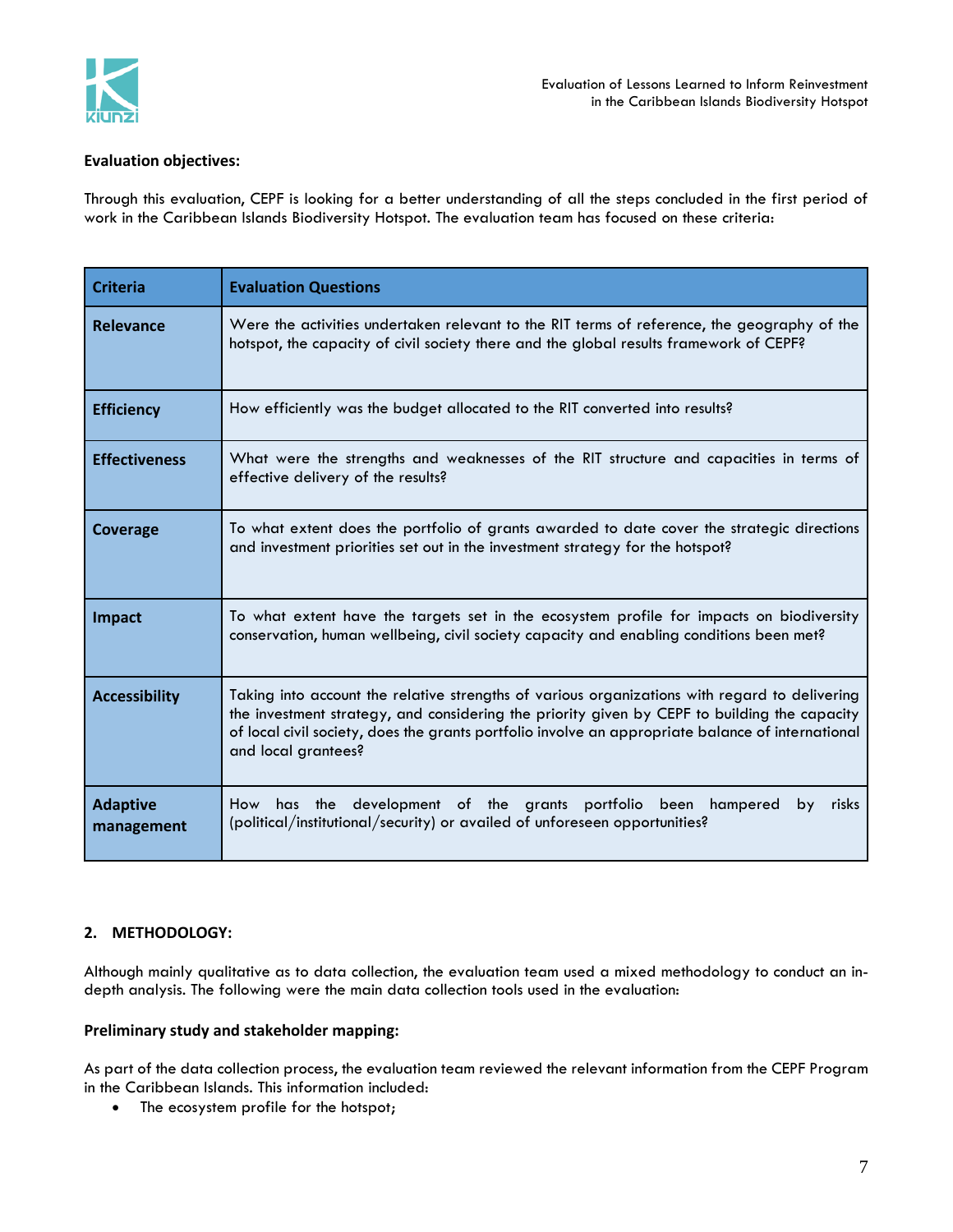**Evaluation objectives:**

Through this evaluation, CEPF is looking for a better understanding of all the steps concluded in the first period of work in the Caribbean Islands Biodiversity Hotspot. The evaluation team has focused on these criteria:

| Criteria | Evaluation Questions |
|---|---|
| **Relevance** | Were the activities undertaken relevant to the RIT terms of reference, the geography of the hotspot, the capacity of civil society there and the global results framework of CEPF? |
| **Efficiency** | How efficiently was the budget allocated to the RIT converted into results? |
| **Effectiveness** | What were the strengths and weaknesses of the RIT structure and capacities in terms of effective delivery of the results? |
| **Coverage** | To what extent does the portfolio of grants awarded to date cover the strategic directions and investment priorities set out in the investment strategy for the hotspot? |
| **Impact** | To what extent have the targets set in the ecosystem profile for impacts on biodiversity conservation, human wellbeing, civil society capacity and enabling conditions been met? |
| **Accessibility** | Taking into account the relative strengths of various organizations with regard to delivering the investment strategy, and considering the priority given by CEPF to building the capacity of local civil society, does the grants portfolio involve an appropriate balance of international and local grantees? |
| **Adaptive management** | How has the development of the grants portfolio been hampered by risks (political/institutional/security) or availed of unforeseen opportunities? |

## 2. METHODOLOGY:

Although mainly qualitative as to data collection, the evaluation team used a mixed methodology to conduct an in-depth analysis. The following were the main data collection tools used in the evaluation:

### Preliminary study and stakeholder mapping:

As part of the data collection process, the evaluation team reviewed the relevant information from the CEPF Program in the Caribbean Islands. This information included:

- The ecosystem profile for the hotspot;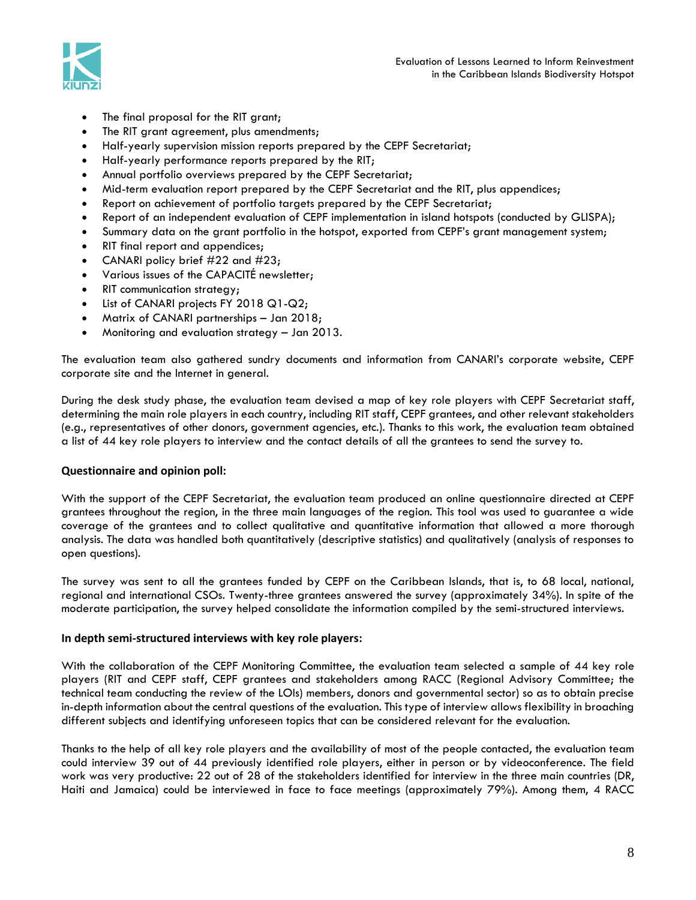- The final proposal for the RIT grant;
- The RIT grant agreement, plus amendments;
- Half-yearly supervision mission reports prepared by the CEPF Secretariat;
- Half-yearly performance reports prepared by the RIT;
- Annual portfolio overviews prepared by the CEPF Secretariat;
- Mid-term evaluation report prepared by the CEPF Secretariat and the RIT, plus appendices;
- Report on achievement of portfolio targets prepared by the CEPF Secretariat;
- Report of an independent evaluation of CEPF implementation in island hotspots (conducted by GLISPA);
- Summary data on the grant portfolio in the hotspot, exported from CEPF's grant management system;
- RIT final report and appendices;
- CANARI policy brief #22 and #23;
- Various issues of the CAPACITÉ newsletter;
- RIT communication strategy;
- List of CANARI projects FY 2018 Q1-Q2;
- Matrix of CANARI partnerships – Jan 2018;
- Monitoring and evaluation strategy – Jan 2013.

The evaluation team also gathered sundry documents and information from CANARI's corporate website, CEPF corporate site and the Internet in general.

During the desk study phase, the evaluation team devised a map of key role players with CEPF Secretariat staff, determining the main role players in each country, including RIT staff, CEPF grantees, and other relevant stakeholders (e.g., representatives of other donors, government agencies, etc.). Thanks to this work, the evaluation team obtained a list of 44 key role players to interview and the contact details of all the grantees to send the survey to.

### Questionnaire and opinion poll:

With the support of the CEPF Secretariat, the evaluation team produced an online questionnaire directed at CEPF grantees throughout the region, in the three main languages of the region. This tool was used to guarantee a wide coverage of the grantees and to collect qualitative and quantitative information that allowed a more thorough analysis. The data was handled both quantitatively (descriptive statistics) and qualitatively (analysis of responses to open questions).

The survey was sent to all the grantees funded by CEPF on the Caribbean Islands, that is, to 68 local, national, regional and international CSOs. Twenty-three grantees answered the survey (approximately 34%). In spite of the moderate participation, the survey helped consolidate the information compiled by the semi-structured interviews.

### In depth semi-structured interviews with key role players:

With the collaboration of the CEPF Monitoring Committee, the evaluation team selected a sample of 44 key role players (RIT and CEPF staff, CEPF grantees and stakeholders among RACC (Regional Advisory Committee; the technical team conducting the review of the LOIs) members, donors and governmental sector) so as to obtain precise in-depth information about the central questions of the evaluation. This type of interview allows flexibility in broaching different subjects and identifying unforeseen topics that can be considered relevant for the evaluation.

Thanks to the help of all key role players and the availability of most of the people contacted, the evaluation team could interview 39 out of 44 previously identified role players, either in person or by videoconference. The field work was very productive: 22 out of 28 of the stakeholders identified for interview in the three main countries (DR, Haiti and Jamaica) could be interviewed in face to face meetings (approximately 79%). Among them, 4 RACC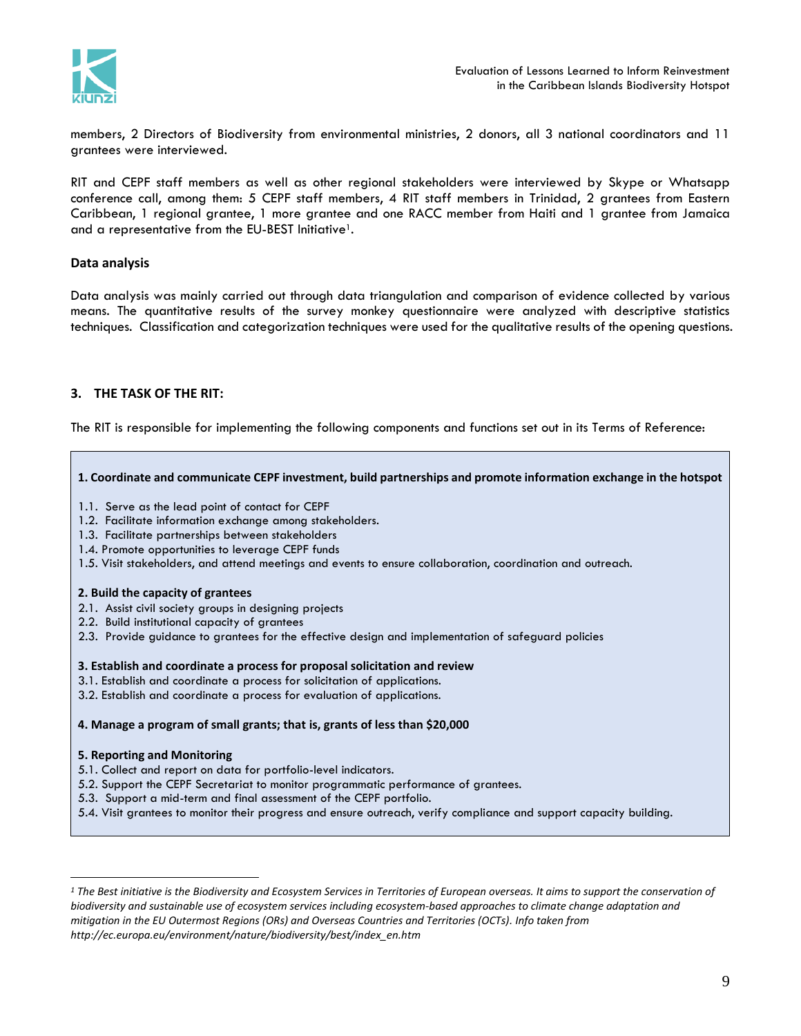members, 2 Directors of Biodiversity from environmental ministries, 2 donors, all 3 national coordinators and 11 grantees were interviewed.

RIT and CEPF staff members as well as other regional stakeholders were interviewed by Skype or Whatsapp conference call, among them: 5 CEPF staff members, 4 RIT staff members in Trinidad, 2 grantees from Eastern Caribbean, 1 regional grantee, 1 more grantee and one RACC member from Haiti and 1 grantee from Jamaica and a representative from the EU-BEST Initiative[1].

### Data analysis

Data analysis was mainly carried out through data triangulation and comparison of evidence collected by various means. The quantitative results of the survey monkey questionnaire were analyzed with descriptive statistics techniques. Classification and categorization techniques were used for the qualitative results of the opening questions.

## 3. THE TASK OF THE RIT:

The RIT is responsible for implementing the following components and functions set out in its Terms of Reference:

**1. Coordinate and communicate CEPF investment, build partnerships and promote information exchange in the hotspot**

1.1. Serve as the lead point of contact for CEPF
1.2. Facilitate information exchange among stakeholders.
1.3. Facilitate partnerships between stakeholders
1.4. Promote opportunities to leverage CEPF funds
1.5. Visit stakeholders, and attend meetings and events to ensure collaboration, coordination and outreach.

**2. Build the capacity of grantees**

2.1. Assist civil society groups in designing projects
2.2. Build institutional capacity of grantees
2.3. Provide guidance to grantees for the effective design and implementation of safeguard policies

**3. Establish and coordinate a process for proposal solicitation and review**

3.1. Establish and coordinate a process for solicitation of applications.
3.2. Establish and coordinate a process for evaluation of applications.

**4. Manage a program of small grants; that is, grants of less than $20,000**

**5. Reporting and Monitoring**

5.1. Collect and report on data for portfolio-level indicators.
5.2. Support the CEPF Secretariat to monitor programmatic performance of grantees.
5.3. Support a mid-term and final assessment of the CEPF portfolio.
5.4. Visit grantees to monitor their progress and ensure outreach, verify compliance and support capacity building.

---

[1] *The Best initiative is the Biodiversity and Ecosystem Services in Territories of European overseas. It aims to support the conservation of biodiversity and sustainable use of ecosystem services including ecosystem-based approaches to climate change adaptation and mitigation in the EU Outermost Regions (ORs) and Overseas Countries and Territories (OCTs). Info taken from http://ec.europa.eu/environment/nature/biodiversity/best/index_en.htm*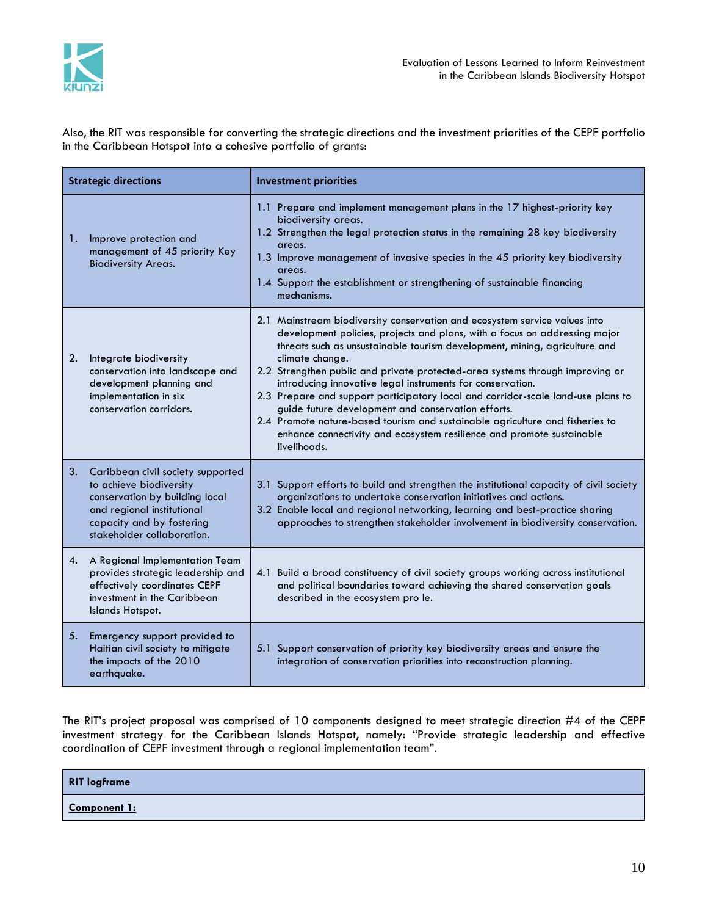Also, the RIT was responsible for converting the strategic directions and the investment priorities of the CEPF portfolio in the Caribbean Hotspot into a cohesive portfolio of grants:

| Strategic directions | Investment priorities |
|---|---|
| 1. Improve protection and management of 45 priority Key Biodiversity Areas. | 1.1 Prepare and implement management plans in the 17 highest-priority key biodiversity areas.<br>1.2 Strengthen the legal protection status in the remaining 28 key biodiversity areas.<br>1.3 Improve management of invasive species in the 45 priority key biodiversity areas.<br>1.4 Support the establishment or strengthening of sustainable financing mechanisms. |
| 2. Integrate biodiversity conservation into landscape and development planning and implementation in six conservation corridors. | 2.1 Mainstream biodiversity conservation and ecosystem service values into development policies, projects and plans, with a focus on addressing major threats such as unsustainable tourism development, mining, agriculture and climate change.<br>2.2 Strengthen public and private protected-area systems through improving or introducing innovative legal instruments for conservation.<br>2.3 Prepare and support participatory local and corridor-scale land-use plans to guide future development and conservation efforts.<br>2.4 Promote nature-based tourism and sustainable agriculture and fisheries to enhance connectivity and ecosystem resilience and promote sustainable livelihoods. |
| 3. Caribbean civil society supported to achieve biodiversity conservation by building local and regional institutional capacity and by fostering stakeholder collaboration. | 3.1 Support efforts to build and strengthen the institutional capacity of civil society organizations to undertake conservation initiatives and actions.<br>3.2 Enable local and regional networking, learning and best-practice sharing approaches to strengthen stakeholder involvement in biodiversity conservation. |
| 4. A Regional Implementation Team provides strategic leadership and effectively coordinates CEPF investment in the Caribbean Islands Hotspot. | 4.1 Build a broad constituency of civil society groups working across institutional and political boundaries toward achieving the shared conservation goals described in the ecosystem pro le. |
| 5. Emergency support provided to Haitian civil society to mitigate the impacts of the 2010 earthquake. | 5.1 Support conservation of priority key biodiversity areas and ensure the integration of conservation priorities into reconstruction planning. |

The RIT's project proposal was comprised of 10 components designed to meet strategic direction #4 of the CEPF investment strategy for the Caribbean Islands Hotspot, namely: "Provide strategic leadership and effective coordination of CEPF investment through a regional implementation team".

| RIT logframe |
|---|
| **Component 1:** |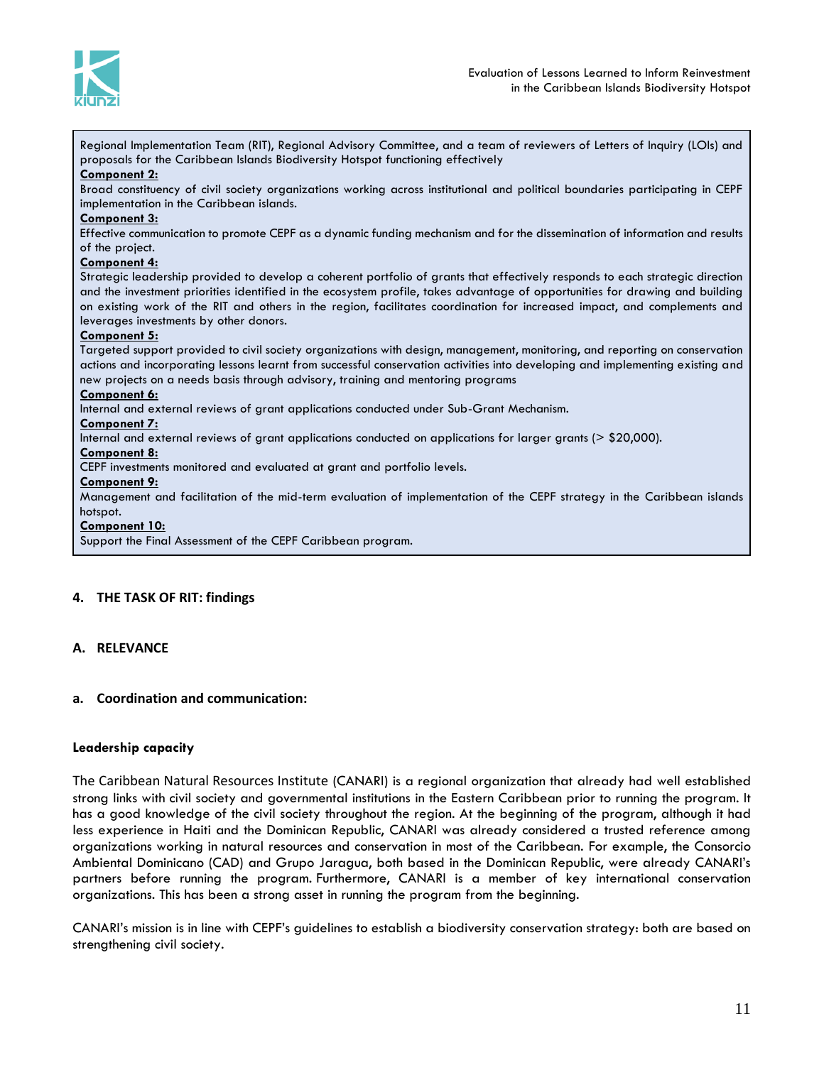Regional Implementation Team (RIT), Regional Advisory Committee, and a team of reviewers of Letters of Inquiry (LOIs) and proposals for the Caribbean Islands Biodiversity Hotspot functioning effectively

**Component 2:**
Broad constituency of civil society organizations working across institutional and political boundaries participating in CEPF implementation in the Caribbean islands.

**Component 3:**
Effective communication to promote CEPF as a dynamic funding mechanism and for the dissemination of information and results of the project.

**Component 4:**
Strategic leadership provided to develop a coherent portfolio of grants that effectively responds to each strategic direction and the investment priorities identified in the ecosystem profile, takes advantage of opportunities for drawing and building on existing work of the RIT and others in the region, facilitates coordination for increased impact, and complements and leverages investments by other donors.

**Component 5:**
Targeted support provided to civil society organizations with design, management, monitoring, and reporting on conservation actions and incorporating lessons learnt from successful conservation activities into developing and implementing existing and new projects on a needs basis through advisory, training and mentoring programs

**Component 6:**
Internal and external reviews of grant applications conducted under Sub-Grant Mechanism.

**Component 7:**
Internal and external reviews of grant applications conducted on applications for larger grants (> $20,000).

**Component 8:**
CEPF investments monitored and evaluated at grant and portfolio levels.

**Component 9:**
Management and facilitation of the mid-term evaluation of implementation of the CEPF strategy in the Caribbean islands hotspot.

**Component 10:**
Support the Final Assessment of the CEPF Caribbean program.

## 4. THE TASK OF RIT: findings

### A. RELEVANCE

#### a. Coordination and communication:

**Leadership capacity**

The Caribbean Natural Resources Institute (CANARI) is a regional organization that already had well established strong links with civil society and governmental institutions in the Eastern Caribbean prior to running the program. It has a good knowledge of the civil society throughout the region. At the beginning of the program, although it had less experience in Haiti and the Dominican Republic, CANARI was already considered a trusted reference among organizations working in natural resources and conservation in most of the Caribbean. For example, the Consorcio Ambiental Dominicano (CAD) and Grupo Jaragua, both based in the Dominican Republic, were already CANARI's partners before running the program. Furthermore, CANARI is a member of key international conservation organizations. This has been a strong asset in running the program from the beginning.

CANARI's mission is in line with CEPF's guidelines to establish a biodiversity conservation strategy: both are based on strengthening civil society.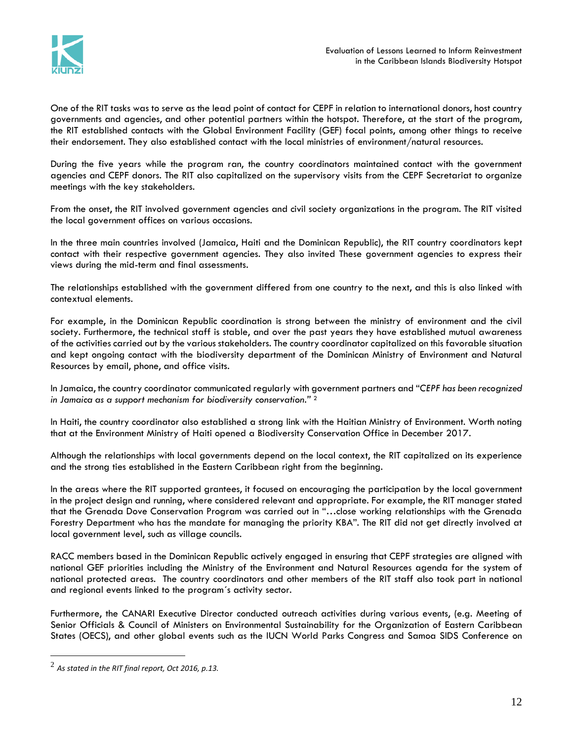One of the RIT tasks was to serve as the lead point of contact for CEPF in relation to international donors, host country governments and agencies, and other potential partners within the hotspot. Therefore, at the start of the program, the RIT established contacts with the Global Environment Facility (GEF) focal points, among other things to receive their endorsement. They also established contact with the local ministries of environment/natural resources.

During the five years while the program ran, the country coordinators maintained contact with the government agencies and CEPF donors. The RIT also capitalized on the supervisory visits from the CEPF Secretariat to organize meetings with the key stakeholders.

From the onset, the RIT involved government agencies and civil society organizations in the program. The RIT visited the local government offices on various occasions.

In the three main countries involved (Jamaica, Haiti and the Dominican Republic), the RIT country coordinators kept contact with their respective government agencies. They also invited These government agencies to express their views during the mid-term and final assessments.

The relationships established with the government differed from one country to the next, and this is also linked with contextual elements.

For example, in the Dominican Republic coordination is strong between the ministry of environment and the civil society. Furthermore, the technical staff is stable, and over the past years they have established mutual awareness of the activities carried out by the various stakeholders. The country coordinator capitalized on this favorable situation and kept ongoing contact with the biodiversity department of the Dominican Ministry of Environment and Natural Resources by email, phone, and office visits.

In Jamaica, the country coordinator communicated regularly with government partners and "*CEPF has been recognized in Jamaica as a support mechanism for biodiversity conservation.*" [2]

In Haiti, the country coordinator also established a strong link with the Haitian Ministry of Environment. Worth noting that at the Environment Ministry of Haiti opened a Biodiversity Conservation Office in December 2017.

Although the relationships with local governments depend on the local context, the RIT capitalized on its experience and the strong ties established in the Eastern Caribbean right from the beginning.

In the areas where the RIT supported grantees, it focused on encouraging the participation by the local government in the project design and running, where considered relevant and appropriate. For example, the RIT manager stated that the Grenada Dove Conservation Program was carried out in "…close working relationships with the Grenada Forestry Department who has the mandate for managing the priority KBA". The RIT did not get directly involved at local government level, such as village councils.

RACC members based in the Dominican Republic actively engaged in ensuring that CEPF strategies are aligned with national GEF priorities including the Ministry of the Environment and Natural Resources agenda for the system of national protected areas. The country coordinators and other members of the RIT staff also took part in national and regional events linked to the program´s activity sector.

Furthermore, the CANARI Executive Director conducted outreach activities during various events, (e.g. Meeting of Senior Officials & Council of Ministers on Environmental Sustainability for the Organization of Eastern Caribbean States (OECS), and other global events such as the IUCN World Parks Congress and Samoa SIDS Conference on

---

[2] *As stated in the RIT final report, Oct 2016, p.13.*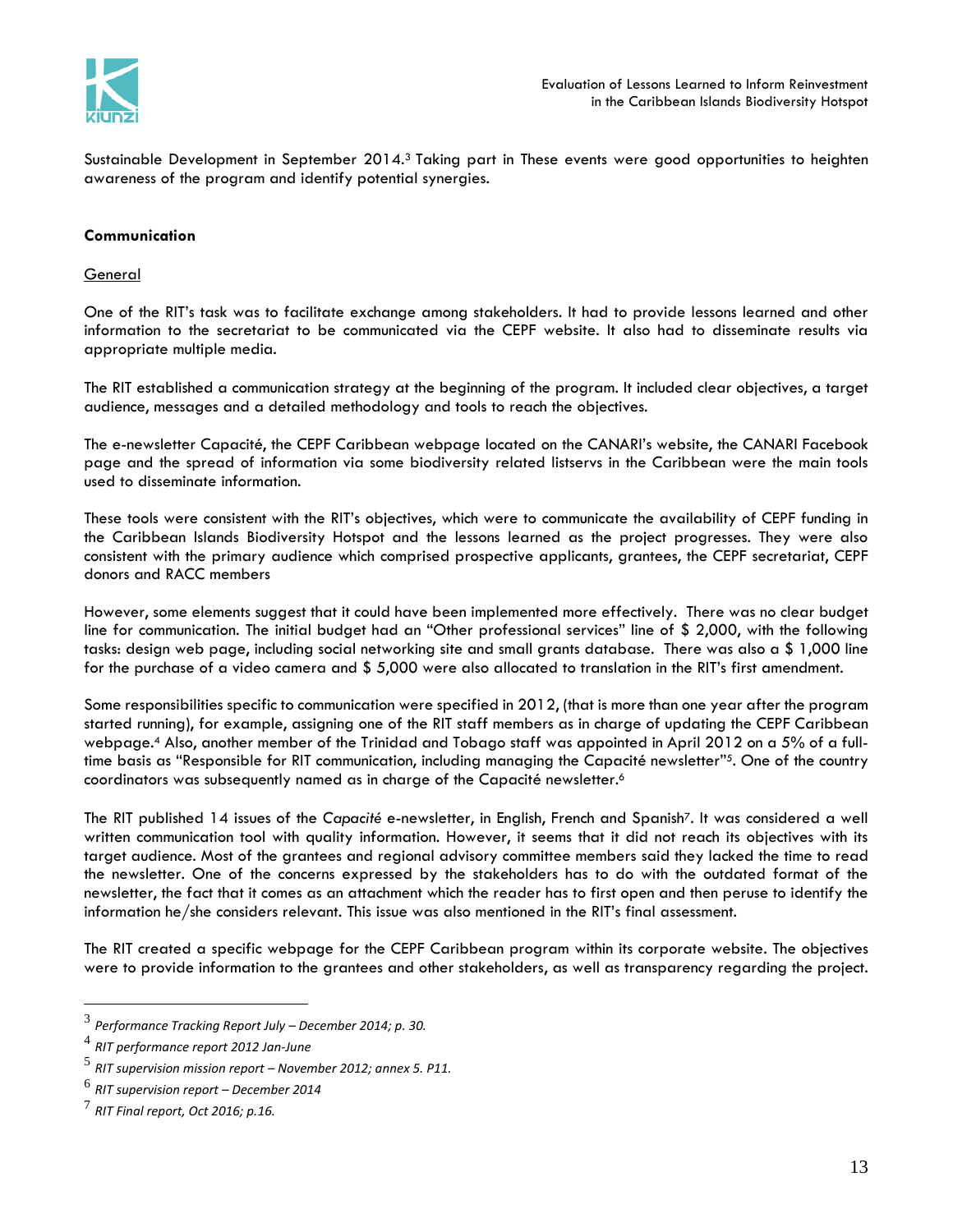Sustainable Development in September 2014.[3] Taking part in These events were good opportunities to heighten awareness of the program and identify potential synergies.

**Communication**

General

One of the RIT's task was to facilitate exchange among stakeholders. It had to provide lessons learned and other information to the secretariat to be communicated via the CEPF website. It also had to disseminate results via appropriate multiple media.

The RIT established a communication strategy at the beginning of the program. It included clear objectives, a target audience, messages and a detailed methodology and tools to reach the objectives.

The e-newsletter Capacité, the CEPF Caribbean webpage located on the CANARI's website, the CANARI Facebook page and the spread of information via some biodiversity related listservs in the Caribbean were the main tools used to disseminate information.

These tools were consistent with the RIT's objectives, which were to communicate the availability of CEPF funding in the Caribbean Islands Biodiversity Hotspot and the lessons learned as the project progresses. They were also consistent with the primary audience which comprised prospective applicants, grantees, the CEPF secretariat, CEPF donors and RACC members

However, some elements suggest that it could have been implemented more effectively. There was no clear budget line for communication. The initial budget had an "Other professional services" line of $ 2,000, with the following tasks: design web page, including social networking site and small grants database. There was also a $ 1,000 line for the purchase of a video camera and $ 5,000 were also allocated to translation in the RIT's first amendment.

Some responsibilities specific to communication were specified in 2012, (that is more than one year after the program started running), for example, assigning one of the RIT staff members as in charge of updating the CEPF Caribbean webpage.[4] Also, another member of the Trinidad and Tobago staff was appointed in April 2012 on a 5% of a full-time basis as "Responsible for RIT communication, including managing the Capacité newsletter"[5]. One of the country coordinators was subsequently named as in charge of the Capacité newsletter.[6]

The RIT published 14 issues of the *Capacité* e-newsletter, in English, French and Spanish[7]. It was considered a well written communication tool with quality information. However, it seems that it did not reach its objectives with its target audience. Most of the grantees and regional advisory committee members said they lacked the time to read the newsletter. One of the concerns expressed by the stakeholders has to do with the outdated format of the newsletter, the fact that it comes as an attachment which the reader has to first open and then peruse to identify the information he/she considers relevant. This issue was also mentioned in the RIT's final assessment.

The RIT created a specific webpage for the CEPF Caribbean program within its corporate website. The objectives were to provide information to the grantees and other stakeholders, as well as transparency regarding the project.

---

[3] *Performance Tracking Report July – December 2014; p. 30.*

[4] *RIT performance report 2012 Jan-June*

[5] *RIT supervision mission report – November 2012; annex 5. P11.*

[6] *RIT supervision report – December 2014*

[7] *RIT Final report, Oct 2016; p.16.*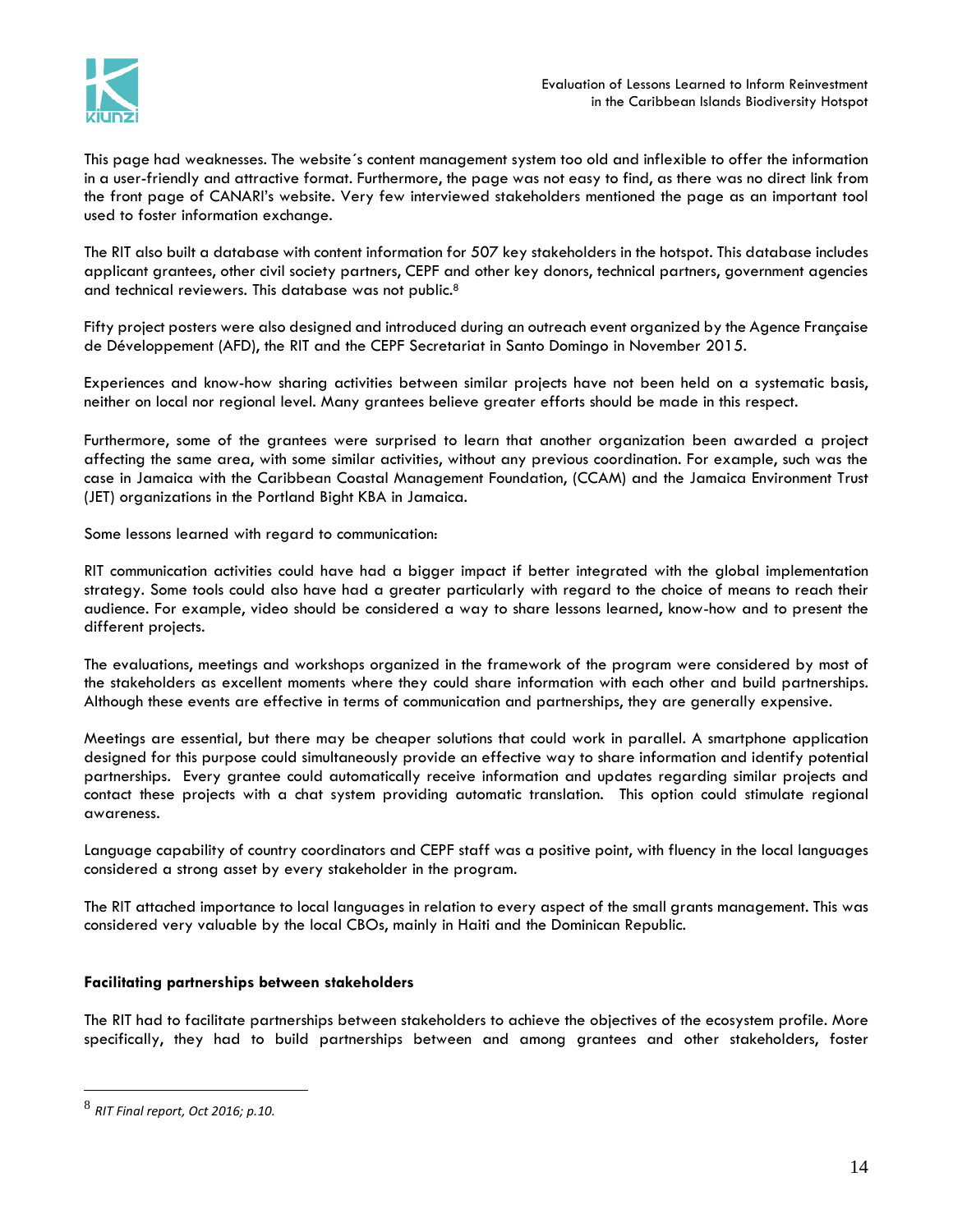This page had weaknesses. The website´s content management system too old and inflexible to offer the information in a user-friendly and attractive format. Furthermore, the page was not easy to find, as there was no direct link from the front page of CANARI's website. Very few interviewed stakeholders mentioned the page as an important tool used to foster information exchange.

The RIT also built a database with content information for 507 key stakeholders in the hotspot. This database includes applicant grantees, other civil society partners, CEPF and other key donors, technical partners, government agencies and technical reviewers. This database was not public.[8]

Fifty project posters were also designed and introduced during an outreach event organized by the Agence Française de Développement (AFD), the RIT and the CEPF Secretariat in Santo Domingo in November 2015.

Experiences and know-how sharing activities between similar projects have not been held on a systematic basis, neither on local nor regional level. Many grantees believe greater efforts should be made in this respect.

Furthermore, some of the grantees were surprised to learn that another organization been awarded a project affecting the same area, with some similar activities, without any previous coordination. For example, such was the case in Jamaica with the Caribbean Coastal Management Foundation, (CCAM) and the Jamaica Environment Trust (JET) organizations in the Portland Bight KBA in Jamaica.

Some lessons learned with regard to communication:

RIT communication activities could have had a bigger impact if better integrated with the global implementation strategy. Some tools could also have had a greater particularly with regard to the choice of means to reach their audience. For example, video should be considered a way to share lessons learned, know-how and to present the different projects.

The evaluations, meetings and workshops organized in the framework of the program were considered by most of the stakeholders as excellent moments where they could share information with each other and build partnerships. Although these events are effective in terms of communication and partnerships, they are generally expensive.

Meetings are essential, but there may be cheaper solutions that could work in parallel. A smartphone application designed for this purpose could simultaneously provide an effective way to share information and identify potential partnerships. Every grantee could automatically receive information and updates regarding similar projects and contact these projects with a chat system providing automatic translation. This option could stimulate regional awareness.

Language capability of country coordinators and CEPF staff was a positive point, with fluency in the local languages considered a strong asset by every stakeholder in the program.

The RIT attached importance to local languages in relation to every aspect of the small grants management. This was considered very valuable by the local CBOs, mainly in Haiti and the Dominican Republic.

**Facilitating partnerships between stakeholders**

The RIT had to facilitate partnerships between stakeholders to achieve the objectives of the ecosystem profile. More specifically, they had to build partnerships between and among grantees and other stakeholders, foster

---

[8] *RIT Final report, Oct 2016; p.10.*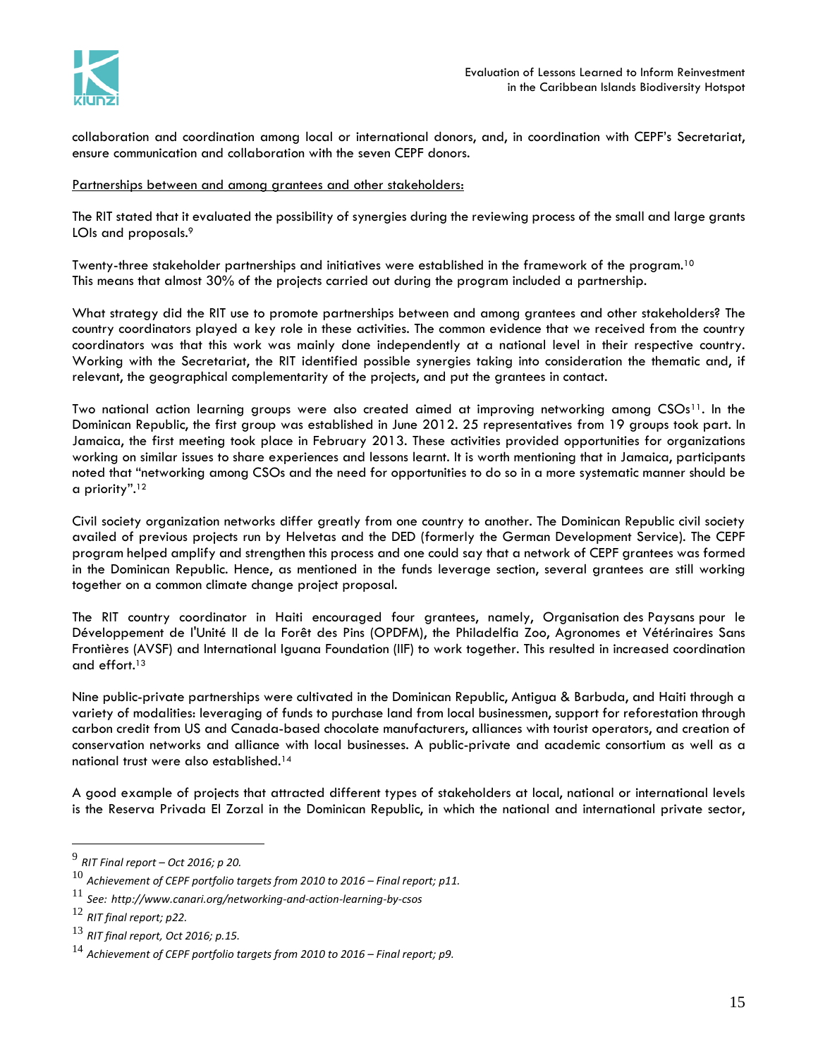collaboration and coordination among local or international donors, and, in coordination with CEPF's Secretariat, ensure communication and collaboration with the seven CEPF donors.

Partnerships between and among grantees and other stakeholders:

The RIT stated that it evaluated the possibility of synergies during the reviewing process of the small and large grants LOIs and proposals.[9]

Twenty-three stakeholder partnerships and initiatives were established in the framework of the program.[10]
This means that almost 30% of the projects carried out during the program included a partnership.

What strategy did the RIT use to promote partnerships between and among grantees and other stakeholders? The country coordinators played a key role in these activities. The common evidence that we received from the country coordinators was that this work was mainly done independently at a national level in their respective country. Working with the Secretariat, the RIT identified possible synergies taking into consideration the thematic and, if relevant, the geographical complementarity of the projects, and put the grantees in contact.

Two national action learning groups were also created aimed at improving networking among CSOs[11]. In the Dominican Republic, the first group was established in June 2012. 25 representatives from 19 groups took part. In Jamaica, the first meeting took place in February 2013. These activities provided opportunities for organizations working on similar issues to share experiences and lessons learnt. It is worth mentioning that in Jamaica, participants noted that "networking among CSOs and the need for opportunities to do so in a more systematic manner should be a priority".[12]

Civil society organization networks differ greatly from one country to another. The Dominican Republic civil society availed of previous projects run by Helvetas and the DED (formerly the German Development Service). The CEPF program helped amplify and strengthen this process and one could say that a network of CEPF grantees was formed in the Dominican Republic. Hence, as mentioned in the funds leverage section, several grantees are still working together on a common climate change project proposal.

The RIT country coordinator in Haiti encouraged four grantees, namely, Organisation des Paysans pour le Développement de l'Unité II de la Forêt des Pins (OPDFM), the Philadelfia Zoo, Agronomes et Vétérinaires Sans Frontières (AVSF) and International Iguana Foundation (IIF) to work together. This resulted in increased coordination and effort.[13]

Nine public-private partnerships were cultivated in the Dominican Republic, Antigua & Barbuda, and Haiti through a variety of modalities: leveraging of funds to purchase land from local businessmen, support for reforestation through carbon credit from US and Canada-based chocolate manufacturers, alliances with tourist operators, and creation of conservation networks and alliance with local businesses. A public-private and academic consortium as well as a national trust were also established.[14]

A good example of projects that attracted different types of stakeholders at local, national or international levels is the Reserva Privada El Zorzal in the Dominican Republic, in which the national and international private sector,

---

[9] *RIT Final report – Oct 2016; p 20.*

[10] *Achievement of CEPF portfolio targets from 2010 to 2016 – Final report; p11.*

[11] *See: http://www.canari.org/networking-and-action-learning-by-csos*

[12] *RIT final report; p22.*

[13] *RIT final report, Oct 2016; p.15.*

[14] *Achievement of CEPF portfolio targets from 2010 to 2016 – Final report; p9.*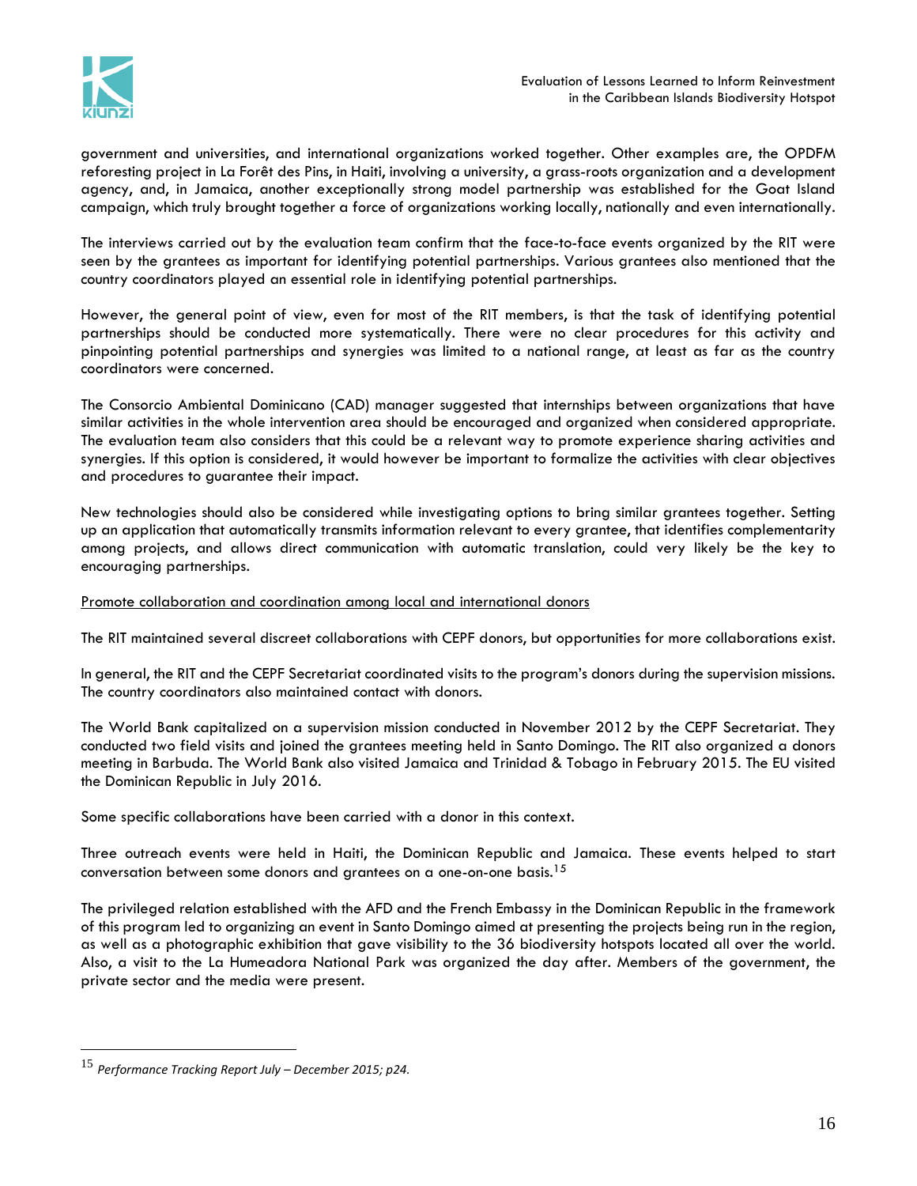government and universities, and international organizations worked together. Other examples are, the OPDFM reforesting project in La Forêt des Pins, in Haiti, involving a university, a grass-roots organization and a development agency, and, in Jamaica, another exceptionally strong model partnership was established for the Goat Island campaign, which truly brought together a force of organizations working locally, nationally and even internationally.

The interviews carried out by the evaluation team confirm that the face-to-face events organized by the RIT were seen by the grantees as important for identifying potential partnerships. Various grantees also mentioned that the country coordinators played an essential role in identifying potential partnerships.

However, the general point of view, even for most of the RIT members, is that the task of identifying potential partnerships should be conducted more systematically. There were no clear procedures for this activity and pinpointing potential partnerships and synergies was limited to a national range, at least as far as the country coordinators were concerned.

The Consorcio Ambiental Dominicano (CAD) manager suggested that internships between organizations that have similar activities in the whole intervention area should be encouraged and organized when considered appropriate. The evaluation team also considers that this could be a relevant way to promote experience sharing activities and synergies. If this option is considered, it would however be important to formalize the activities with clear objectives and procedures to guarantee their impact.

New technologies should also be considered while investigating options to bring similar grantees together. Setting up an application that automatically transmits information relevant to every grantee, that identifies complementarity among projects, and allows direct communication with automatic translation, could very likely be the key to encouraging partnerships.

<u>Promote collaboration and coordination among local and international donors</u>

The RIT maintained several discreet collaborations with CEPF donors, but opportunities for more collaborations exist.

In general, the RIT and the CEPF Secretariat coordinated visits to the program's donors during the supervision missions. The country coordinators also maintained contact with donors.

The World Bank capitalized on a supervision mission conducted in November 2012 by the CEPF Secretariat. They conducted two field visits and joined the grantees meeting held in Santo Domingo. The RIT also organized a donors meeting in Barbuda. The World Bank also visited Jamaica and Trinidad & Tobago in February 2015. The EU visited the Dominican Republic in July 2016.

Some specific collaborations have been carried with a donor in this context.

Three outreach events were held in Haiti, the Dominican Republic and Jamaica. These events helped to start conversation between some donors and grantees on a one-on-one basis.[15]

The privileged relation established with the AFD and the French Embassy in the Dominican Republic in the framework of this program led to organizing an event in Santo Domingo aimed at presenting the projects being run in the region, as well as a photographic exhibition that gave visibility to the 36 biodiversity hotspots located all over the world. Also, a visit to the La Humeadora National Park was organized the day after. Members of the government, the private sector and the media were present.

---

[15] *Performance Tracking Report July – December 2015; p24.*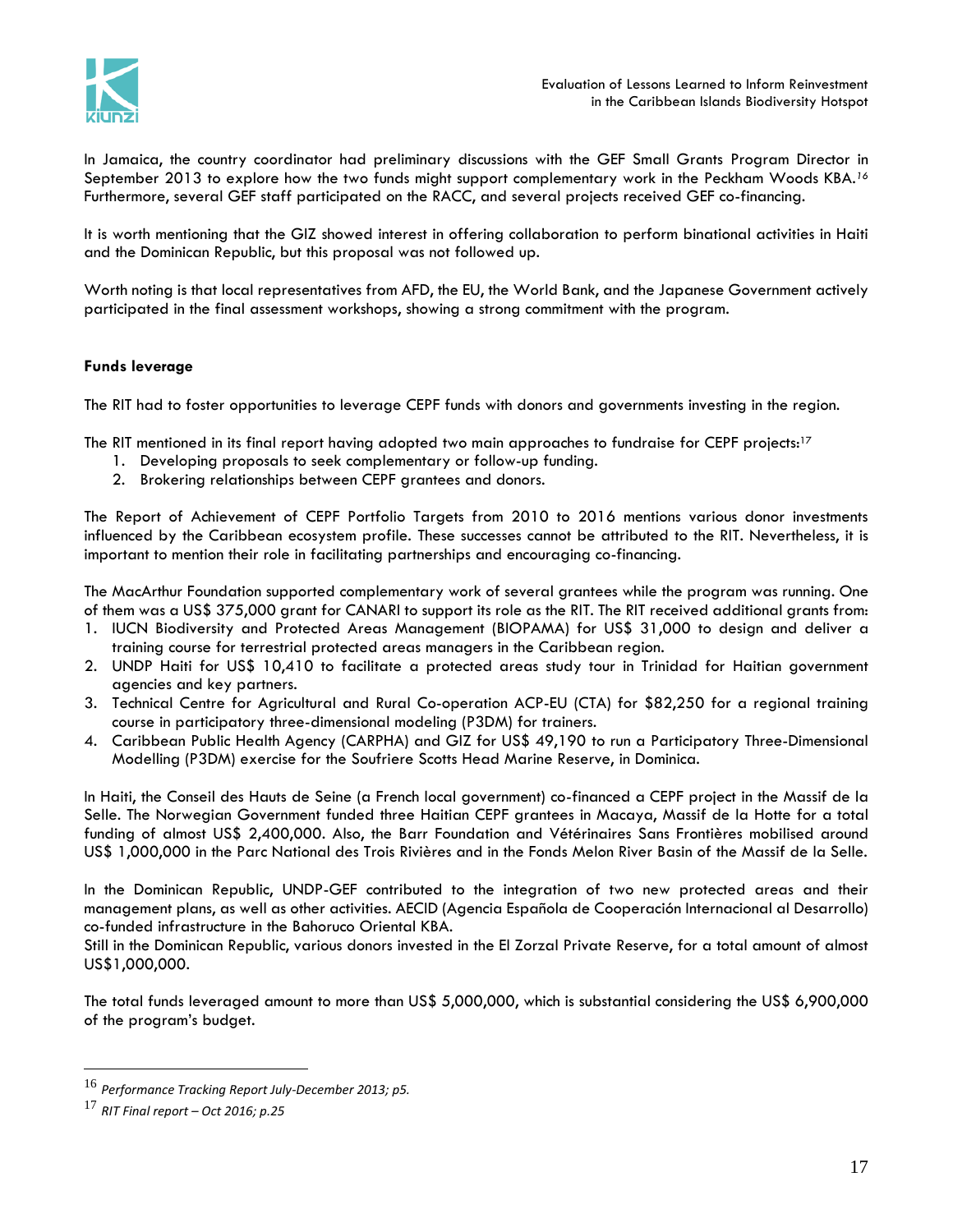In Jamaica, the country coordinator had preliminary discussions with the GEF Small Grants Program Director in September 2013 to explore how the two funds might support complementary work in the Peckham Woods KBA.[16] Furthermore, several GEF staff participated on the RACC, and several projects received GEF co-financing.

It is worth mentioning that the GIZ showed interest in offering collaboration to perform binational activities in Haiti and the Dominican Republic, but this proposal was not followed up.

Worth noting is that local representatives from AFD, the EU, the World Bank, and the Japanese Government actively participated in the final assessment workshops, showing a strong commitment with the program.

**Funds leverage**

The RIT had to foster opportunities to leverage CEPF funds with donors and governments investing in the region.

The RIT mentioned in its final report having adopted two main approaches to fundraise for CEPF projects:[17]

1. Developing proposals to seek complementary or follow-up funding.
2. Brokering relationships between CEPF grantees and donors.

The Report of Achievement of CEPF Portfolio Targets from 2010 to 2016 mentions various donor investments influenced by the Caribbean ecosystem profile. These successes cannot be attributed to the RIT. Nevertheless, it is important to mention their role in facilitating partnerships and encouraging co-financing.

The MacArthur Foundation supported complementary work of several grantees while the program was running. One of them was a US$ 375,000 grant for CANARI to support its role as the RIT. The RIT received additional grants from:

1. IUCN Biodiversity and Protected Areas Management (BIOPAMA) for US$ 31,000 to design and deliver a training course for terrestrial protected areas managers in the Caribbean region.
2. UNDP Haiti for US$ 10,410 to facilitate a protected areas study tour in Trinidad for Haitian government agencies and key partners.
3. Technical Centre for Agricultural and Rural Co-operation ACP-EU (CTA) for $82,250 for a regional training course in participatory three-dimensional modeling (P3DM) for trainers.
4. Caribbean Public Health Agency (CARPHA) and GIZ for US$ 49,190 to run a Participatory Three-Dimensional Modelling (P3DM) exercise for the Soufriere Scotts Head Marine Reserve, in Dominica.

In Haiti, the Conseil des Hauts de Seine (a French local government) co-financed a CEPF project in the Massif de la Selle. The Norwegian Government funded three Haitian CEPF grantees in Macaya, Massif de la Hotte for a total funding of almost US$ 2,400,000. Also, the Barr Foundation and Vétérinaires Sans Frontières mobilised around US$ 1,000,000 in the Parc National des Trois Rivières and in the Fonds Melon River Basin of the Massif de la Selle.

In the Dominican Republic, UNDP-GEF contributed to the integration of two new protected areas and their management plans, as well as other activities. AECID (Agencia Española de Cooperación Internacional al Desarrollo) co-funded infrastructure in the Bahoruco Oriental KBA.
Still in the Dominican Republic, various donors invested in the El Zorzal Private Reserve, for a total amount of almost US$1,000,000.

The total funds leveraged amount to more than US$ 5,000,000, which is substantial considering the US$ 6,900,000 of the program's budget.

---

[16] *Performance Tracking Report July-December 2013; p5.*

[17] *RIT Final report – Oct 2016; p.25*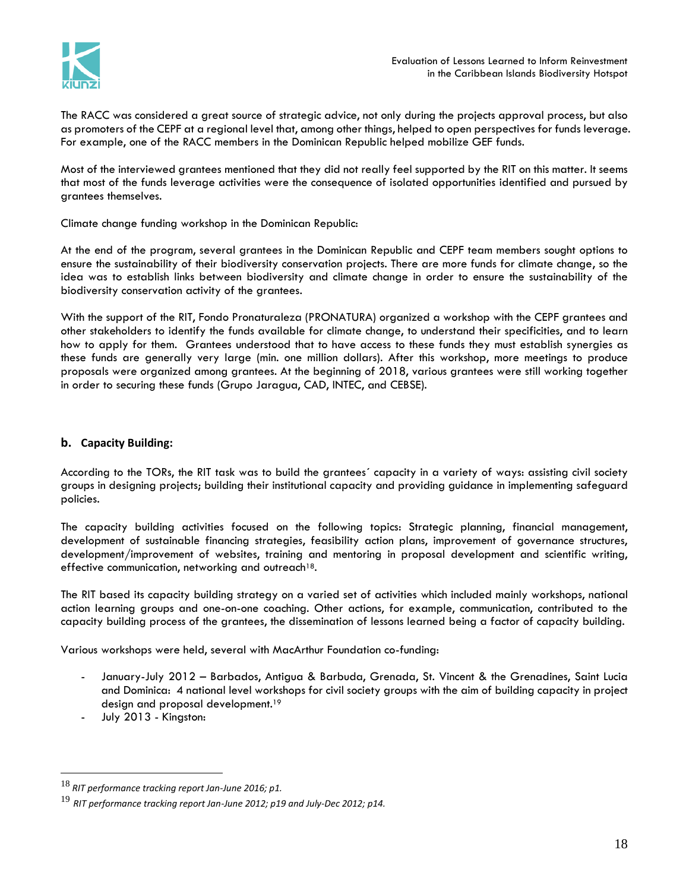The RACC was considered a great source of strategic advice, not only during the projects approval process, but also as promoters of the CEPF at a regional level that, among other things, helped to open perspectives for funds leverage. For example, one of the RACC members in the Dominican Republic helped mobilize GEF funds.

Most of the interviewed grantees mentioned that they did not really feel supported by the RIT on this matter. It seems that most of the funds leverage activities were the consequence of isolated opportunities identified and pursued by grantees themselves.

Climate change funding workshop in the Dominican Republic:

At the end of the program, several grantees in the Dominican Republic and CEPF team members sought options to ensure the sustainability of their biodiversity conservation projects. There are more funds for climate change, so the idea was to establish links between biodiversity and climate change in order to ensure the sustainability of the biodiversity conservation activity of the grantees.

With the support of the RIT, Fondo Pronaturaleza (PRONATURA) organized a workshop with the CEPF grantees and other stakeholders to identify the funds available for climate change, to understand their specificities, and to learn how to apply for them. Grantees understood that to have access to these funds they must establish synergies as these funds are generally very large (min. one million dollars). After this workshop, more meetings to produce proposals were organized among grantees. At the beginning of 2018, various grantees were still working together in order to securing these funds (Grupo Jaragua, CAD, INTEC, and CEBSE).

### b. Capacity Building:

According to the TORs, the RIT task was to build the grantees´ capacity in a variety of ways: assisting civil society groups in designing projects; building their institutional capacity and providing guidance in implementing safeguard policies.

The capacity building activities focused on the following topics: Strategic planning, financial management, development of sustainable financing strategies, feasibility action plans, improvement of governance structures, development/improvement of websites, training and mentoring in proposal development and scientific writing, effective communication, networking and outreach[18].

The RIT based its capacity building strategy on a varied set of activities which included mainly workshops, national action learning groups and one-on-one coaching. Other actions, for example, communication, contributed to the capacity building process of the grantees, the dissemination of lessons learned being a factor of capacity building.

Various workshops were held, several with MacArthur Foundation co-funding:

- January-July 2012 – Barbados, Antigua & Barbuda, Grenada, St. Vincent & the Grenadines, Saint Lucia and Dominica: 4 national level workshops for civil society groups with the aim of building capacity in project design and proposal development.[19]
- July 2013 - Kingston:

---

[18] *RIT performance tracking report Jan-June 2016; p1.*

[19] *RIT performance tracking report Jan-June 2012; p19 and July-Dec 2012; p14.*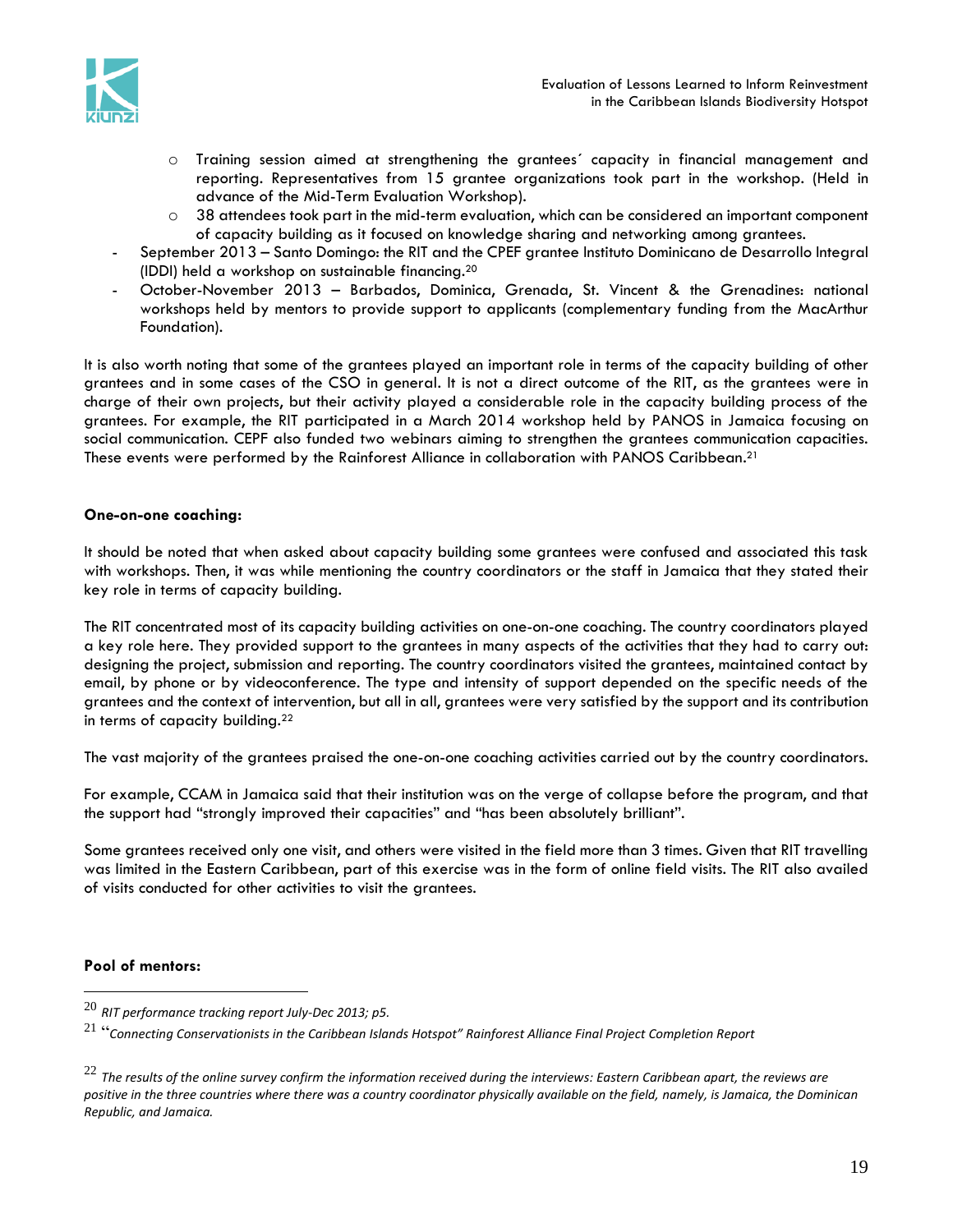- Training session aimed at strengthening the grantees´ capacity in financial management and reporting. Representatives from 15 grantee organizations took part in the workshop. (Held in advance of the Mid-Term Evaluation Workshop).
  - 38 attendees took part in the mid-term evaluation, which can be considered an important component of capacity building as it focused on knowledge sharing and networking among grantees.
- September 2013 – Santo Domingo: the RIT and the CPEF grantee Instituto Dominicano de Desarrollo Integral (IDDI) held a workshop on sustainable financing.[20]
- October-November 2013 – Barbados, Dominica, Grenada, St. Vincent & the Grenadines: national workshops held by mentors to provide support to applicants (complementary funding from the MacArthur Foundation).

It is also worth noting that some of the grantees played an important role in terms of the capacity building of other grantees and in some cases of the CSO in general. It is not a direct outcome of the RIT, as the grantees were in charge of their own projects, but their activity played a considerable role in the capacity building process of the grantees. For example, the RIT participated in a March 2014 workshop held by PANOS in Jamaica focusing on social communication. CEPF also funded two webinars aiming to strengthen the grantees communication capacities. These events were performed by the Rainforest Alliance in collaboration with PANOS Caribbean.[21]

**One-on-one coaching:**

It should be noted that when asked about capacity building some grantees were confused and associated this task with workshops. Then, it was while mentioning the country coordinators or the staff in Jamaica that they stated their key role in terms of capacity building.

The RIT concentrated most of its capacity building activities on one-on-one coaching. The country coordinators played a key role here. They provided support to the grantees in many aspects of the activities that they had to carry out: designing the project, submission and reporting. The country coordinators visited the grantees, maintained contact by email, by phone or by videoconference. The type and intensity of support depended on the specific needs of the grantees and the context of intervention, but all in all, grantees were very satisfied by the support and its contribution in terms of capacity building.[22]

The vast majority of the grantees praised the one-on-one coaching activities carried out by the country coordinators.

For example, CCAM in Jamaica said that their institution was on the verge of collapse before the program, and that the support had "strongly improved their capacities" and "has been absolutely brilliant".

Some grantees received only one visit, and others were visited in the field more than 3 times. Given that RIT travelling was limited in the Eastern Caribbean, part of this exercise was in the form of online field visits. The RIT also availed of visits conducted for other activities to visit the grantees.

**Pool of mentors:**

---

[20] *RIT performance tracking report July-Dec 2013; p5.*

[21] "*Connecting Conservationists in the Caribbean Islands Hotspot" Rainforest Alliance Final Project Completion Report*

[22] *The results of the online survey confirm the information received during the interviews: Eastern Caribbean apart, the reviews are positive in the three countries where there was a country coordinator physically available on the field, namely, is Jamaica, the Dominican Republic, and Jamaica.*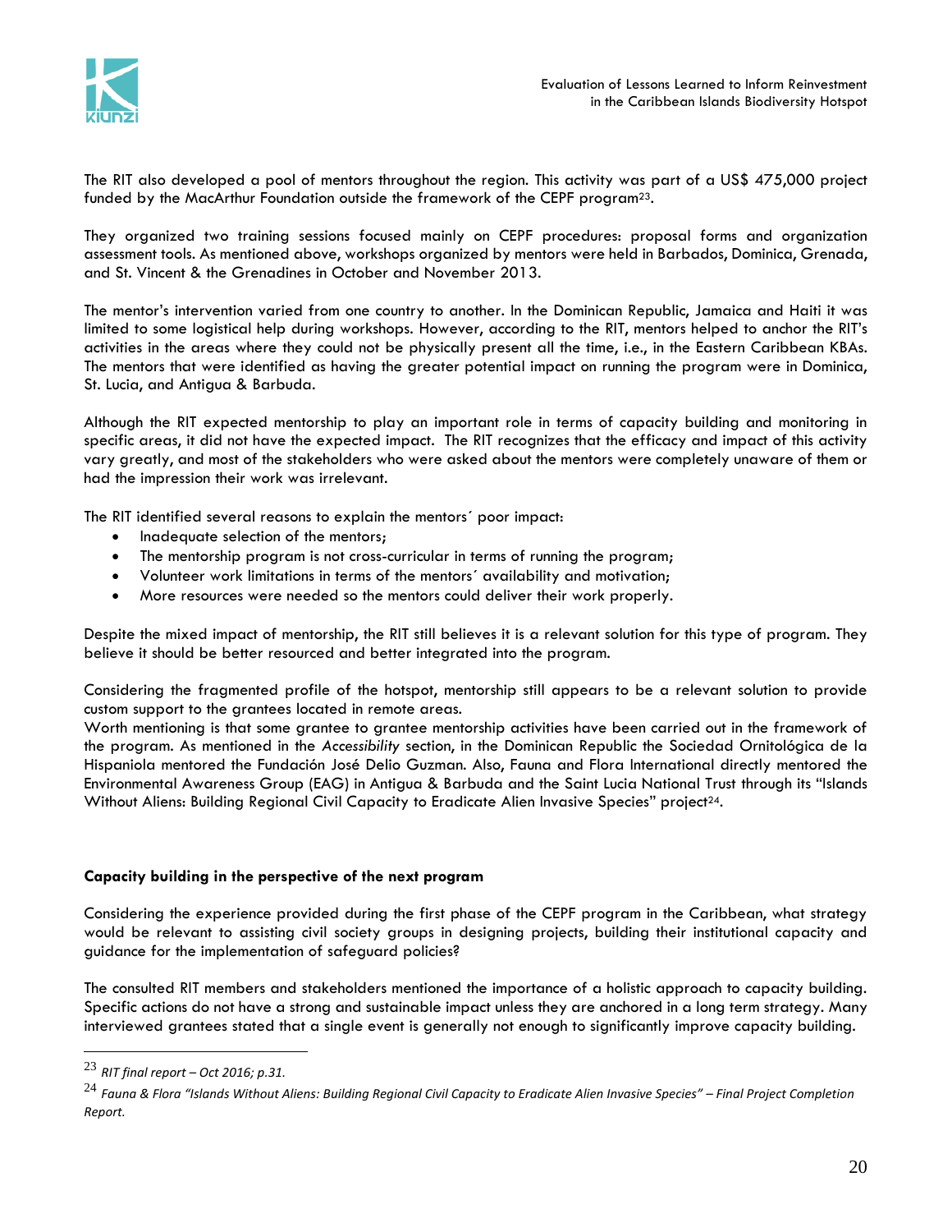The RIT also developed a pool of mentors throughout the region. This activity was part of a US$ 475,000 project funded by the MacArthur Foundation outside the framework of the CEPF program[23].

They organized two training sessions focused mainly on CEPF procedures: proposal forms and organization assessment tools. As mentioned above, workshops organized by mentors were held in Barbados, Dominica, Grenada, and St. Vincent & the Grenadines in October and November 2013.

The mentor's intervention varied from one country to another. In the Dominican Republic, Jamaica and Haiti it was limited to some logistical help during workshops. However, according to the RIT, mentors helped to anchor the RIT's activities in the areas where they could not be physically present all the time, i.e., in the Eastern Caribbean KBAs. The mentors that were identified as having the greater potential impact on running the program were in Dominica, St. Lucia, and Antigua & Barbuda.

Although the RIT expected mentorship to play an important role in terms of capacity building and monitoring in specific areas, it did not have the expected impact. The RIT recognizes that the efficacy and impact of this activity vary greatly, and most of the stakeholders who were asked about the mentors were completely unaware of them or had the impression their work was irrelevant.

The RIT identified several reasons to explain the mentors´ poor impact:

- Inadequate selection of the mentors;
- The mentorship program is not cross-curricular in terms of running the program;
- Volunteer work limitations in terms of the mentors´ availability and motivation;
- More resources were needed so the mentors could deliver their work properly.

Despite the mixed impact of mentorship, the RIT still believes it is a relevant solution for this type of program. They believe it should be better resourced and better integrated into the program.

Considering the fragmented profile of the hotspot, mentorship still appears to be a relevant solution to provide custom support to the grantees located in remote areas.
Worth mentioning is that some grantee to grantee mentorship activities have been carried out in the framework of the program. As mentioned in the *Accessibility* section, in the Dominican Republic the Sociedad Ornitológica de la Hispaniola mentored the Fundación José Delio Guzman. Also, Fauna and Flora International directly mentored the Environmental Awareness Group (EAG) in Antigua & Barbuda and the Saint Lucia National Trust through its "Islands Without Aliens: Building Regional Civil Capacity to Eradicate Alien Invasive Species" project[24].

**Capacity building in the perspective of the next program**

Considering the experience provided during the first phase of the CEPF program in the Caribbean, what strategy would be relevant to assisting civil society groups in designing projects, building their institutional capacity and guidance for the implementation of safeguard policies?

The consulted RIT members and stakeholders mentioned the importance of a holistic approach to capacity building. Specific actions do not have a strong and sustainable impact unless they are anchored in a long term strategy. Many interviewed grantees stated that a single event is generally not enough to significantly improve capacity building.

[23] *RIT final report – Oct 2016; p.31.*

[24] *Fauna & Flora "Islands Without Aliens: Building Regional Civil Capacity to Eradicate Alien Invasive Species" – Final Project Completion Report.*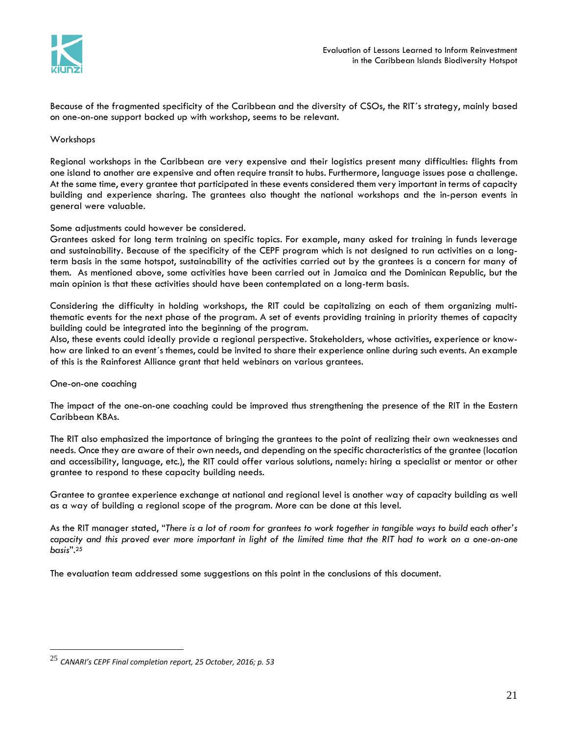Because of the fragmented specificity of the Caribbean and the diversity of CSOs, the RIT´s strategy, mainly based on one-on-one support backed up with workshop, seems to be relevant.

Workshops

Regional workshops in the Caribbean are very expensive and their logistics present many difficulties: flights from one island to another are expensive and often require transit to hubs. Furthermore, language issues pose a challenge. At the same time, every grantee that participated in these events considered them very important in terms of capacity building and experience sharing. The grantees also thought the national workshops and the in-person events in general were valuable.

Some adjustments could however be considered.

Grantees asked for long term training on specific topics. For example, many asked for training in funds leverage and sustainability. Because of the specificity of the CEPF program which is not designed to run activities on a long-term basis in the same hotspot, sustainability of the activities carried out by the grantees is a concern for many of them. As mentioned above, some activities have been carried out in Jamaica and the Dominican Republic, but the main opinion is that these activities should have been contemplated on a long-term basis.

Considering the difficulty in holding workshops, the RIT could be capitalizing on each of them organizing multi-thematic events for the next phase of the program. A set of events providing training in priority themes of capacity building could be integrated into the beginning of the program.

Also, these events could ideally provide a regional perspective. Stakeholders, whose activities, experience or know-how are linked to an event´s themes, could be invited to share their experience online during such events. An example of this is the Rainforest Alliance grant that held webinars on various grantees.

One-on-one coaching

The impact of the one-on-one coaching could be improved thus strengthening the presence of the RIT in the Eastern Caribbean KBAs.

The RIT also emphasized the importance of bringing the grantees to the point of realizing their own weaknesses and needs. Once they are aware of their own needs, and depending on the specific characteristics of the grantee (location and accessibility, language, etc.), the RIT could offer various solutions, namely: hiring a specialist or mentor or other grantee to respond to these capacity building needs.

Grantee to grantee experience exchange at national and regional level is another way of capacity building as well as a way of building a regional scope of the program. More can be done at this level.

As the RIT manager stated, "*There is a lot of room for grantees to work together in tangible ways to build each other's capacity and this proved ever more important in light of the limited time that the RIT had to work on a one-on-one basis*".[25]

The evaluation team addressed some suggestions on this point in the conclusions of this document.

---

[25] *CANARI's CEPF Final completion report, 25 October, 2016; p. 53*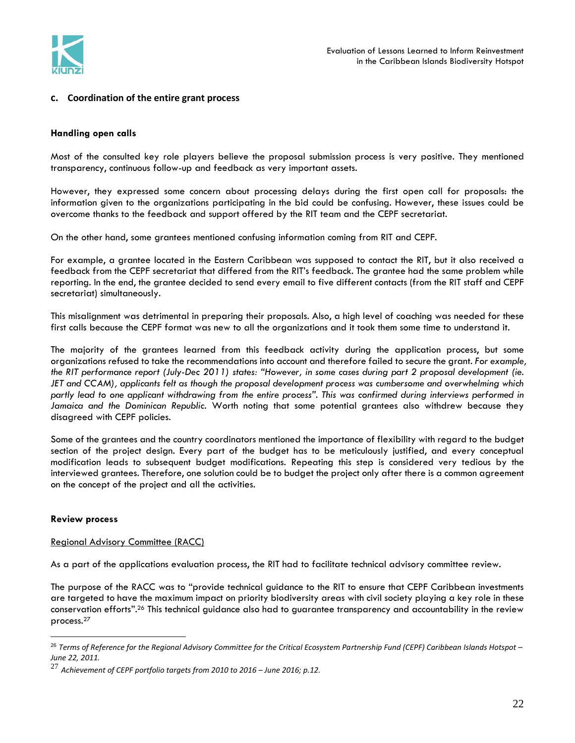### c. Coordination of the entire grant process

**Handling open calls**

Most of the consulted key role players believe the proposal submission process is very positive. They mentioned transparency, continuous follow-up and feedback as very important assets.

However, they expressed some concern about processing delays during the first open call for proposals: the information given to the organizations participating in the bid could be confusing. However, these issues could be overcome thanks to the feedback and support offered by the RIT team and the CEPF secretariat.

On the other hand, some grantees mentioned confusing information coming from RIT and CEPF.

For example, a grantee located in the Eastern Caribbean was supposed to contact the RIT, but it also received a feedback from the CEPF secretariat that differed from the RIT's feedback. The grantee had the same problem while reporting. In the end, the grantee decided to send every email to five different contacts (from the RIT staff and CEPF secretariat) simultaneously.

This misalignment was detrimental in preparing their proposals. Also, a high level of coaching was needed for these first calls because the CEPF format was new to all the organizations and it took them some time to understand it.

The majority of the grantees learned from this feedback activity during the application process, but some organizations refused to take the recommendations into account and therefore failed to secure the grant. *For example, the RIT performance report (July-Dec 2011) states: "However, in some cases during part 2 proposal development (ie. JET and CCAM), applicants felt as though the proposal development process was cumbersome and overwhelming which partly lead to one applicant withdrawing from the entire process". This was confirmed during interviews performed in Jamaica and the Dominican Republic.* Worth noting that some potential grantees also withdrew because they disagreed with CEPF policies.

Some of the grantees and the country coordinators mentioned the importance of flexibility with regard to the budget section of the project design. Every part of the budget has to be meticulously justified, and every conceptual modification leads to subsequent budget modifications. Repeating this step is considered very tedious by the interviewed grantees. Therefore, one solution could be to budget the project only after there is a common agreement on the concept of the project and all the activities.

**Review process**

<u>Regional Advisory Committee (RACC)</u>

As a part of the applications evaluation process, the RIT had to facilitate technical advisory committee review.

The purpose of the RACC was to "provide technical guidance to the RIT to ensure that CEPF Caribbean investments are targeted to have the maximum impact on priority biodiversity areas with civil society playing a key role in these conservation efforts".[26] This technical guidance also had to guarantee transparency and accountability in the review process.[27]

---

[26] *Terms of Reference for the Regional Advisory Committee for the Critical Ecosystem Partnership Fund (CEPF) Caribbean Islands Hotspot – June 22, 2011.*

[27] *Achievement of CEPF portfolio targets from 2010 to 2016 – June 2016; p.12.*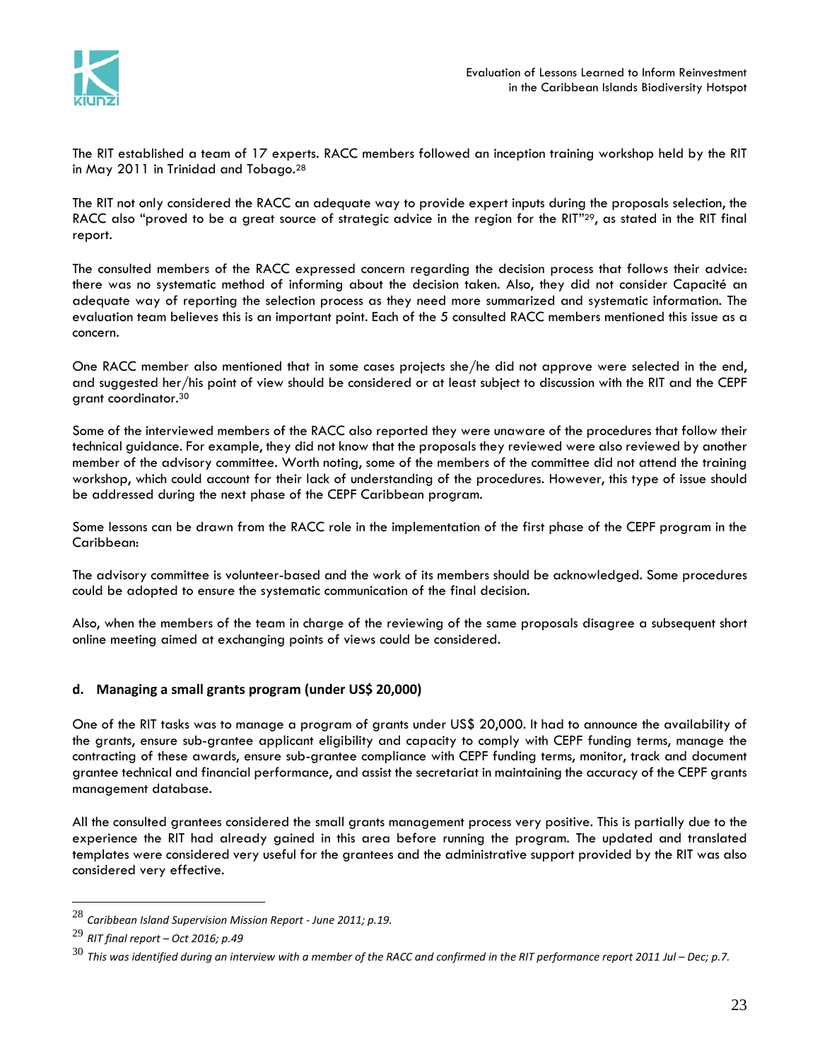The RIT established a team of 17 experts. RACC members followed an inception training workshop held by the RIT in May 2011 in Trinidad and Tobago.[28]

The RIT not only considered the RACC an adequate way to provide expert inputs during the proposals selection, the RACC also "proved to be a great source of strategic advice in the region for the RIT"[29], as stated in the RIT final report.

The consulted members of the RACC expressed concern regarding the decision process that follows their advice: there was no systematic method of informing about the decision taken. Also, they did not consider Capacité an adequate way of reporting the selection process as they need more summarized and systematic information. The evaluation team believes this is an important point. Each of the 5 consulted RACC members mentioned this issue as a concern.

One RACC member also mentioned that in some cases projects she/he did not approve were selected in the end, and suggested her/his point of view should be considered or at least subject to discussion with the RIT and the CEPF grant coordinator.[30]

Some of the interviewed members of the RACC also reported they were unaware of the procedures that follow their technical guidance. For example, they did not know that the proposals they reviewed were also reviewed by another member of the advisory committee. Worth noting, some of the members of the committee did not attend the training workshop, which could account for their lack of understanding of the procedures. However, this type of issue should be addressed during the next phase of the CEPF Caribbean program.

Some lessons can be drawn from the RACC role in the implementation of the first phase of the CEPF program in the Caribbean:

The advisory committee is volunteer-based and the work of its members should be acknowledged. Some procedures could be adopted to ensure the systematic communication of the final decision.

Also, when the members of the team in charge of the reviewing of the same proposals disagree a subsequent short online meeting aimed at exchanging points of views could be considered.

### d. Managing a small grants program (under US$ 20,000)

One of the RIT tasks was to manage a program of grants under US$ 20,000. It had to announce the availability of the grants, ensure sub-grantee applicant eligibility and capacity to comply with CEPF funding terms, manage the contracting of these awards, ensure sub-grantee compliance with CEPF funding terms, monitor, track and document grantee technical and financial performance, and assist the secretariat in maintaining the accuracy of the CEPF grants management database.

All the consulted grantees considered the small grants management process very positive. This is partially due to the experience the RIT had already gained in this area before running the program. The updated and translated templates were considered very useful for the grantees and the administrative support provided by the RIT was also considered very effective.

---

[28] *Caribbean Island Supervision Mission Report - June 2011; p.19.*

[29] *RIT final report – Oct 2016; p.49*

[30] *This was identified during an interview with a member of the RACC and confirmed in the RIT performance report 2011 Jul – Dec; p.7.*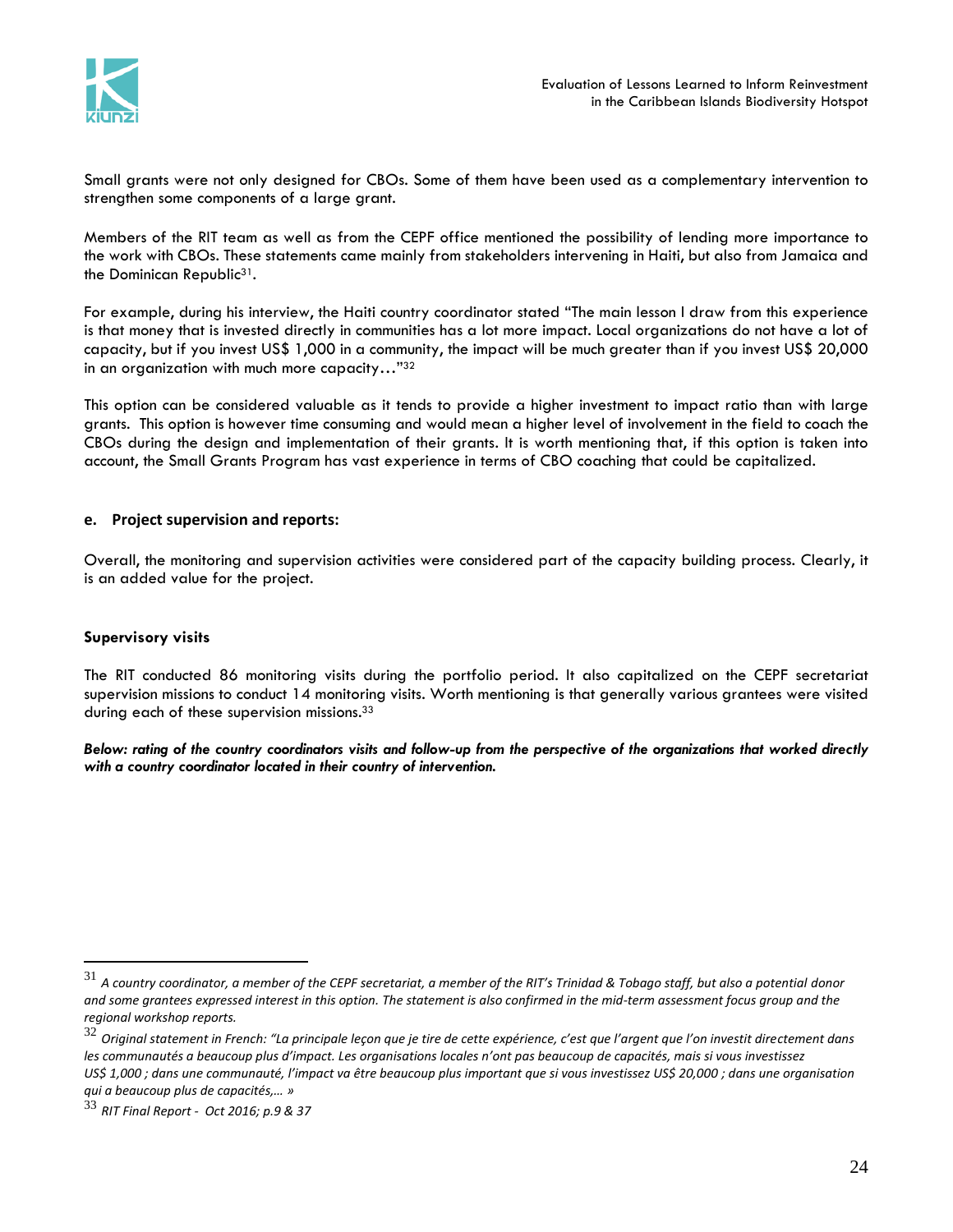Small grants were not only designed for CBOs. Some of them have been used as a complementary intervention to strengthen some components of a large grant.

Members of the RIT team as well as from the CEPF office mentioned the possibility of lending more importance to the work with CBOs. These statements came mainly from stakeholders intervening in Haiti, but also from Jamaica and the Dominican Republic[31].

For example, during his interview, the Haiti country coordinator stated "The main lesson I draw from this experience is that money that is invested directly in communities has a lot more impact. Local organizations do not have a lot of capacity, but if you invest US$ 1,000 in a community, the impact will be much greater than if you invest US$ 20,000 in an organization with much more capacity…"[32]

This option can be considered valuable as it tends to provide a higher investment to impact ratio than with large grants. This option is however time consuming and would mean a higher level of involvement in the field to coach the CBOs during the design and implementation of their grants. It is worth mentioning that, if this option is taken into account, the Small Grants Program has vast experience in terms of CBO coaching that could be capitalized.

### e. Project supervision and reports:

Overall, the monitoring and supervision activities were considered part of the capacity building process. Clearly, it is an added value for the project.

**Supervisory visits**

The RIT conducted 86 monitoring visits during the portfolio period. It also capitalized on the CEPF secretariat supervision missions to conduct 14 monitoring visits. Worth mentioning is that generally various grantees were visited during each of these supervision missions.[33]

***Below: rating of the country coordinators visits and follow-up from the perspective of the organizations that worked directly with a country coordinator located in their country of intervention.***

---

[31] *A country coordinator, a member of the CEPF secretariat, a member of the RIT's Trinidad & Tobago staff, but also a potential donor and some grantees expressed interest in this option. The statement is also confirmed in the mid-term assessment focus group and the regional workshop reports.*

[32] *Original statement in French: "La principale leçon que je tire de cette expérience, c'est que l'argent que l'on investit directement dans les communautés a beaucoup plus d'impact. Les organisations locales n'ont pas beaucoup de capacités, mais si vous investissez US$ 1,000 ; dans une communauté, l'impact va être beaucoup plus important que si vous investissez US$ 20,000 ; dans une organisation qui a beaucoup plus de capacités,… »*

[33] *RIT Final Report - Oct 2016; p.9 & 37*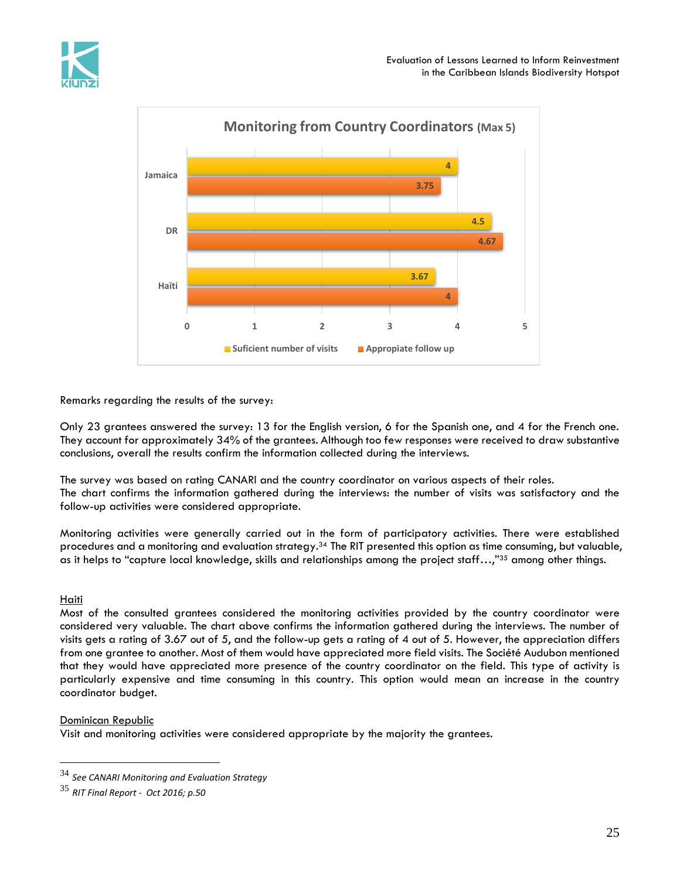**Monitoring from Country Coordinators (Max 5)**

| | Suficient number of visits | Appropiate follow up |
|---|---|---|
| Jamaica | 4 | 3.75 |
| DR | 4.5 | 4.67 |
| Haïti | 3.67 | 4 |

Remarks regarding the results of the survey:

Only 23 grantees answered the survey: 13 for the English version, 6 for the Spanish one, and 4 for the French one. They account for approximately 34% of the grantees. Although too few responses were received to draw substantive conclusions, overall the results confirm the information collected during the interviews.

The survey was based on rating CANARI and the country coordinator on various aspects of their roles.
The chart confirms the information gathered during the interviews: the number of visits was satisfactory and the follow-up activities were considered appropriate.

Monitoring activities were generally carried out in the form of participatory activities. There were established procedures and a monitoring and evaluation strategy.[34] The RIT presented this option as time consuming, but valuable, as it helps to "capture local knowledge, skills and relationships among the project staff…,"[35] among other things.

<u>Haiti</u>
Most of the consulted grantees considered the monitoring activities provided by the country coordinator were considered very valuable. The chart above confirms the information gathered during the interviews. The number of visits gets a rating of 3.67 out of 5, and the follow-up gets a rating of 4 out of 5. However, the appreciation differs from one grantee to another. Most of them would have appreciated more field visits. The Société Audubon mentioned that they would have appreciated more presence of the country coordinator on the field. This type of activity is particularly expensive and time consuming in this country. This option would mean an increase in the country coordinator budget.

<u>Dominican Republic</u>
Visit and monitoring activities were considered appropriate by the majority the grantees.

---

[34] *See CANARI Monitoring and Evaluation Strategy*

[35] *RIT Final Report - Oct 2016; p.50*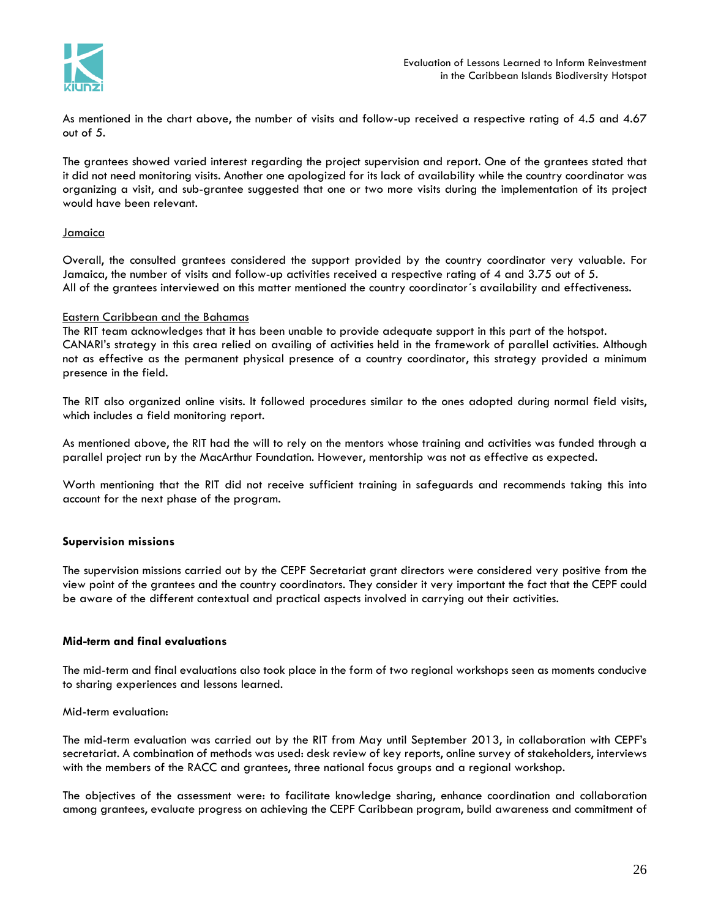As mentioned in the chart above, the number of visits and follow-up received a respective rating of 4.5 and 4.67 out of 5.

The grantees showed varied interest regarding the project supervision and report. One of the grantees stated that it did not need monitoring visits. Another one apologized for its lack of availability while the country coordinator was organizing a visit, and sub-grantee suggested that one or two more visits during the implementation of its project would have been relevant.

Jamaica

Overall, the consulted grantees considered the support provided by the country coordinator very valuable. For Jamaica, the number of visits and follow-up activities received a respective rating of 4 and 3.75 out of 5. All of the grantees interviewed on this matter mentioned the country coordinator´s availability and effectiveness.

Eastern Caribbean and the Bahamas

The RIT team acknowledges that it has been unable to provide adequate support in this part of the hotspot. CANARI's strategy in this area relied on availing of activities held in the framework of parallel activities. Although not as effective as the permanent physical presence of a country coordinator, this strategy provided a minimum presence in the field.

The RIT also organized online visits. It followed procedures similar to the ones adopted during normal field visits, which includes a field monitoring report.

As mentioned above, the RIT had the will to rely on the mentors whose training and activities was funded through a parallel project run by the MacArthur Foundation. However, mentorship was not as effective as expected.

Worth mentioning that the RIT did not receive sufficient training in safeguards and recommends taking this into account for the next phase of the program.

**Supervision missions**

The supervision missions carried out by the CEPF Secretariat grant directors were considered very positive from the view point of the grantees and the country coordinators. They consider it very important the fact that the CEPF could be aware of the different contextual and practical aspects involved in carrying out their activities.

**Mid-term and final evaluations**

The mid-term and final evaluations also took place in the form of two regional workshops seen as moments conducive to sharing experiences and lessons learned.

Mid-term evaluation:

The mid-term evaluation was carried out by the RIT from May until September 2013, in collaboration with CEPF's secretariat. A combination of methods was used: desk review of key reports, online survey of stakeholders, interviews with the members of the RACC and grantees, three national focus groups and a regional workshop.

The objectives of the assessment were: to facilitate knowledge sharing, enhance coordination and collaboration among grantees, evaluate progress on achieving the CEPF Caribbean program, build awareness and commitment of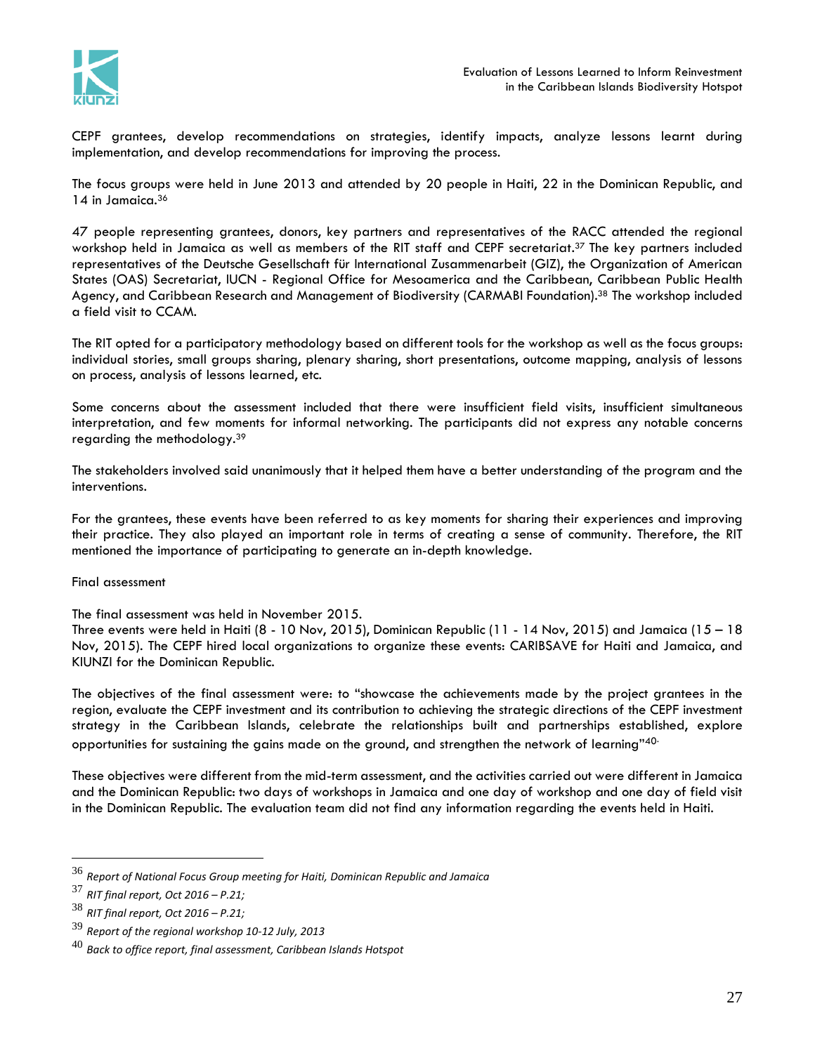CEPF grantees, develop recommendations on strategies, identify impacts, analyze lessons learnt during implementation, and develop recommendations for improving the process.

The focus groups were held in June 2013 and attended by 20 people in Haiti, 22 in the Dominican Republic, and 14 in Jamaica.[36]

47 people representing grantees, donors, key partners and representatives of the RACC attended the regional workshop held in Jamaica as well as members of the RIT staff and CEPF secretariat.[37] The key partners included representatives of the Deutsche Gesellschaft für International Zusammenarbeit (GIZ), the Organization of American States (OAS) Secretariat, IUCN - Regional Office for Mesoamerica and the Caribbean, Caribbean Public Health Agency, and Caribbean Research and Management of Biodiversity (CARMABI Foundation).[38] The workshop included a field visit to CCAM.

The RIT opted for a participatory methodology based on different tools for the workshop as well as the focus groups: individual stories, small groups sharing, plenary sharing, short presentations, outcome mapping, analysis of lessons on process, analysis of lessons learned, etc.

Some concerns about the assessment included that there were insufficient field visits, insufficient simultaneous interpretation, and few moments for informal networking. The participants did not express any notable concerns regarding the methodology.[39]

The stakeholders involved said unanimously that it helped them have a better understanding of the program and the interventions.

For the grantees, these events have been referred to as key moments for sharing their experiences and improving their practice. They also played an important role in terms of creating a sense of community. Therefore, the RIT mentioned the importance of participating to generate an in-depth knowledge.

Final assessment

The final assessment was held in November 2015.
Three events were held in Haiti (8 - 10 Nov, 2015), Dominican Republic (11 - 14 Nov, 2015) and Jamaica (15 – 18 Nov, 2015). The CEPF hired local organizations to organize these events: CARIBSAVE for Haiti and Jamaica, and KIUNZI for the Dominican Republic.

The objectives of the final assessment were: to "showcase the achievements made by the project grantees in the region, evaluate the CEPF investment and its contribution to achieving the strategic directions of the CEPF investment strategy in the Caribbean Islands, celebrate the relationships built and partnerships established, explore opportunities for sustaining the gains made on the ground, and strengthen the network of learning"[40].

These objectives were different from the mid-term assessment, and the activities carried out were different in Jamaica and the Dominican Republic: two days of workshops in Jamaica and one day of workshop and one day of field visit in the Dominican Republic. The evaluation team did not find any information regarding the events held in Haiti.

---

[36] *Report of National Focus Group meeting for Haiti, Dominican Republic and Jamaica*

[37] *RIT final report, Oct 2016 – P.21;*

[38] *RIT final report, Oct 2016 – P.21;*

[39] *Report of the regional workshop 10-12 July, 2013*

[40] *Back to office report, final assessment, Caribbean Islands Hotspot*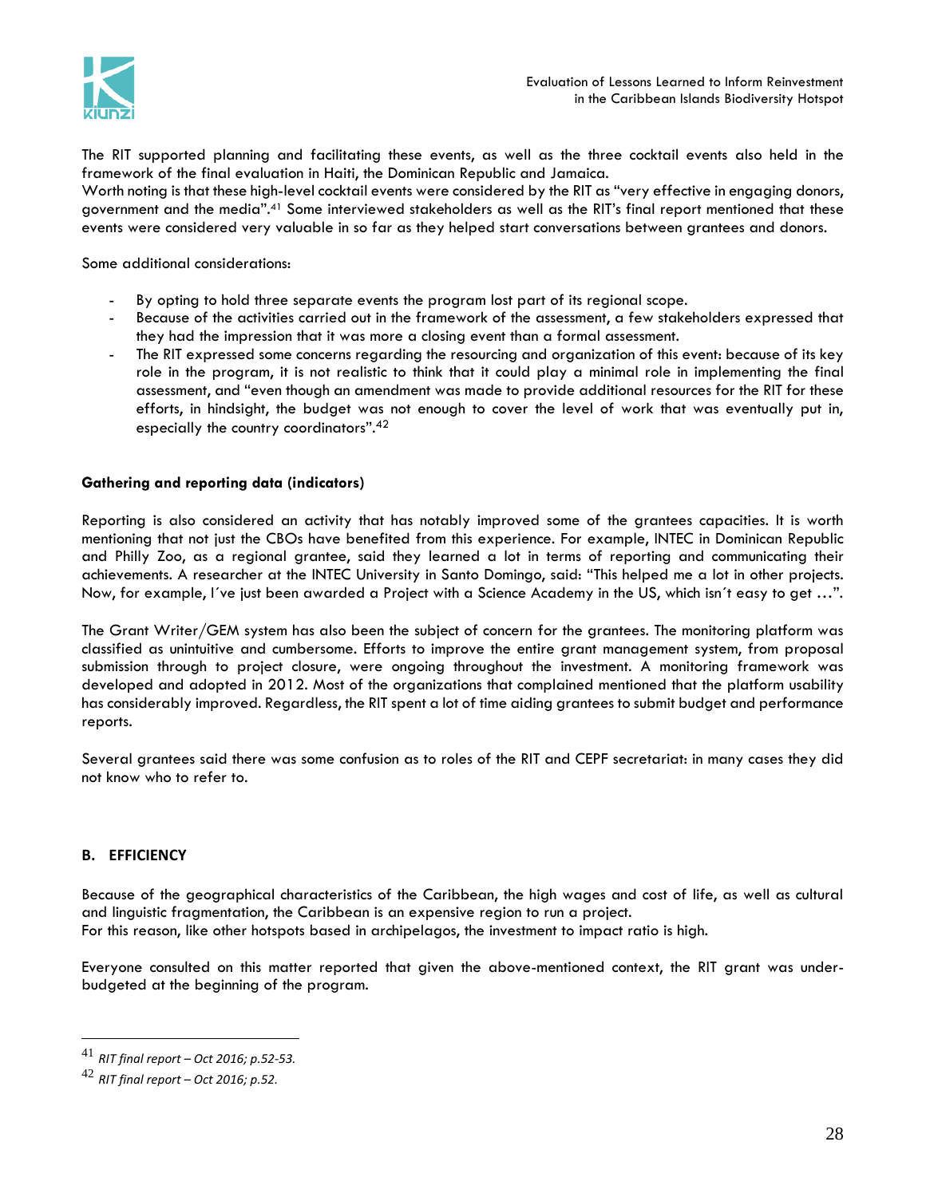The RIT supported planning and facilitating these events, as well as the three cocktail events also held in the framework of the final evaluation in Haiti, the Dominican Republic and Jamaica.
Worth noting is that these high-level cocktail events were considered by the RIT as "very effective in engaging donors, government and the media".[41] Some interviewed stakeholders as well as the RIT's final report mentioned that these events were considered very valuable in so far as they helped start conversations between grantees and donors.

Some additional considerations:

- By opting to hold three separate events the program lost part of its regional scope.
- Because of the activities carried out in the framework of the assessment, a few stakeholders expressed that they had the impression that it was more a closing event than a formal assessment.
- The RIT expressed some concerns regarding the resourcing and organization of this event: because of its key role in the program, it is not realistic to think that it could play a minimal role in implementing the final assessment, and "even though an amendment was made to provide additional resources for the RIT for these efforts, in hindsight, the budget was not enough to cover the level of work that was eventually put in, especially the country coordinators".[42]

**Gathering and reporting data (indicators)**

Reporting is also considered an activity that has notably improved some of the grantees capacities. It is worth mentioning that not just the CBOs have benefited from this experience. For example, INTEC in Dominican Republic and Philly Zoo, as a regional grantee, said they learned a lot in terms of reporting and communicating their achievements. A researcher at the INTEC University in Santo Domingo, said: "This helped me a lot in other projects. Now, for example, I´ve just been awarded a Project with a Science Academy in the US, which isn´t easy to get …".

The Grant Writer/GEM system has also been the subject of concern for the grantees. The monitoring platform was classified as unintuitive and cumbersome. Efforts to improve the entire grant management system, from proposal submission through to project closure, were ongoing throughout the investment. A monitoring framework was developed and adopted in 2012. Most of the organizations that complained mentioned that the platform usability has considerably improved. Regardless, the RIT spent a lot of time aiding grantees to submit budget and performance reports.

Several grantees said there was some confusion as to roles of the RIT and CEPF secretariat: in many cases they did not know who to refer to.

## B. EFFICIENCY

Because of the geographical characteristics of the Caribbean, the high wages and cost of life, as well as cultural and linguistic fragmentation, the Caribbean is an expensive region to run a project.
For this reason, like other hotspots based in archipelagos, the investment to impact ratio is high.

Everyone consulted on this matter reported that given the above-mentioned context, the RIT grant was under-budgeted at the beginning of the program.

---

[41] *RIT final report – Oct 2016; p.52-53.*

[42] *RIT final report – Oct 2016; p.52.*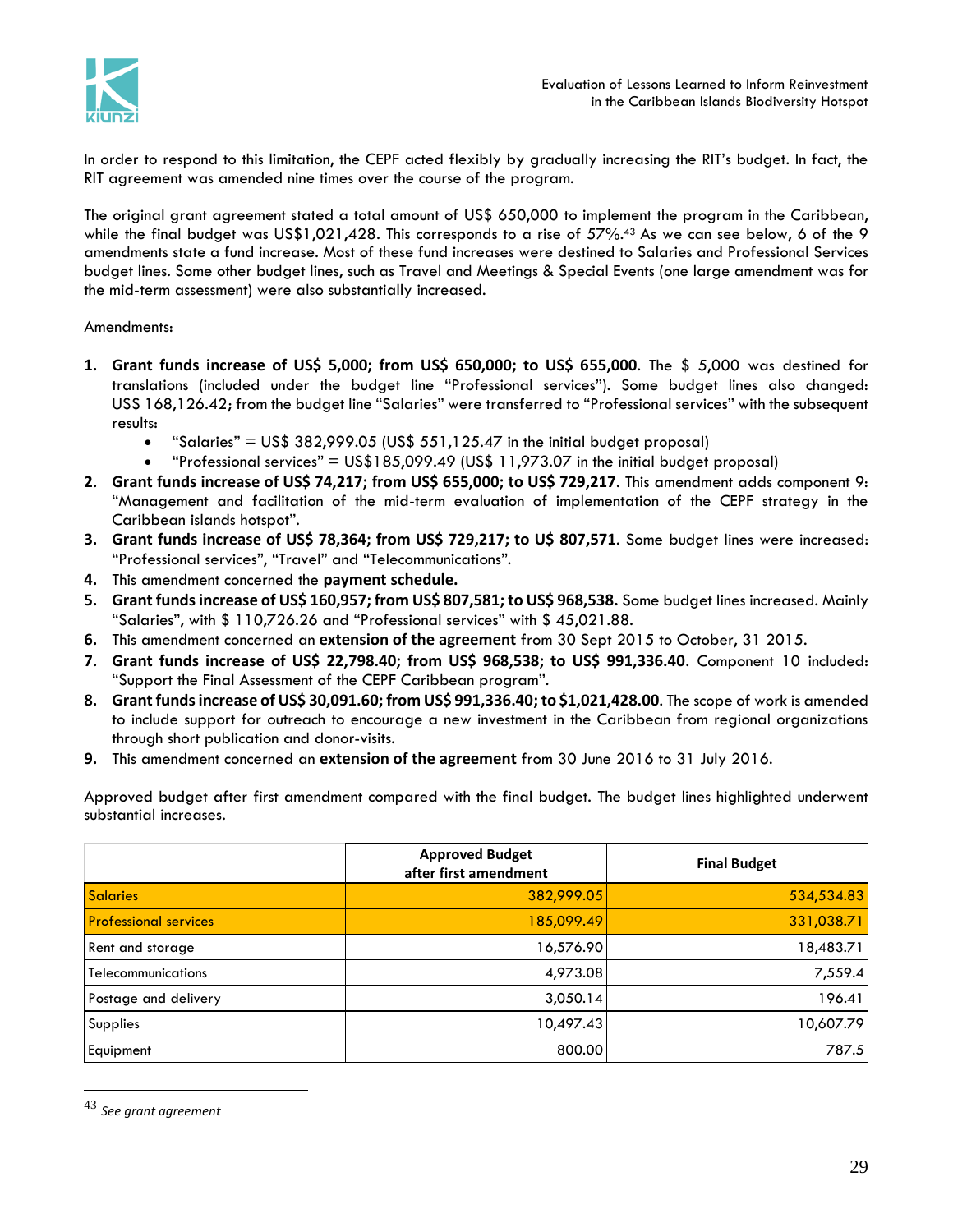In order to respond to this limitation, the CEPF acted flexibly by gradually increasing the RIT's budget. In fact, the RIT agreement was amended nine times over the course of the program.

The original grant agreement stated a total amount of US$ 650,000 to implement the program in the Caribbean, while the final budget was US$1,021,428. This corresponds to a rise of 57%.[43] As we can see below, 6 of the 9 amendments state a fund increase. Most of these fund increases were destined to Salaries and Professional Services budget lines. Some other budget lines, such as Travel and Meetings & Special Events (one large amendment was for the mid-term assessment) were also substantially increased.

Amendments:

1. **Grant funds increase of US$ 5,000; from US$ 650,000; to US$ 655,000**. The $ 5,000 was destined for translations (included under the budget line "Professional services"). Some budget lines also changed: US$ 168,126.42; from the budget line "Salaries" were transferred to "Professional services" with the subsequent results:
    - "Salaries" = US$ 382,999.05 (US$ 551,125.47 in the initial budget proposal)
    - "Professional services" = US$185,099.49 (US$ 11,973.07 in the initial budget proposal)
2. **Grant funds increase of US$ 74,217; from US$ 655,000; to US$ 729,217**. This amendment adds component 9: "Management and facilitation of the mid-term evaluation of implementation of the CEPF strategy in the Caribbean islands hotspot".
3. **Grant funds increase of US$ 78,364; from US$ 729,217; to U$ 807,571**. Some budget lines were increased: "Professional services", "Travel" and "Telecommunications".
4. This amendment concerned the **payment schedule.**
5. **Grant funds increase of US$ 160,957; from US$ 807,581; to US$ 968,538.** Some budget lines increased. Mainly "Salaries", with $ 110,726.26 and "Professional services" with $ 45,021.88.
6. This amendment concerned an **extension of the agreement** from 30 Sept 2015 to October, 31 2015.
7. **Grant funds increase of US$ 22,798.40; from US$ 968,538; to US$ 991,336.40**. Component 10 included: "Support the Final Assessment of the CEPF Caribbean program".
8. **Grant funds increase of US$ 30,091.60; from US$ 991,336.40; to $1,021,428.00.** The scope of work is amended to include support for outreach to encourage a new investment in the Caribbean from regional organizations through short publication and donor-visits.
9. This amendment concerned an **extension of the agreement** from 30 June 2016 to 31 July 2016.

Approved budget after first amendment compared with the final budget. The budget lines highlighted underwent substantial increases.

| | Approved Budget after first amendment | Final Budget |
|---|---:|---:|
| Salaries | 382,999.05 | 534,534.83 |
| Professional services | 185,099.49 | 331,038.71 |
| Rent and storage | 16,576.90 | 18,483.71 |
| Telecommunications | 4,973.08 | 7,559.4 |
| Postage and delivery | 3,050.14 | 196.41 |
| Supplies | 10,497.43 | 10,607.79 |
| Equipment | 800.00 | 787.5 |

[43] *See grant agreement*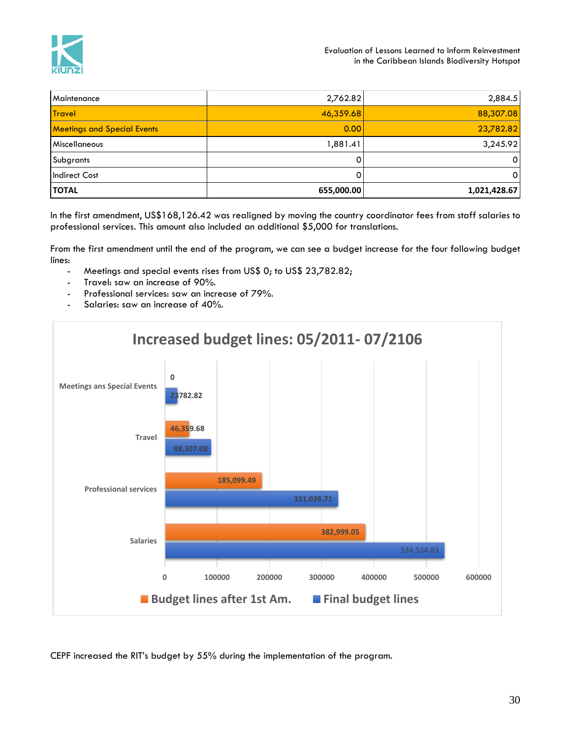| Maintenance | 2,762.82 | 2,884.5 |
| --- | --- | --- |
| Travel | 46,359.68 | 88,307.08 |
| Meetings and Special Events | 0.00 | 23,782.82 |
| Miscellaneous | 1,881.41 | 3,245.92 |
| Subgrants | 0 | 0 |
| Indirect Cost | 0 | 0 |
| **TOTAL** | **655,000.00** | **1,021,428.67** |

In the first amendment, US$168,126.42 was realigned by moving the country coordinator fees from staff salaries to professional services. This amount also included an additional $5,000 for translations.

From the first amendment until the end of the program, we can see a budget increase for the four following budget lines:

- Meetings and special events rises from US$ 0; to US$ 23,782.82;
- Travel: saw an increase of 90%.
- Professional services: saw an increase of 79%.
- Salaries: saw an increase of 40%.

**Increased budget lines: 05/2011- 07/2106**

| | Budget lines after 1st Am. | Final budget lines |
| --- | --- | --- |
| Meetings ans Special Events | 0 | 23782.82 |
| Travel | 46,359.68 | 88,307.08 |
| Professional services | 185,099.49 | 331,038.71 |
| Salaries | 382,999.05 | 534,534.83 |

CEPF increased the RIT's budget by 55% during the implementation of the program.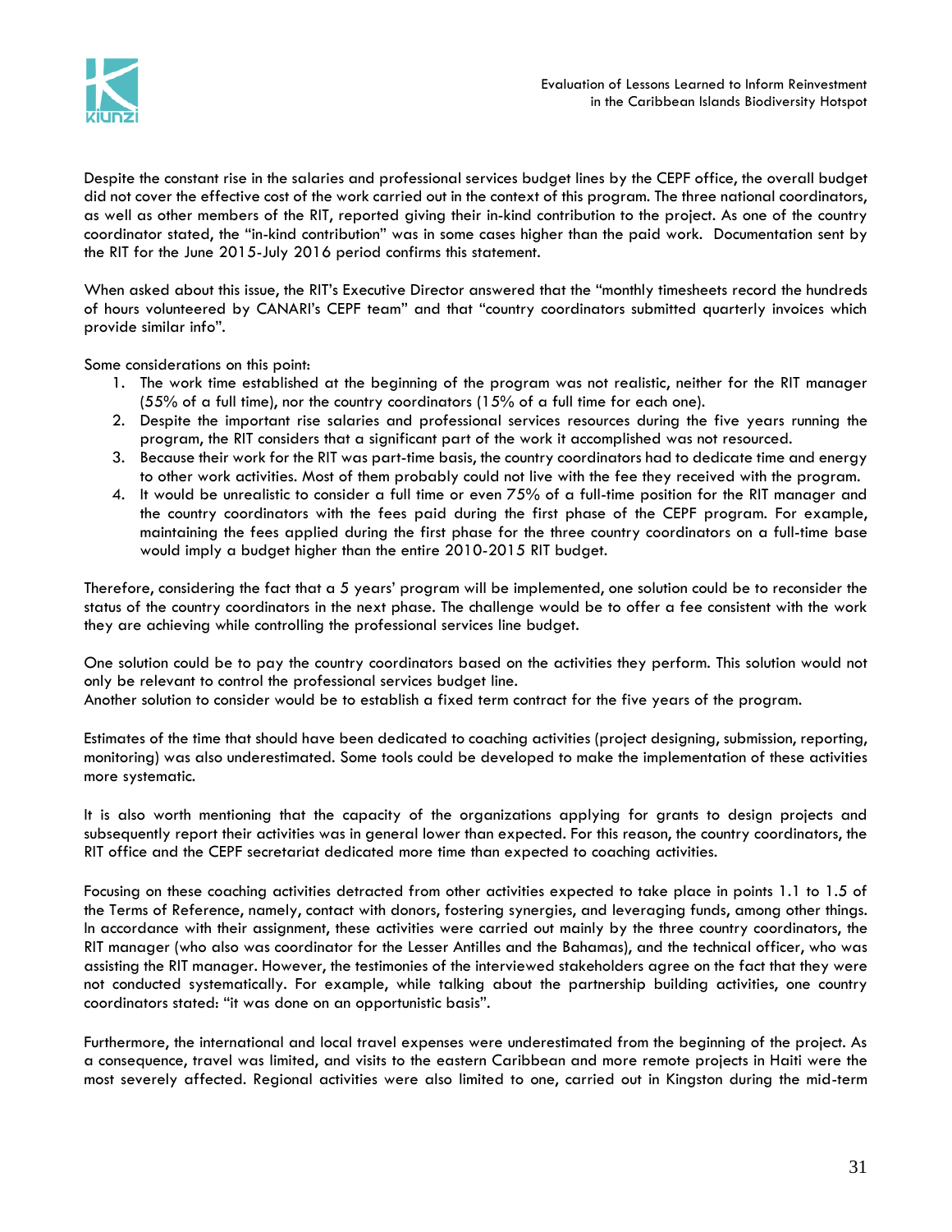Despite the constant rise in the salaries and professional services budget lines by the CEPF office, the overall budget did not cover the effective cost of the work carried out in the context of this program. The three national coordinators, as well as other members of the RIT, reported giving their in-kind contribution to the project. As one of the country coordinator stated, the "in-kind contribution" was in some cases higher than the paid work. Documentation sent by the RIT for the June 2015-July 2016 period confirms this statement.

When asked about this issue, the RIT's Executive Director answered that the "monthly timesheets record the hundreds of hours volunteered by CANARI's CEPF team" and that "country coordinators submitted quarterly invoices which provide similar info".

Some considerations on this point:

1. The work time established at the beginning of the program was not realistic, neither for the RIT manager (55% of a full time), nor the country coordinators (15% of a full time for each one).
2. Despite the important rise salaries and professional services resources during the five years running the program, the RIT considers that a significant part of the work it accomplished was not resourced.
3. Because their work for the RIT was part-time basis, the country coordinators had to dedicate time and energy to other work activities. Most of them probably could not live with the fee they received with the program.
4. It would be unrealistic to consider a full time or even 75% of a full-time position for the RIT manager and the country coordinators with the fees paid during the first phase of the CEPF program. For example, maintaining the fees applied during the first phase for the three country coordinators on a full-time base would imply a budget higher than the entire 2010-2015 RIT budget.

Therefore, considering the fact that a 5 years' program will be implemented, one solution could be to reconsider the status of the country coordinators in the next phase. The challenge would be to offer a fee consistent with the work they are achieving while controlling the professional services line budget.

One solution could be to pay the country coordinators based on the activities they perform. This solution would not only be relevant to control the professional services budget line.
Another solution to consider would be to establish a fixed term contract for the five years of the program.

Estimates of the time that should have been dedicated to coaching activities (project designing, submission, reporting, monitoring) was also underestimated. Some tools could be developed to make the implementation of these activities more systematic.

It is also worth mentioning that the capacity of the organizations applying for grants to design projects and subsequently report their activities was in general lower than expected. For this reason, the country coordinators, the RIT office and the CEPF secretariat dedicated more time than expected to coaching activities.

Focusing on these coaching activities detracted from other activities expected to take place in points 1.1 to 1.5 of the Terms of Reference, namely, contact with donors, fostering synergies, and leveraging funds, among other things. In accordance with their assignment, these activities were carried out mainly by the three country coordinators, the RIT manager (who also was coordinator for the Lesser Antilles and the Bahamas), and the technical officer, who was assisting the RIT manager. However, the testimonies of the interviewed stakeholders agree on the fact that they were not conducted systematically. For example, while talking about the partnership building activities, one country coordinators stated: "it was done on an opportunistic basis".

Furthermore, the international and local travel expenses were underestimated from the beginning of the project. As a consequence, travel was limited, and visits to the eastern Caribbean and more remote projects in Haiti were the most severely affected. Regional activities were also limited to one, carried out in Kingston during the mid-term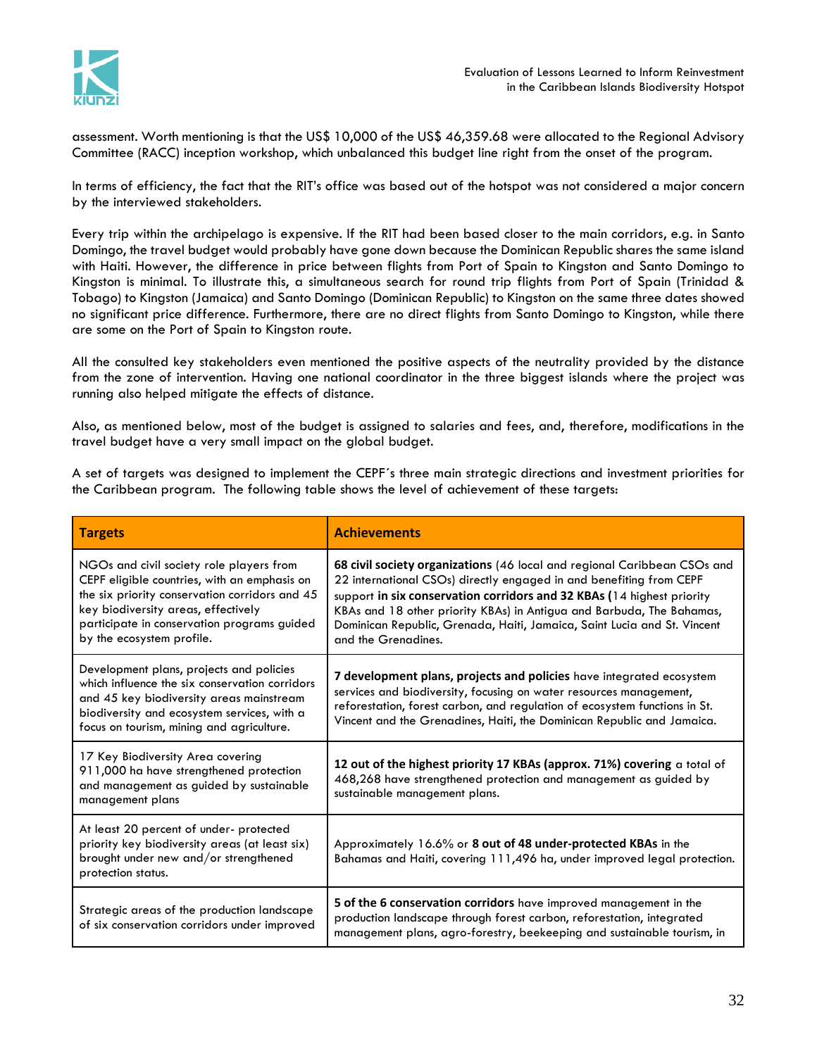assessment. Worth mentioning is that the US$ 10,000 of the US$ 46,359.68 were allocated to the Regional Advisory Committee (RACC) inception workshop, which unbalanced this budget line right from the onset of the program.

In terms of efficiency, the fact that the RIT's office was based out of the hotspot was not considered a major concern by the interviewed stakeholders.

Every trip within the archipelago is expensive. If the RIT had been based closer to the main corridors, e.g. in Santo Domingo, the travel budget would probably have gone down because the Dominican Republic shares the same island with Haiti. However, the difference in price between flights from Port of Spain to Kingston and Santo Domingo to Kingston is minimal. To illustrate this, a simultaneous search for round trip flights from Port of Spain (Trinidad & Tobago) to Kingston (Jamaica) and Santo Domingo (Dominican Republic) to Kingston on the same three dates showed no significant price difference. Furthermore, there are no direct flights from Santo Domingo to Kingston, while there are some on the Port of Spain to Kingston route.

All the consulted key stakeholders even mentioned the positive aspects of the neutrality provided by the distance from the zone of intervention. Having one national coordinator in the three biggest islands where the project was running also helped mitigate the effects of distance.

Also, as mentioned below, most of the budget is assigned to salaries and fees, and, therefore, modifications in the travel budget have a very small impact on the global budget.

A set of targets was designed to implement the CEPF´s three main strategic directions and investment priorities for the Caribbean program. The following table shows the level of achievement of these targets:

| Targets | Achievements |
|---|---|
| NGOs and civil society role players from CEPF eligible countries, with an emphasis on the six priority conservation corridors and 45 key biodiversity areas, effectively participate in conservation programs guided by the ecosystem profile. | **68 civil society organizations** (46 local and regional Caribbean CSOs and 22 international CSOs) directly engaged in and benefiting from CEPF support **in six conservation corridors and 32 KBAs (**14 highest priority KBAs and 18 other priority KBAs) in Antigua and Barbuda, The Bahamas, Dominican Republic, Grenada, Haiti, Jamaica, Saint Lucia and St. Vincent and the Grenadines. |
| Development plans, projects and policies which influence the six conservation corridors and 45 key biodiversity areas mainstream biodiversity and ecosystem services, with a focus on tourism, mining and agriculture. | **7 development plans, projects and policies** have integrated ecosystem services and biodiversity, focusing on water resources management, reforestation, forest carbon, and regulation of ecosystem functions in St. Vincent and the Grenadines, Haiti, the Dominican Republic and Jamaica. |
| 17 Key Biodiversity Area covering 911,000 ha have strengthened protection and management as guided by sustainable management plans | **12 out of the highest priority 17 KBAs (approx. 71%) covering** a total of 468,268 have strengthened protection and management as guided by sustainable management plans. |
| At least 20 percent of under- protected priority key biodiversity areas (at least six) brought under new and/or strengthened protection status. | Approximately 16.6% or **8 out of 48 under-protected KBAs** in the Bahamas and Haiti, covering 111,496 ha, under improved legal protection. |
| Strategic areas of the production landscape of six conservation corridors under improved | **5 of the 6 conservation corridors** have improved management in the production landscape through forest carbon, reforestation, integrated management plans, agro-forestry, beekeeping and sustainable tourism, in |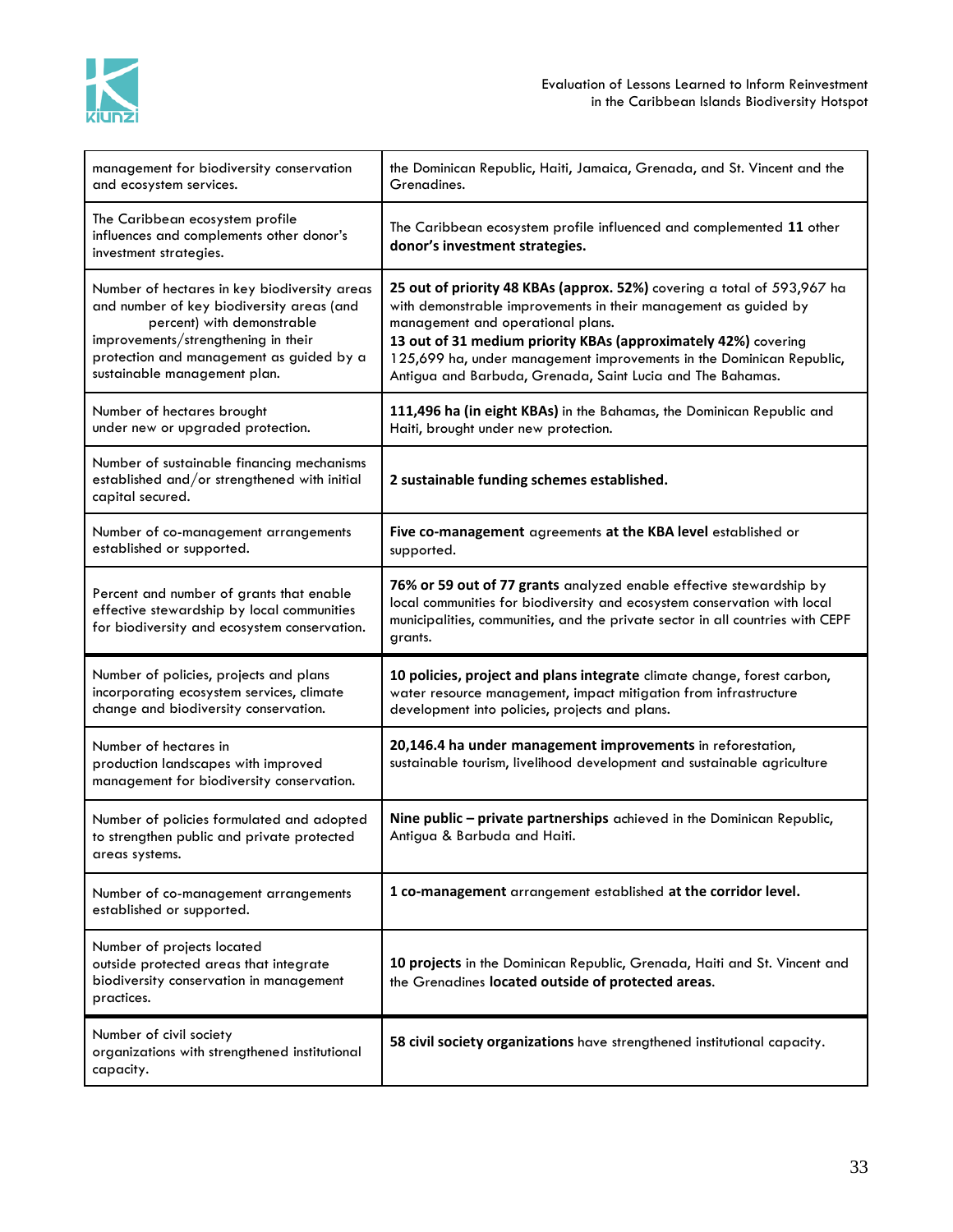| | |
|---|---|
| management for biodiversity conservation and ecosystem services. | the Dominican Republic, Haiti, Jamaica, Grenada, and St. Vincent and the Grenadines. |
| The Caribbean ecosystem profile influences and complements other donor's investment strategies. | The Caribbean ecosystem profile influenced and complemented **11** other **donor's investment strategies.** |
| Number of hectares in key biodiversity areas and number of key biodiversity areas (and percent) with demonstrable improvements/strengthening in their protection and management as guided by a sustainable management plan. | **25 out of priority 48 KBAs (approx. 52%)** covering a total of 593,967 ha with demonstrable improvements in their management as guided by management and operational plans.<br>**13 out of 31 medium priority KBAs (approximately 42%)** covering 125,699 ha, under management improvements in the Dominican Republic, Antigua and Barbuda, Grenada, Saint Lucia and The Bahamas. |
| Number of hectares brought under new or upgraded protection. | **111,496 ha (in eight KBAs)** in the Bahamas, the Dominican Republic and Haiti, brought under new protection. |
| Number of sustainable financing mechanisms established and/or strengthened with initial capital secured. | **2 sustainable funding schemes established.** |
| Number of co-management arrangements established or supported. | **Five co-management** agreements **at the KBA level** established or supported. |
| Percent and number of grants that enable effective stewardship by local communities for biodiversity and ecosystem conservation. | **76% or 59 out of 77 grants** analyzed enable effective stewardship by local communities for biodiversity and ecosystem conservation with local municipalities, communities, and the private sector in all countries with CEPF grants. |
| Number of policies, projects and plans incorporating ecosystem services, climate change and biodiversity conservation. | **10 policies, project and plans integrate** climate change, forest carbon, water resource management, impact mitigation from infrastructure development into policies, projects and plans. |
| Number of hectares in production landscapes with improved management for biodiversity conservation. | **20,146.4 ha under management improvements** in reforestation, sustainable tourism, livelihood development and sustainable agriculture |
| Number of policies formulated and adopted to strengthen public and private protected areas systems. | **Nine public – private partnerships** achieved in the Dominican Republic, Antigua & Barbuda and Haiti. |
| Number of co-management arrangements established or supported. | **1 co-management** arrangement established **at the corridor level.** |
| Number of projects located outside protected areas that integrate biodiversity conservation in management practices. | **10 projects** in the Dominican Republic, Grenada, Haiti and St. Vincent and the Grenadines **located outside of protected areas.** |
| Number of civil society organizations with strengthened institutional capacity. | **58 civil society organizations** have strengthened institutional capacity. |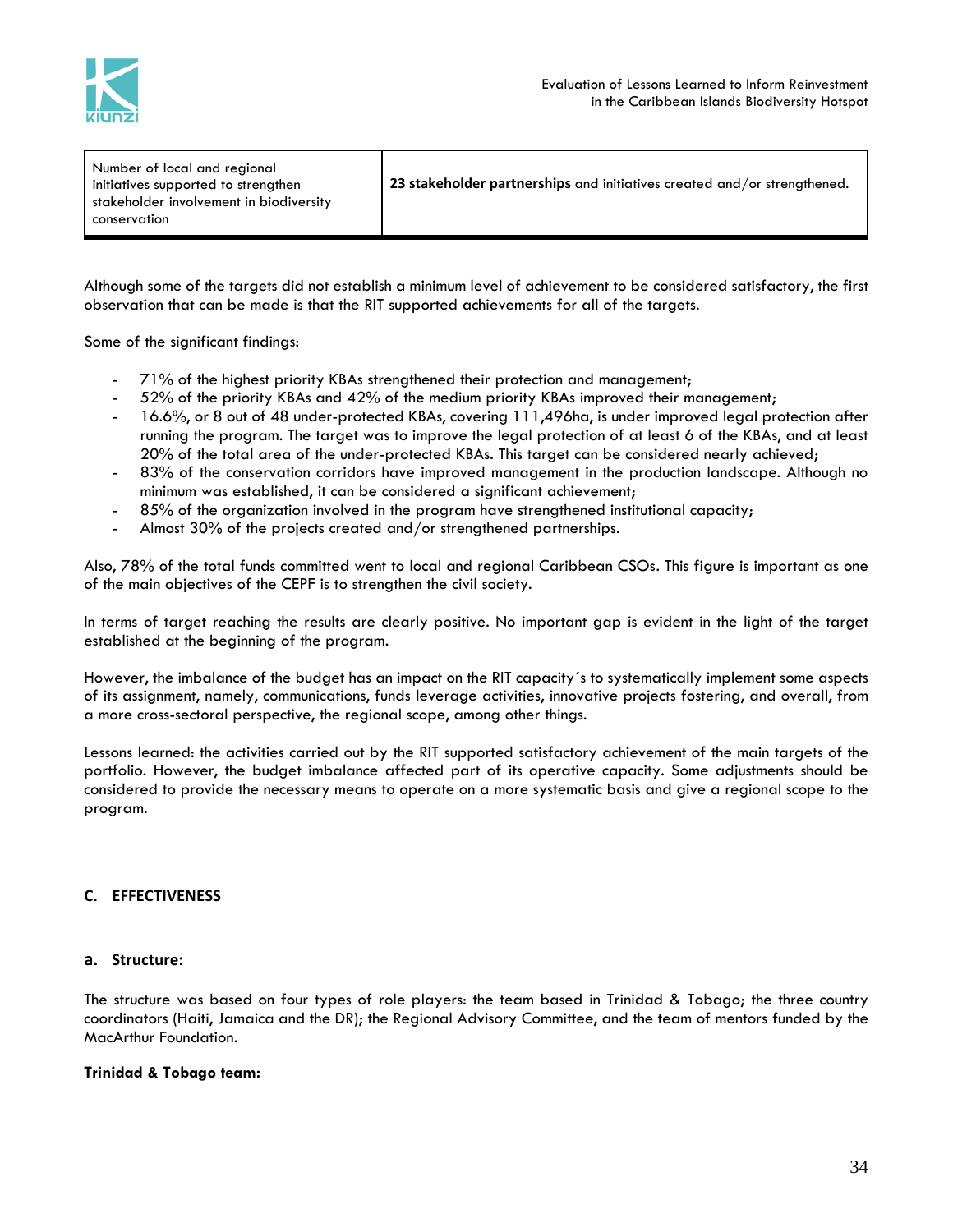| Number of local and regional initiatives supported to strengthen stakeholder involvement in biodiversity conservation | **23 stakeholder partnerships** and initiatives created and/or strengthened. |
|---|---|

Although some of the targets did not establish a minimum level of achievement to be considered satisfactory, the first observation that can be made is that the RIT supported achievements for all of the targets.

Some of the significant findings:

- 71% of the highest priority KBAs strengthened their protection and management;
- 52% of the priority KBAs and 42% of the medium priority KBAs improved their management;
- 16.6%, or 8 out of 48 under-protected KBAs, covering 111,496ha, is under improved legal protection after running the program. The target was to improve the legal protection of at least 6 of the KBAs, and at least 20% of the total area of the under-protected KBAs. This target can be considered nearly achieved;
- 83% of the conservation corridors have improved management in the production landscape. Although no minimum was established, it can be considered a significant achievement;
- 85% of the organization involved in the program have strengthened institutional capacity;
- Almost 30% of the projects created and/or strengthened partnerships.

Also, 78% of the total funds committed went to local and regional Caribbean CSOs. This figure is important as one of the main objectives of the CEPF is to strengthen the civil society.

In terms of target reaching the results are clearly positive. No important gap is evident in the light of the target established at the beginning of the program.

However, the imbalance of the budget has an impact on the RIT capacity´s to systematically implement some aspects of its assignment, namely, communications, funds leverage activities, innovative projects fostering, and overall, from a more cross-sectoral perspective, the regional scope, among other things.

Lessons learned: the activities carried out by the RIT supported satisfactory achievement of the main targets of the portfolio. However, the budget imbalance affected part of its operative capacity. Some adjustments should be considered to provide the necessary means to operate on a more systematic basis and give a regional scope to the program.

## C. EFFECTIVENESS

### a. Structure:

The structure was based on four types of role players: the team based in Trinidad & Tobago; the three country coordinators (Haiti, Jamaica and the DR); the Regional Advisory Committee, and the team of mentors funded by the MacArthur Foundation.

**Trinidad & Tobago team:**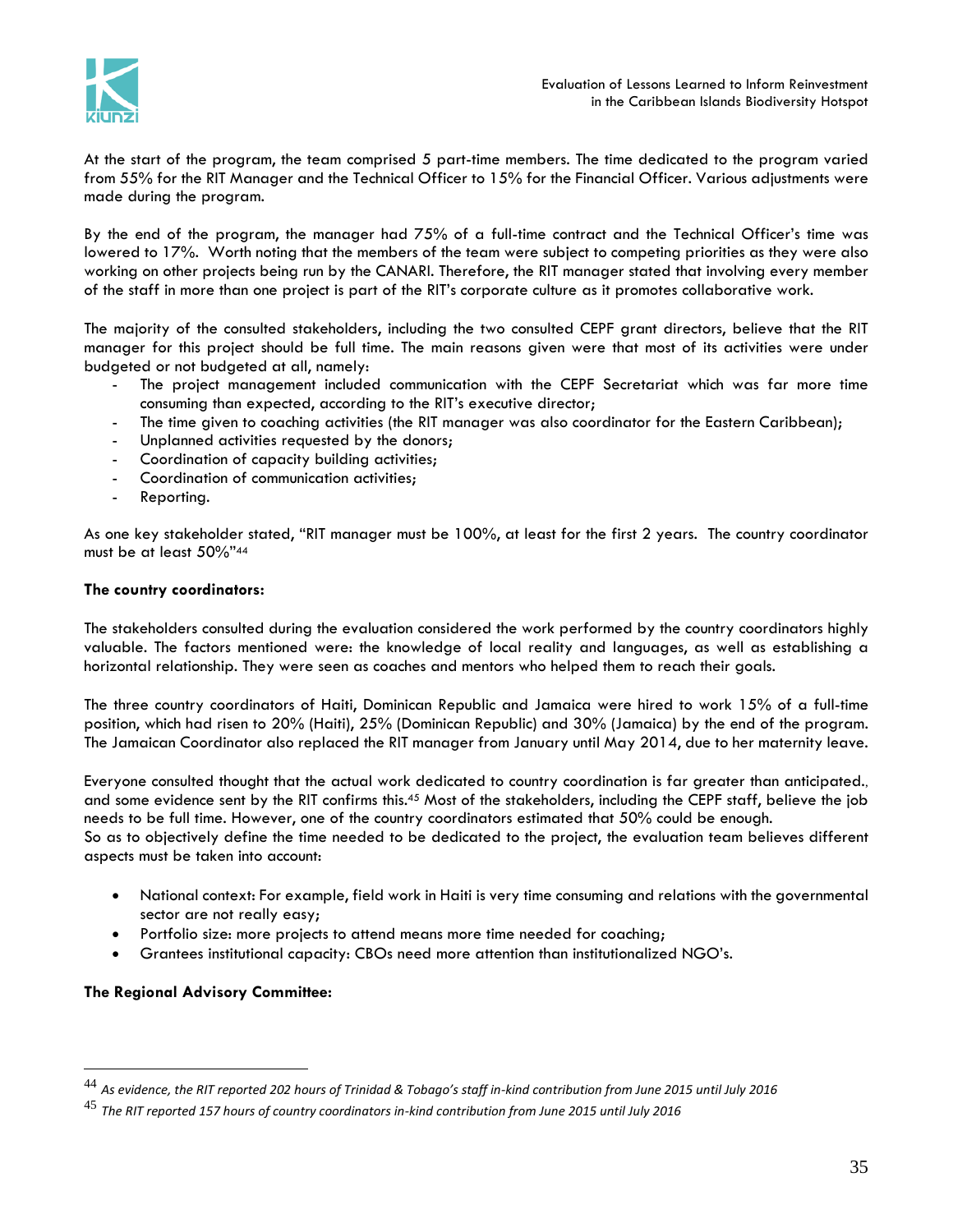At the start of the program, the team comprised 5 part-time members. The time dedicated to the program varied from 55% for the RIT Manager and the Technical Officer to 15% for the Financial Officer. Various adjustments were made during the program.

By the end of the program, the manager had 75% of a full-time contract and the Technical Officer's time was lowered to 17%. Worth noting that the members of the team were subject to competing priorities as they were also working on other projects being run by the CANARI. Therefore, the RIT manager stated that involving every member of the staff in more than one project is part of the RIT's corporate culture as it promotes collaborative work.

The majority of the consulted stakeholders, including the two consulted CEPF grant directors, believe that the RIT manager for this project should be full time. The main reasons given were that most of its activities were under budgeted or not budgeted at all, namely:

- The project management included communication with the CEPF Secretariat which was far more time consuming than expected, according to the RIT's executive director;
- The time given to coaching activities (the RIT manager was also coordinator for the Eastern Caribbean);
- Unplanned activities requested by the donors;
- Coordination of capacity building activities;
- Coordination of communication activities;
- Reporting.

As one key stakeholder stated, "RIT manager must be 100%, at least for the first 2 years. The country coordinator must be at least 50%"[44]

**The country coordinators:**

The stakeholders consulted during the evaluation considered the work performed by the country coordinators highly valuable. The factors mentioned were: the knowledge of local reality and languages, as well as establishing a horizontal relationship. They were seen as coaches and mentors who helped them to reach their goals.

The three country coordinators of Haiti, Dominican Republic and Jamaica were hired to work 15% of a full-time position, which had risen to 20% (Haiti), 25% (Dominican Republic) and 30% (Jamaica) by the end of the program. The Jamaican Coordinator also replaced the RIT manager from January until May 2014, due to her maternity leave.

Everyone consulted thought that the actual work dedicated to country coordination is far greater than anticipated., and some evidence sent by the RIT confirms this.[45] Most of the stakeholders, including the CEPF staff, believe the job needs to be full time. However, one of the country coordinators estimated that 50% could be enough.
So as to objectively define the time needed to be dedicated to the project, the evaluation team believes different aspects must be taken into account:

- National context: For example, field work in Haiti is very time consuming and relations with the governmental sector are not really easy;
- Portfolio size: more projects to attend means more time needed for coaching;
- Grantees institutional capacity: CBOs need more attention than institutionalized NGO's.

**The Regional Advisory Committee:**

---

[44] *As evidence, the RIT reported 202 hours of Trinidad & Tobago's staff in-kind contribution from June 2015 until July 2016*

[45] *The RIT reported 157 hours of country coordinators in-kind contribution from June 2015 until July 2016*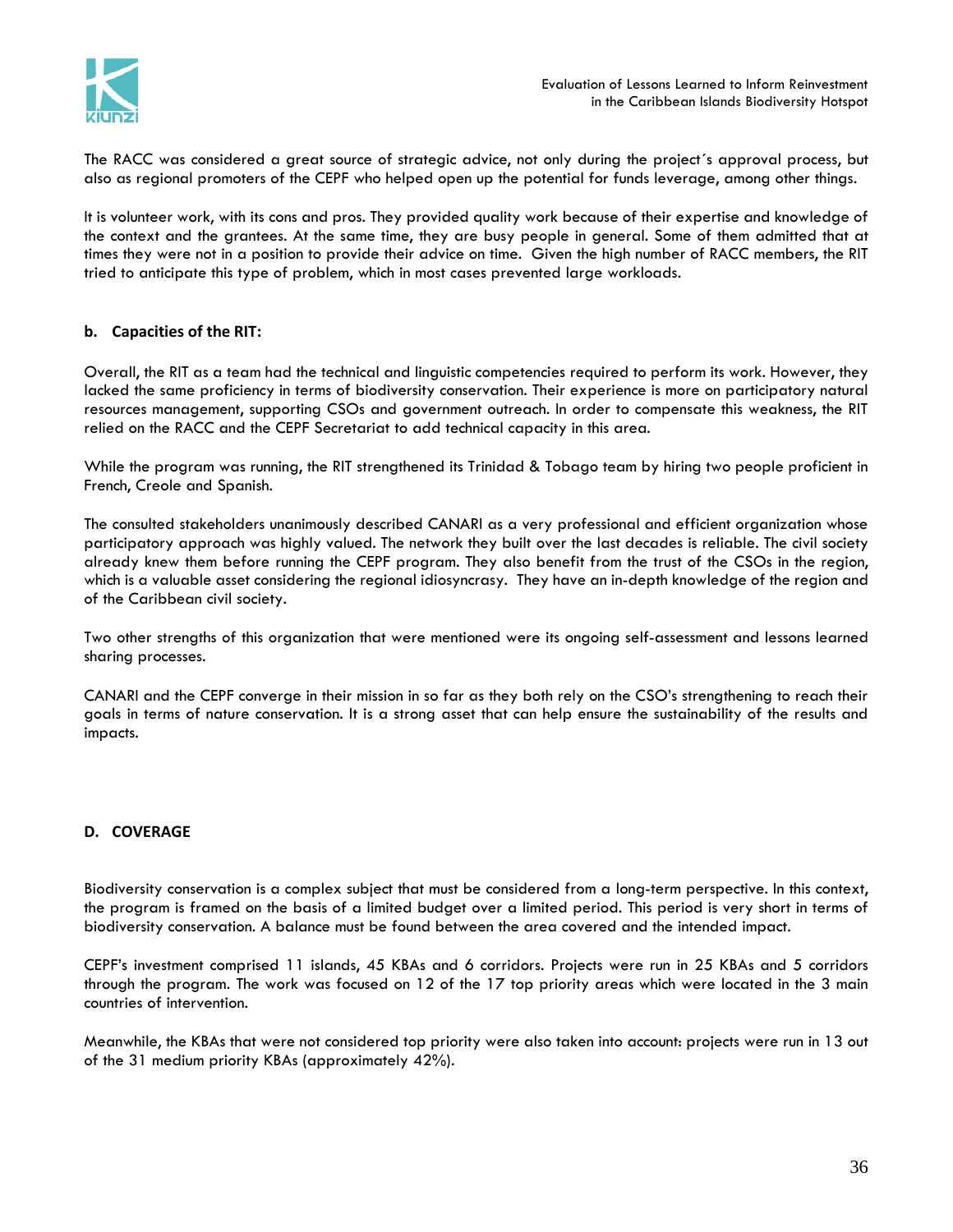The RACC was considered a great source of strategic advice, not only during the project´s approval process, but also as regional promoters of the CEPF who helped open up the potential for funds leverage, among other things.

It is volunteer work, with its cons and pros. They provided quality work because of their expertise and knowledge of the context and the grantees. At the same time, they are busy people in general. Some of them admitted that at times they were not in a position to provide their advice on time. Given the high number of RACC members, the RIT tried to anticipate this type of problem, which in most cases prevented large workloads.

### b. Capacities of the RIT:

Overall, the RIT as a team had the technical and linguistic competencies required to perform its work. However, they lacked the same proficiency in terms of biodiversity conservation. Their experience is more on participatory natural resources management, supporting CSOs and government outreach. In order to compensate this weakness, the RIT relied on the RACC and the CEPF Secretariat to add technical capacity in this area.

While the program was running, the RIT strengthened its Trinidad & Tobago team by hiring two people proficient in French, Creole and Spanish.

The consulted stakeholders unanimously described CANARI as a very professional and efficient organization whose participatory approach was highly valued. The network they built over the last decades is reliable. The civil society already knew them before running the CEPF program. They also benefit from the trust of the CSOs in the region, which is a valuable asset considering the regional idiosyncrasy. They have an in-depth knowledge of the region and of the Caribbean civil society.

Two other strengths of this organization that were mentioned were its ongoing self-assessment and lessons learned sharing processes.

CANARI and the CEPF converge in their mission in so far as they both rely on the CSO's strengthening to reach their goals in terms of nature conservation. It is a strong asset that can help ensure the sustainability of the results and impacts.

## D. COVERAGE

Biodiversity conservation is a complex subject that must be considered from a long-term perspective. In this context, the program is framed on the basis of a limited budget over a limited period. This period is very short in terms of biodiversity conservation. A balance must be found between the area covered and the intended impact.

CEPF's investment comprised 11 islands, 45 KBAs and 6 corridors. Projects were run in 25 KBAs and 5 corridors through the program. The work was focused on 12 of the 17 top priority areas which were located in the 3 main countries of intervention.

Meanwhile, the KBAs that were not considered top priority were also taken into account: projects were run in 13 out of the 31 medium priority KBAs (approximately 42%).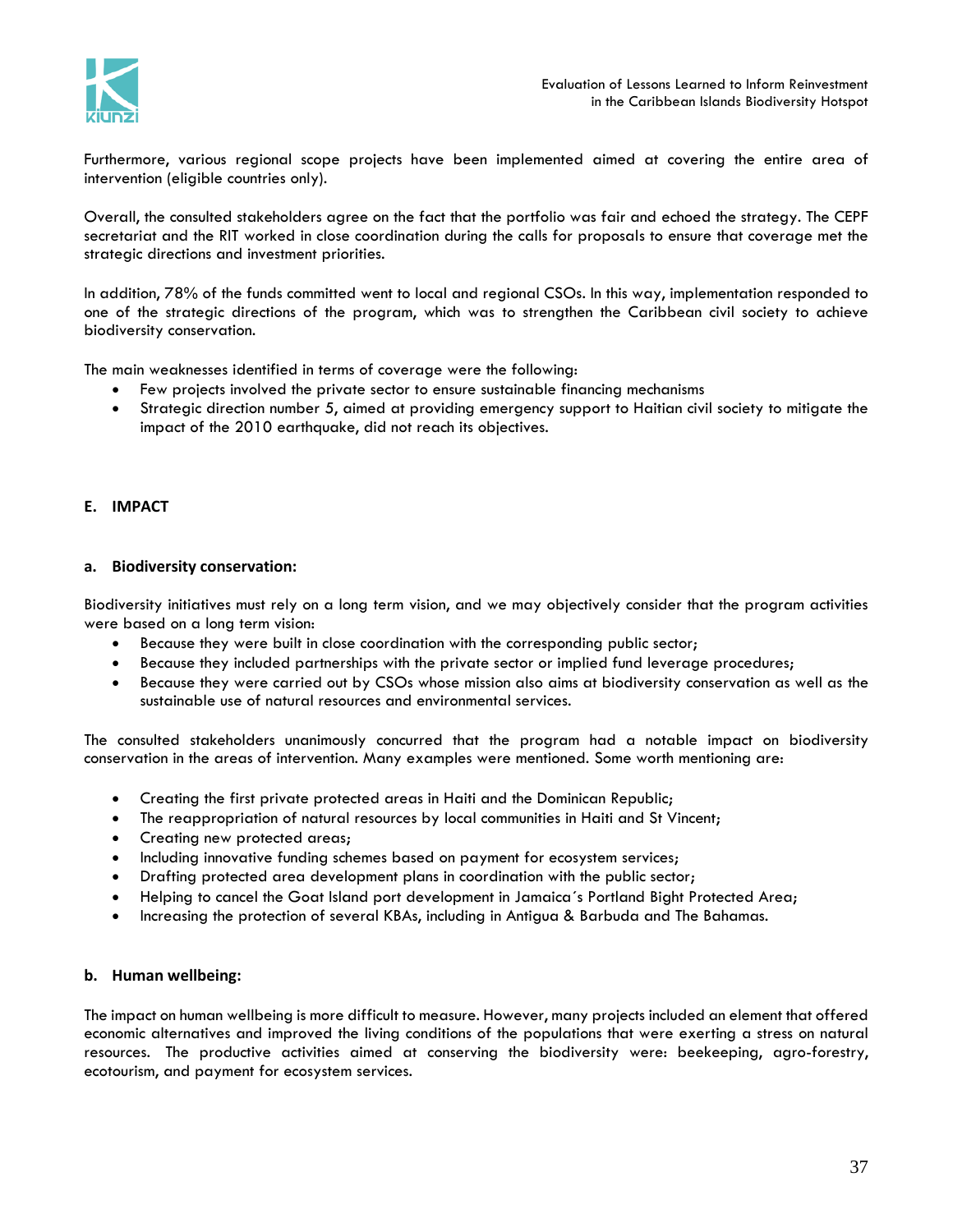Furthermore, various regional scope projects have been implemented aimed at covering the entire area of intervention (eligible countries only).

Overall, the consulted stakeholders agree on the fact that the portfolio was fair and echoed the strategy. The CEPF secretariat and the RIT worked in close coordination during the calls for proposals to ensure that coverage met the strategic directions and investment priorities.

In addition, 78% of the funds committed went to local and regional CSOs. In this way, implementation responded to one of the strategic directions of the program, which was to strengthen the Caribbean civil society to achieve biodiversity conservation.

The main weaknesses identified in terms of coverage were the following:

- Few projects involved the private sector to ensure sustainable financing mechanisms
- Strategic direction number 5, aimed at providing emergency support to Haitian civil society to mitigate the impact of the 2010 earthquake, did not reach its objectives.

## E. IMPACT

### a. Biodiversity conservation:

Biodiversity initiatives must rely on a long term vision, and we may objectively consider that the program activities were based on a long term vision:

- Because they were built in close coordination with the corresponding public sector;
- Because they included partnerships with the private sector or implied fund leverage procedures;
- Because they were carried out by CSOs whose mission also aims at biodiversity conservation as well as the sustainable use of natural resources and environmental services.

The consulted stakeholders unanimously concurred that the program had a notable impact on biodiversity conservation in the areas of intervention. Many examples were mentioned. Some worth mentioning are:

- Creating the first private protected areas in Haiti and the Dominican Republic;
- The reappropriation of natural resources by local communities in Haiti and St Vincent;
- Creating new protected areas;
- Including innovative funding schemes based on payment for ecosystem services;
- Drafting protected area development plans in coordination with the public sector;
- Helping to cancel the Goat Island port development in Jamaica´s Portland Bight Protected Area;
- Increasing the protection of several KBAs, including in Antigua & Barbuda and The Bahamas.

### b. Human wellbeing:

The impact on human wellbeing is more difficult to measure. However, many projects included an element that offered economic alternatives and improved the living conditions of the populations that were exerting a stress on natural resources. The productive activities aimed at conserving the biodiversity were: beekeeping, agro-forestry, ecotourism, and payment for ecosystem services.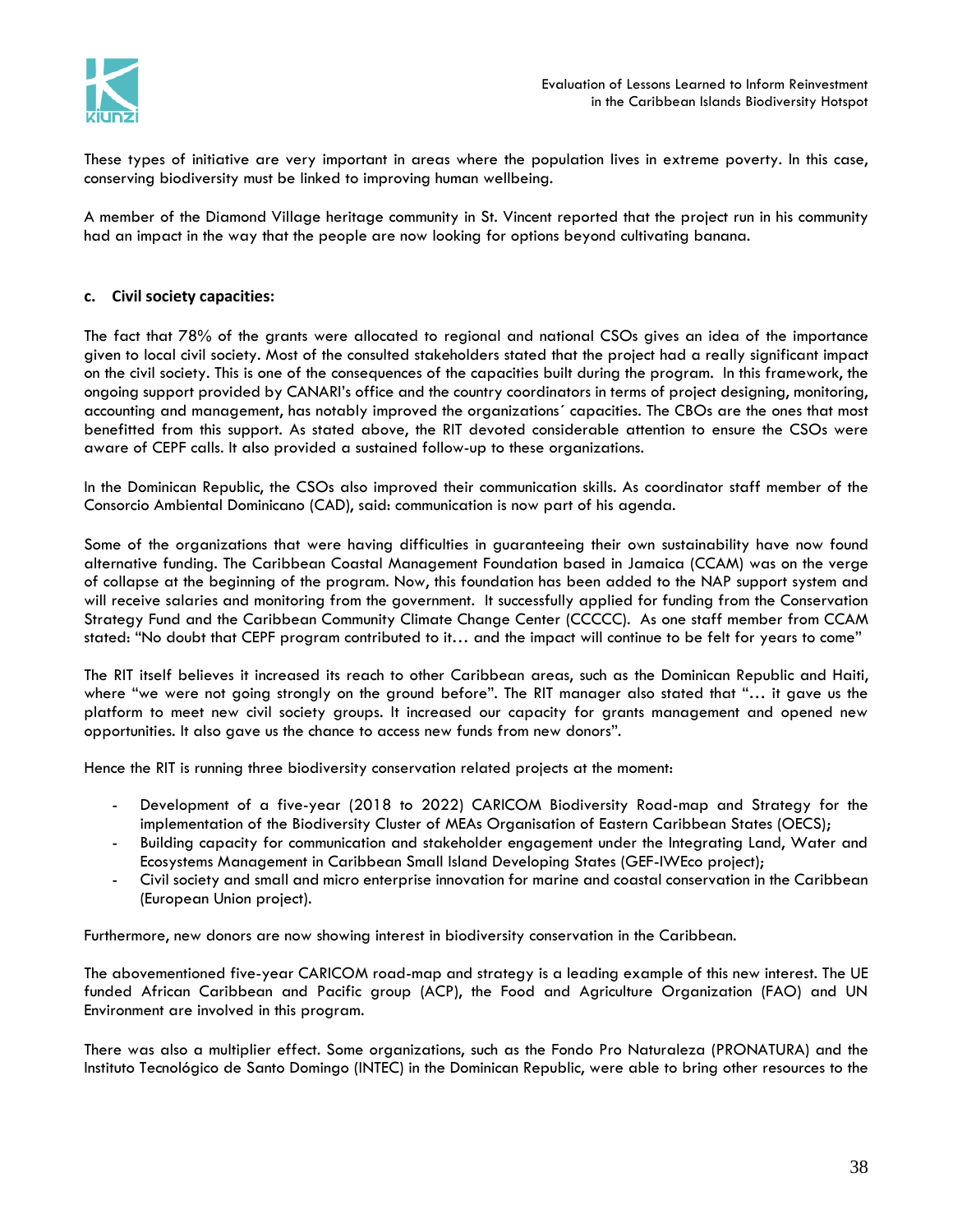These types of initiative are very important in areas where the population lives in extreme poverty. In this case, conserving biodiversity must be linked to improving human wellbeing.

A member of the Diamond Village heritage community in St. Vincent reported that the project run in his community had an impact in the way that the people are now looking for options beyond cultivating banana.

#### c. Civil society capacities:

The fact that 78% of the grants were allocated to regional and national CSOs gives an idea of the importance given to local civil society. Most of the consulted stakeholders stated that the project had a really significant impact on the civil society. This is one of the consequences of the capacities built during the program. In this framework, the ongoing support provided by CANARI's office and the country coordinators in terms of project designing, monitoring, accounting and management, has notably improved the organizations´ capacities. The CBOs are the ones that most benefitted from this support. As stated above, the RIT devoted considerable attention to ensure the CSOs were aware of CEPF calls. It also provided a sustained follow-up to these organizations.

In the Dominican Republic, the CSOs also improved their communication skills. As coordinator staff member of the Consorcio Ambiental Dominicano (CAD), said: communication is now part of his agenda.

Some of the organizations that were having difficulties in guaranteeing their own sustainability have now found alternative funding. The Caribbean Coastal Management Foundation based in Jamaica (CCAM) was on the verge of collapse at the beginning of the program. Now, this foundation has been added to the NAP support system and will receive salaries and monitoring from the government. It successfully applied for funding from the Conservation Strategy Fund and the Caribbean Community Climate Change Center (CCCCC). As one staff member from CCAM stated: "No doubt that CEPF program contributed to it… and the impact will continue to be felt for years to come"

The RIT itself believes it increased its reach to other Caribbean areas, such as the Dominican Republic and Haiti, where "we were not going strongly on the ground before". The RIT manager also stated that "… it gave us the platform to meet new civil society groups. It increased our capacity for grants management and opened new opportunities. It also gave us the chance to access new funds from new donors".

Hence the RIT is running three biodiversity conservation related projects at the moment:

- Development of a five-year (2018 to 2022) CARICOM Biodiversity Road-map and Strategy for the implementation of the Biodiversity Cluster of MEAs Organisation of Eastern Caribbean States (OECS);
- Building capacity for communication and stakeholder engagement under the Integrating Land, Water and Ecosystems Management in Caribbean Small Island Developing States (GEF-IWEco project);
- Civil society and small and micro enterprise innovation for marine and coastal conservation in the Caribbean (European Union project).

Furthermore, new donors are now showing interest in biodiversity conservation in the Caribbean.

The abovementioned five-year CARICOM road-map and strategy is a leading example of this new interest. The UE funded African Caribbean and Pacific group (ACP), the Food and Agriculture Organization (FAO) and UN Environment are involved in this program.

There was also a multiplier effect. Some organizations, such as the Fondo Pro Naturaleza (PRONATURA) and the Instituto Tecnológico de Santo Domingo (INTEC) in the Dominican Republic, were able to bring other resources to the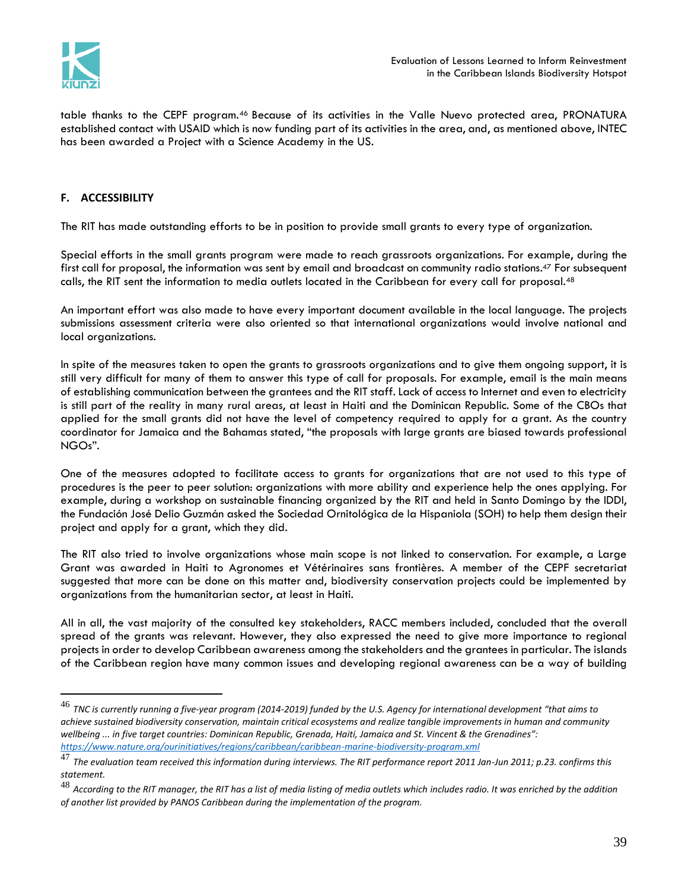table thanks to the CEPF program.[46] Because of its activities in the Valle Nuevo protected area, PRONATURA established contact with USAID which is now funding part of its activities in the area, and, as mentioned above, INTEC has been awarded a Project with a Science Academy in the US.

## F. ACCESSIBILITY

The RIT has made outstanding efforts to be in position to provide small grants to every type of organization.

Special efforts in the small grants program were made to reach grassroots organizations. For example, during the first call for proposal, the information was sent by email and broadcast on community radio stations.[47] For subsequent calls, the RIT sent the information to media outlets located in the Caribbean for every call for proposal.[48]

An important effort was also made to have every important document available in the local language. The projects submissions assessment criteria were also oriented so that international organizations would involve national and local organizations.

In spite of the measures taken to open the grants to grassroots organizations and to give them ongoing support, it is still very difficult for many of them to answer this type of call for proposals. For example, email is the main means of establishing communication between the grantees and the RIT staff. Lack of access to Internet and even to electricity is still part of the reality in many rural areas, at least in Haiti and the Dominican Republic. Some of the CBOs that applied for the small grants did not have the level of competency required to apply for a grant. As the country coordinator for Jamaica and the Bahamas stated, "the proposals with large grants are biased towards professional NGOs".

One of the measures adopted to facilitate access to grants for organizations that are not used to this type of procedures is the peer to peer solution: organizations with more ability and experience help the ones applying. For example, during a workshop on sustainable financing organized by the RIT and held in Santo Domingo by the IDDI, the Fundación José Delio Guzmán asked the Sociedad Ornitológica de la Hispaniola (SOH) to help them design their project and apply for a grant, which they did.

The RIT also tried to involve organizations whose main scope is not linked to conservation. For example, a Large Grant was awarded in Haiti to Agronomes et Vétérinaires sans frontières. A member of the CEPF secretariat suggested that more can be done on this matter and, biodiversity conservation projects could be implemented by organizations from the humanitarian sector, at least in Haiti.

All in all, the vast majority of the consulted key stakeholders, RACC members included, concluded that the overall spread of the grants was relevant. However, they also expressed the need to give more importance to regional projects in order to develop Caribbean awareness among the stakeholders and the grantees in particular. The islands of the Caribbean region have many common issues and developing regional awareness can be a way of building

---

[46] *TNC is currently running a five-year program (2014-2019) funded by the U.S. Agency for international development "that aims to achieve sustained biodiversity conservation, maintain critical ecosystems and realize tangible improvements in human and community wellbeing ... in five target countries: Dominican Republic, Grenada, Haiti, Jamaica and St. Vincent & the Grenadines": https://www.nature.org/ourinitiatives/regions/caribbean/caribbean-marine-biodiversity-program.xml*

[47] *The evaluation team received this information during interviews. The RIT performance report 2011 Jan-Jun 2011; p.23. confirms this statement.*

[48] *According to the RIT manager, the RIT has a list of media listing of media outlets which includes radio. It was enriched by the addition of another list provided by PANOS Caribbean during the implementation of the program.*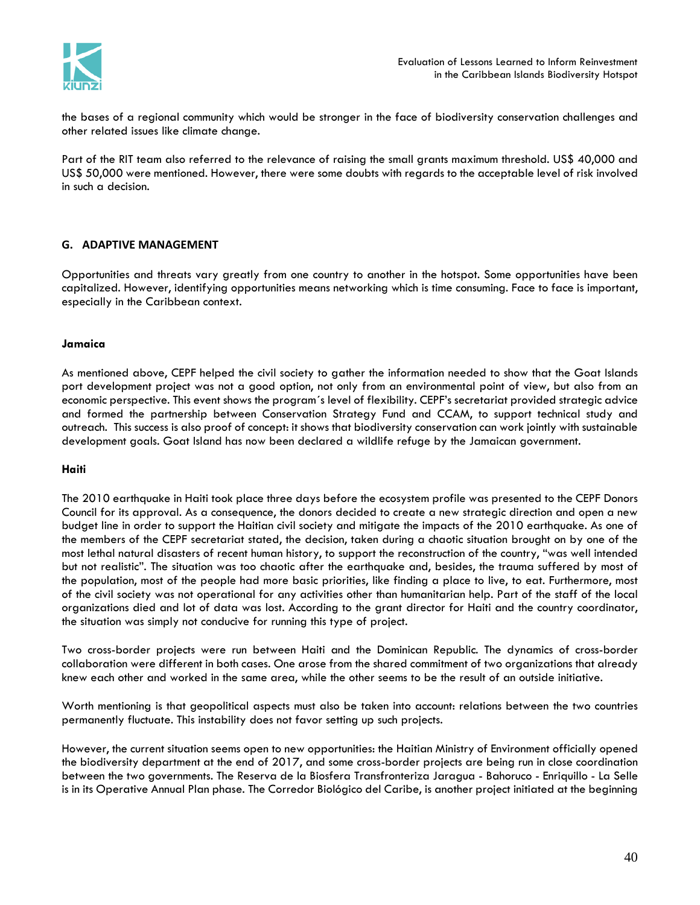the bases of a regional community which would be stronger in the face of biodiversity conservation challenges and other related issues like climate change.

Part of the RIT team also referred to the relevance of raising the small grants maximum threshold. US$ 40,000 and US$ 50,000 were mentioned. However, there were some doubts with regards to the acceptable level of risk involved in such a decision.

## G. ADAPTIVE MANAGEMENT

Opportunities and threats vary greatly from one country to another in the hotspot. Some opportunities have been capitalized. However, identifying opportunities means networking which is time consuming. Face to face is important, especially in the Caribbean context.

### Jamaica

As mentioned above, CEPF helped the civil society to gather the information needed to show that the Goat Islands port development project was not a good option, not only from an environmental point of view, but also from an economic perspective. This event shows the program´s level of flexibility. CEPF's secretariat provided strategic advice and formed the partnership between Conservation Strategy Fund and CCAM, to support technical study and outreach. This success is also proof of concept: it shows that biodiversity conservation can work jointly with sustainable development goals. Goat Island has now been declared a wildlife refuge by the Jamaican government.

### Haiti

The 2010 earthquake in Haiti took place three days before the ecosystem profile was presented to the CEPF Donors Council for its approval. As a consequence, the donors decided to create a new strategic direction and open a new budget line in order to support the Haitian civil society and mitigate the impacts of the 2010 earthquake. As one of the members of the CEPF secretariat stated, the decision, taken during a chaotic situation brought on by one of the most lethal natural disasters of recent human history, to support the reconstruction of the country, "was well intended but not realistic". The situation was too chaotic after the earthquake and, besides, the trauma suffered by most of the population, most of the people had more basic priorities, like finding a place to live, to eat. Furthermore, most of the civil society was not operational for any activities other than humanitarian help. Part of the staff of the local organizations died and lot of data was lost. According to the grant director for Haiti and the country coordinator, the situation was simply not conducive for running this type of project.

Two cross-border projects were run between Haiti and the Dominican Republic. The dynamics of cross-border collaboration were different in both cases. One arose from the shared commitment of two organizations that already knew each other and worked in the same area, while the other seems to be the result of an outside initiative.

Worth mentioning is that geopolitical aspects must also be taken into account: relations between the two countries permanently fluctuate. This instability does not favor setting up such projects.

However, the current situation seems open to new opportunities: the Haitian Ministry of Environment officially opened the biodiversity department at the end of 2017, and some cross-border projects are being run in close coordination between the two governments. The Reserva de la Biosfera Transfronteriza Jaragua - Bahoruco - Enriquillo - La Selle is in its Operative Annual Plan phase. The Corredor Biológico del Caribe, is another project initiated at the beginning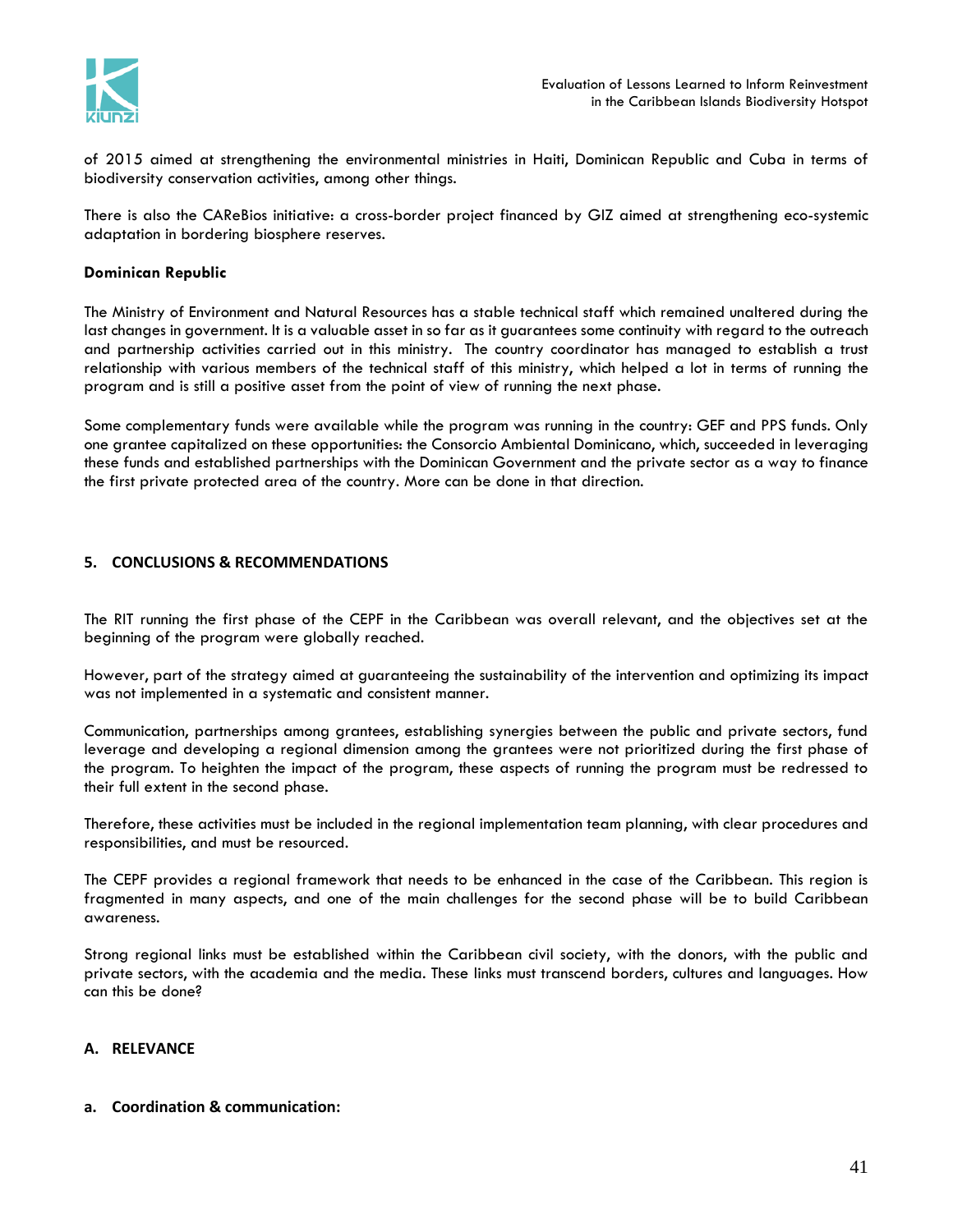of 2015 aimed at strengthening the environmental ministries in Haiti, Dominican Republic and Cuba in terms of biodiversity conservation activities, among other things.

There is also the CAReBios initiative: a cross-border project financed by GIZ aimed at strengthening eco-systemic adaptation in bordering biosphere reserves.

**Dominican Republic**

The Ministry of Environment and Natural Resources has a stable technical staff which remained unaltered during the last changes in government. It is a valuable asset in so far as it guarantees some continuity with regard to the outreach and partnership activities carried out in this ministry. The country coordinator has managed to establish a trust relationship with various members of the technical staff of this ministry, which helped a lot in terms of running the program and is still a positive asset from the point of view of running the next phase.

Some complementary funds were available while the program was running in the country: GEF and PPS funds. Only one grantee capitalized on these opportunities: the Consorcio Ambiental Dominicano, which, succeeded in leveraging these funds and established partnerships with the Dominican Government and the private sector as a way to finance the first private protected area of the country. More can be done in that direction.

## 5. CONCLUSIONS & RECOMMENDATIONS

The RIT running the first phase of the CEPF in the Caribbean was overall relevant, and the objectives set at the beginning of the program were globally reached.

However, part of the strategy aimed at guaranteeing the sustainability of the intervention and optimizing its impact was not implemented in a systematic and consistent manner.

Communication, partnerships among grantees, establishing synergies between the public and private sectors, fund leverage and developing a regional dimension among the grantees were not prioritized during the first phase of the program. To heighten the impact of the program, these aspects of running the program must be redressed to their full extent in the second phase.

Therefore, these activities must be included in the regional implementation team planning, with clear procedures and responsibilities, and must be resourced.

The CEPF provides a regional framework that needs to be enhanced in the case of the Caribbean. This region is fragmented in many aspects, and one of the main challenges for the second phase will be to build Caribbean awareness.

Strong regional links must be established within the Caribbean civil society, with the donors, with the public and private sectors, with the academia and the media. These links must transcend borders, cultures and languages. How can this be done?

### A. RELEVANCE

#### a. Coordination & communication: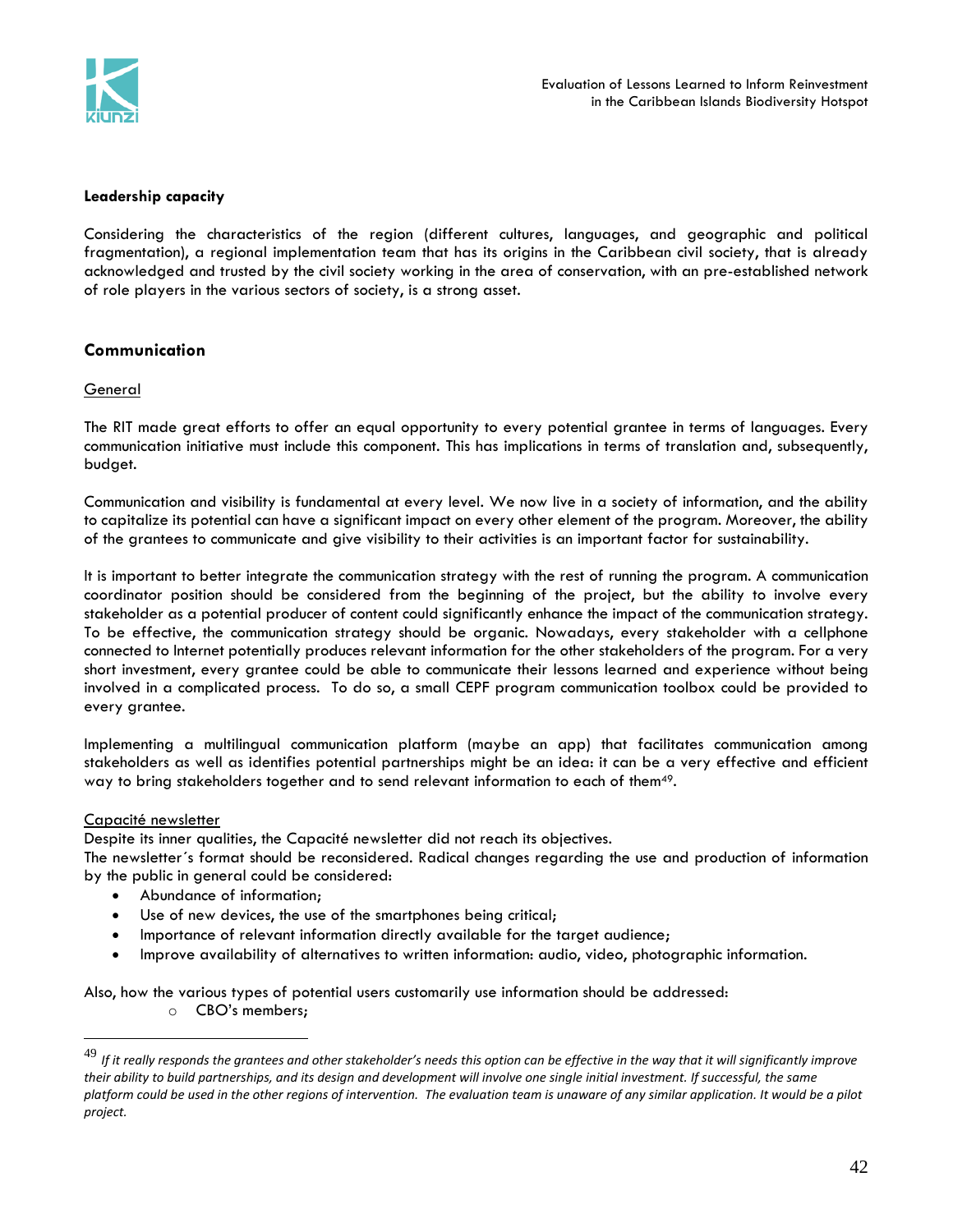**Leadership capacity**

Considering the characteristics of the region (different cultures, languages, and geographic and political fragmentation), a regional implementation team that has its origins in the Caribbean civil society, that is already acknowledged and trusted by the civil society working in the area of conservation, with an pre-established network of role players in the various sectors of society, is a strong asset.

## Communication

General

The RIT made great efforts to offer an equal opportunity to every potential grantee in terms of languages. Every communication initiative must include this component. This has implications in terms of translation and, subsequently, budget.

Communication and visibility is fundamental at every level. We now live in a society of information, and the ability to capitalize its potential can have a significant impact on every other element of the program. Moreover, the ability of the grantees to communicate and give visibility to their activities is an important factor for sustainability.

It is important to better integrate the communication strategy with the rest of running the program. A communication coordinator position should be considered from the beginning of the project, but the ability to involve every stakeholder as a potential producer of content could significantly enhance the impact of the communication strategy. To be effective, the communication strategy should be organic. Nowadays, every stakeholder with a cellphone connected to Internet potentially produces relevant information for the other stakeholders of the program. For a very short investment, every grantee could be able to communicate their lessons learned and experience without being involved in a complicated process. To do so, a small CEPF program communication toolbox could be provided to every grantee.

Implementing a multilingual communication platform (maybe an app) that facilitates communication among stakeholders as well as identifies potential partnerships might be an idea: it can be a very effective and efficient way to bring stakeholders together and to send relevant information to each of them[49].

Capacité newsletter

Despite its inner qualities, the Capacité newsletter did not reach its objectives.

The newsletter´s format should be reconsidered. Radical changes regarding the use and production of information by the public in general could be considered:

- Abundance of information;
- Use of new devices, the use of the smartphones being critical;
- Importance of relevant information directly available for the target audience;
- Improve availability of alternatives to written information: audio, video, photographic information.

Also, how the various types of potential users customarily use information should be addressed:

- CBO's members;

---

[49] *If it really responds the grantees and other stakeholder's needs this option can be effective in the way that it will significantly improve their ability to build partnerships, and its design and development will involve one single initial investment. If successful, the same platform could be used in the other regions of intervention. The evaluation team is unaware of any similar application. It would be a pilot project.*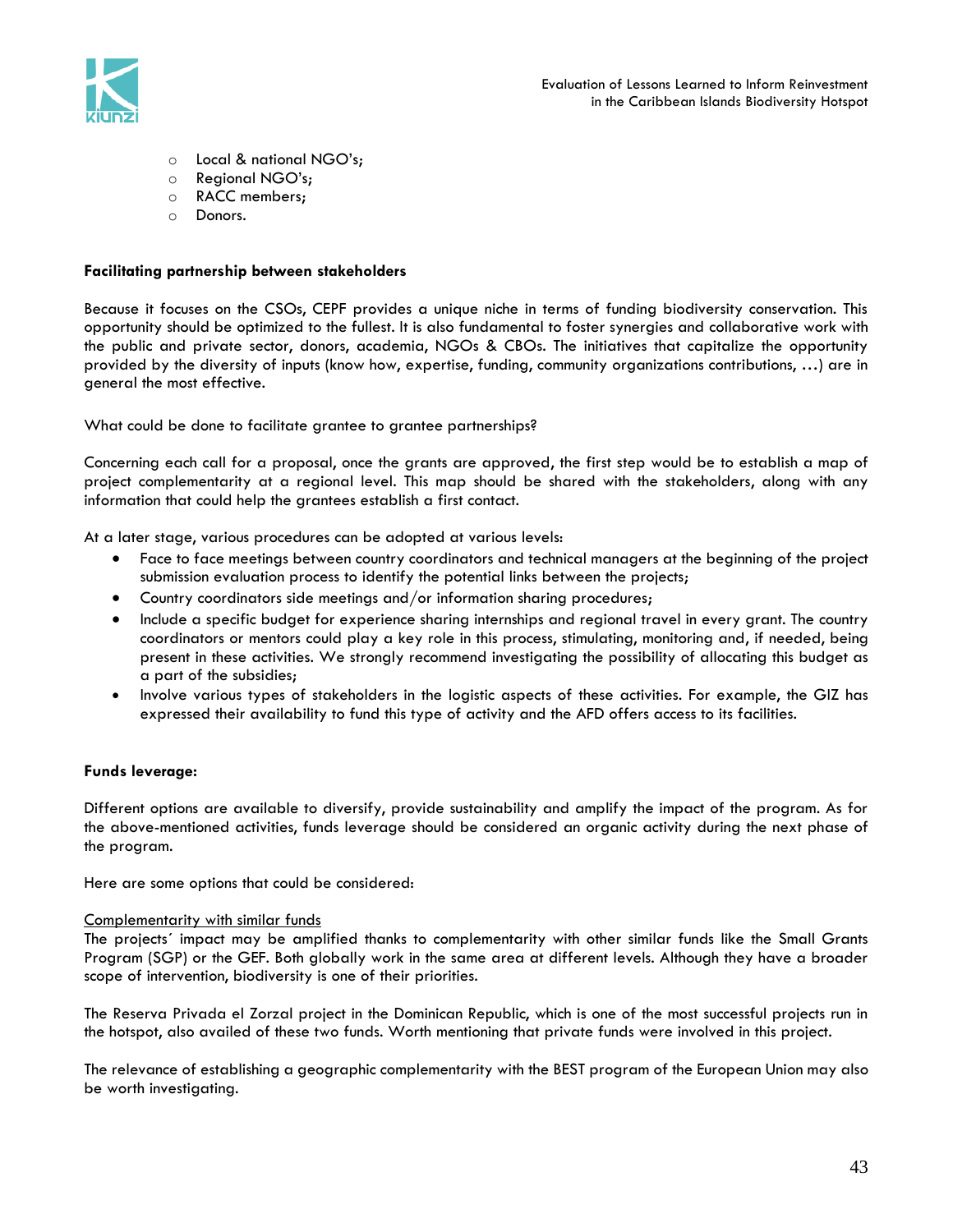- Local & national NGO's;
- Regional NGO's;
- RACC members;
- Donors.

**Facilitating partnership between stakeholders**

Because it focuses on the CSOs, CEPF provides a unique niche in terms of funding biodiversity conservation. This opportunity should be optimized to the fullest. It is also fundamental to foster synergies and collaborative work with the public and private sector, donors, academia, NGOs & CBOs. The initiatives that capitalize the opportunity provided by the diversity of inputs (know how, expertise, funding, community organizations contributions, …) are in general the most effective.

What could be done to facilitate grantee to grantee partnerships?

Concerning each call for a proposal, once the grants are approved, the first step would be to establish a map of project complementarity at a regional level. This map should be shared with the stakeholders, along with any information that could help the grantees establish a first contact.

At a later stage, various procedures can be adopted at various levels:

- Face to face meetings between country coordinators and technical managers at the beginning of the project submission evaluation process to identify the potential links between the projects;
- Country coordinators side meetings and/or information sharing procedures;
- Include a specific budget for experience sharing internships and regional travel in every grant. The country coordinators or mentors could play a key role in this process, stimulating, monitoring and, if needed, being present in these activities. We strongly recommend investigating the possibility of allocating this budget as a part of the subsidies;
- Involve various types of stakeholders in the logistic aspects of these activities. For example, the GIZ has expressed their availability to fund this type of activity and the AFD offers access to its facilities.

**Funds leverage:**

Different options are available to diversify, provide sustainability and amplify the impact of the program. As for the above-mentioned activities, funds leverage should be considered an organic activity during the next phase of the program.

Here are some options that could be considered:

<u>Complementarity with similar funds</u>
The projects´ impact may be amplified thanks to complementarity with other similar funds like the Small Grants Program (SGP) or the GEF. Both globally work in the same area at different levels. Although they have a broader scope of intervention, biodiversity is one of their priorities.

The Reserva Privada el Zorzal project in the Dominican Republic, which is one of the most successful projects run in the hotspot, also availed of these two funds. Worth mentioning that private funds were involved in this project.

The relevance of establishing a geographic complementarity with the BEST program of the European Union may also be worth investigating.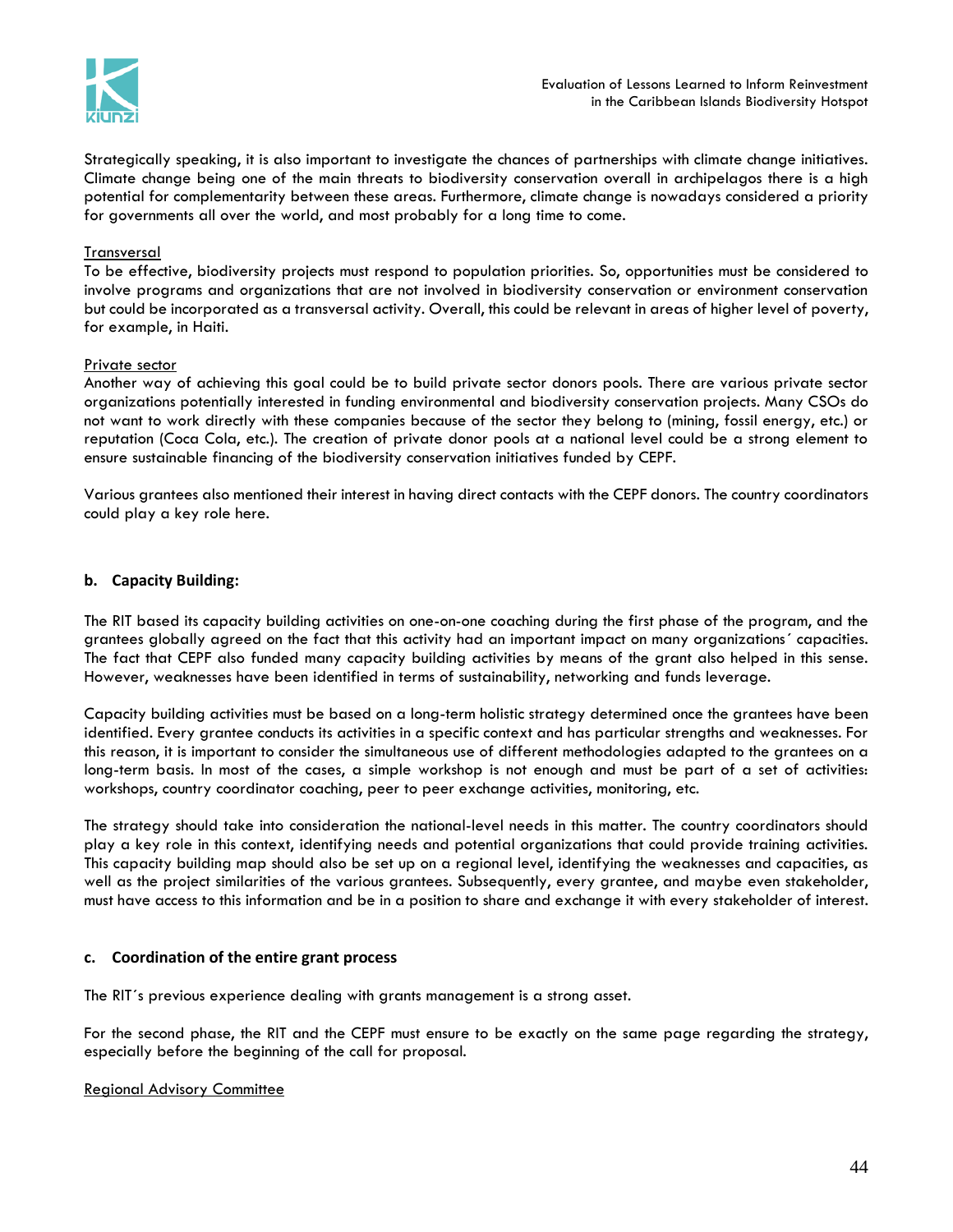Strategically speaking, it is also important to investigate the chances of partnerships with climate change initiatives. Climate change being one of the main threats to biodiversity conservation overall in archipelagos there is a high potential for complementarity between these areas. Furthermore, climate change is nowadays considered a priority for governments all over the world, and most probably for a long time to come.

<u>Transversal</u>

To be effective, biodiversity projects must respond to population priorities. So, opportunities must be considered to involve programs and organizations that are not involved in biodiversity conservation or environment conservation but could be incorporated as a transversal activity. Overall, this could be relevant in areas of higher level of poverty, for example, in Haiti.

<u>Private sector</u>

Another way of achieving this goal could be to build private sector donors pools. There are various private sector organizations potentially interested in funding environmental and biodiversity conservation projects. Many CSOs do not want to work directly with these companies because of the sector they belong to (mining, fossil energy, etc.) or reputation (Coca Cola, etc.). The creation of private donor pools at a national level could be a strong element to ensure sustainable financing of the biodiversity conservation initiatives funded by CEPF.

Various grantees also mentioned their interest in having direct contacts with the CEPF donors. The country coordinators could play a key role here.

### b. Capacity Building:

The RIT based its capacity building activities on one-on-one coaching during the first phase of the program, and the grantees globally agreed on the fact that this activity had an important impact on many organizations´ capacities. The fact that CEPF also funded many capacity building activities by means of the grant also helped in this sense. However, weaknesses have been identified in terms of sustainability, networking and funds leverage.

Capacity building activities must be based on a long-term holistic strategy determined once the grantees have been identified. Every grantee conducts its activities in a specific context and has particular strengths and weaknesses. For this reason, it is important to consider the simultaneous use of different methodologies adapted to the grantees on a long-term basis. In most of the cases, a simple workshop is not enough and must be part of a set of activities: workshops, country coordinator coaching, peer to peer exchange activities, monitoring, etc.

The strategy should take into consideration the national-level needs in this matter. The country coordinators should play a key role in this context, identifying needs and potential organizations that could provide training activities. This capacity building map should also be set up on a regional level, identifying the weaknesses and capacities, as well as the project similarities of the various grantees. Subsequently, every grantee, and maybe even stakeholder, must have access to this information and be in a position to share and exchange it with every stakeholder of interest.

### c. Coordination of the entire grant process

The RIT´s previous experience dealing with grants management is a strong asset.

For the second phase, the RIT and the CEPF must ensure to be exactly on the same page regarding the strategy, especially before the beginning of the call for proposal.

<u>Regional Advisory Committee</u>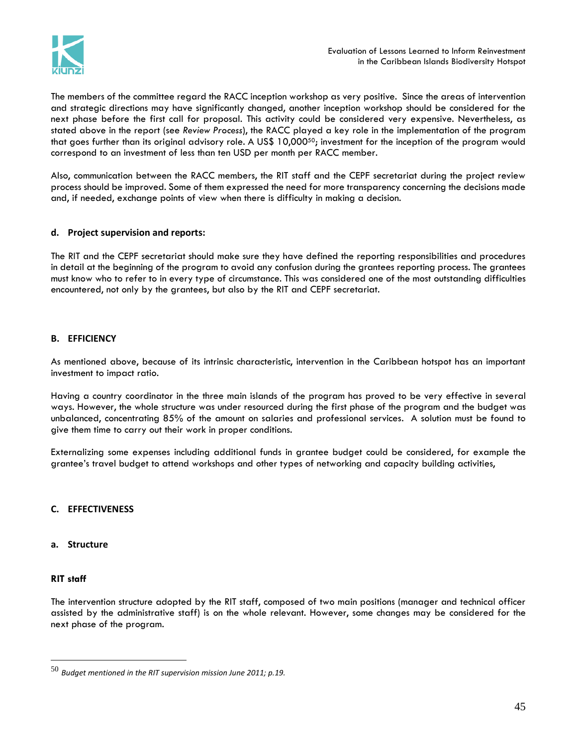The members of the committee regard the RACC inception workshop as very positive. Since the areas of intervention and strategic directions may have significantly changed, another inception workshop should be considered for the next phase before the first call for proposal. This activity could be considered very expensive. Nevertheless, as stated above in the report (see *Review Process*), the RACC played a key role in the implementation of the program that goes further than its original advisory role. A US$ 10,000[50]; investment for the inception of the program would correspond to an investment of less than ten USD per month per RACC member.

Also, communication between the RACC members, the RIT staff and the CEPF secretariat during the project review process should be improved. Some of them expressed the need for more transparency concerning the decisions made and, if needed, exchange points of view when there is difficulty in making a decision.

### d. Project supervision and reports:

The RIT and the CEPF secretariat should make sure they have defined the reporting responsibilities and procedures in detail at the beginning of the program to avoid any confusion during the grantees reporting process. The grantees must know who to refer to in every type of circumstance. This was considered one of the most outstanding difficulties encountered, not only by the grantees, but also by the RIT and CEPF secretariat.

## B. EFFICIENCY

As mentioned above, because of its intrinsic characteristic, intervention in the Caribbean hotspot has an important investment to impact ratio.

Having a country coordinator in the three main islands of the program has proved to be very effective in several ways. However, the whole structure was under resourced during the first phase of the program and the budget was unbalanced, concentrating 85% of the amount on salaries and professional services. A solution must be found to give them time to carry out their work in proper conditions.

Externalizing some expenses including additional funds in grantee budget could be considered, for example the grantee's travel budget to attend workshops and other types of networking and capacity building activities,

## C. EFFECTIVENESS

### a. Structure

#### RIT staff

The intervention structure adopted by the RIT staff, composed of two main positions (manager and technical officer assisted by the administrative staff) is on the whole relevant. However, some changes may be considered for the next phase of the program.

---

[50] *Budget mentioned in the RIT supervision mission June 2011; p.19.*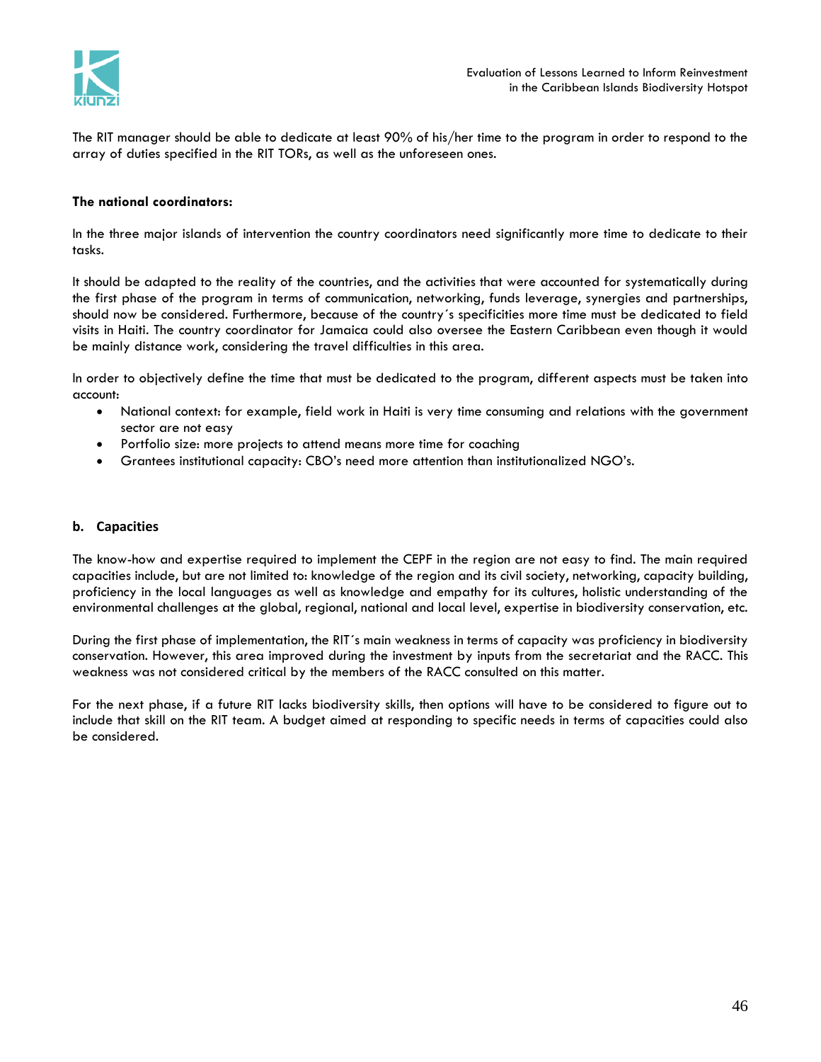The RIT manager should be able to dedicate at least 90% of his/her time to the program in order to respond to the array of duties specified in the RIT TORs, as well as the unforeseen ones.

**The national coordinators:**

In the three major islands of intervention the country coordinators need significantly more time to dedicate to their tasks.

It should be adapted to the reality of the countries, and the activities that were accounted for systematically during the first phase of the program in terms of communication, networking, funds leverage, synergies and partnerships, should now be considered. Furthermore, because of the country´s specificities more time must be dedicated to field visits in Haiti. The country coordinator for Jamaica could also oversee the Eastern Caribbean even though it would be mainly distance work, considering the travel difficulties in this area.

In order to objectively define the time that must be dedicated to the program, different aspects must be taken into account:

- National context: for example, field work in Haiti is very time consuming and relations with the government sector are not easy
- Portfolio size: more projects to attend means more time for coaching
- Grantees institutional capacity: CBO's need more attention than institutionalized NGO's.

## b. Capacities

The know-how and expertise required to implement the CEPF in the region are not easy to find. The main required capacities include, but are not limited to: knowledge of the region and its civil society, networking, capacity building, proficiency in the local languages as well as knowledge and empathy for its cultures, holistic understanding of the environmental challenges at the global, regional, national and local level, expertise in biodiversity conservation, etc.

During the first phase of implementation, the RIT´s main weakness in terms of capacity was proficiency in biodiversity conservation. However, this area improved during the investment by inputs from the secretariat and the RACC. This weakness was not considered critical by the members of the RACC consulted on this matter.

For the next phase, if a future RIT lacks biodiversity skills, then options will have to be considered to figure out to include that skill on the RIT team. A budget aimed at responding to specific needs in terms of capacities could also be considered.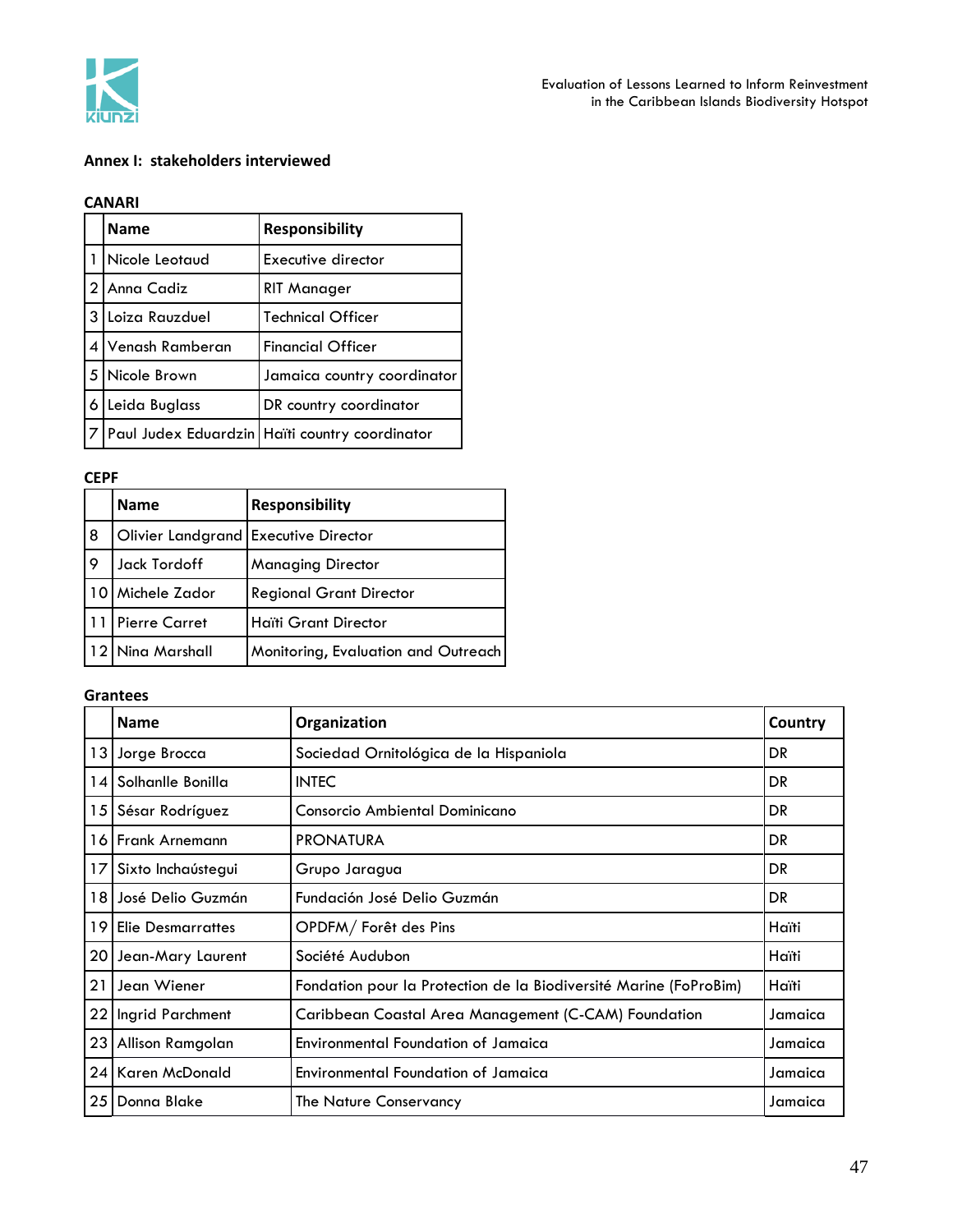## Annex I: stakeholders interviewed

### CANARI

| | Name | Responsibility |
|---|---|---|
| 1 | Nicole Leotaud | Executive director |
| 2 | Anna Cadiz | RIT Manager |
| 3 | Loiza Rauzduel | Technical Officer |
| 4 | Venash Ramberan | Financial Officer |
| 5 | Nicole Brown | Jamaica country coordinator |
| 6 | Leida Buglass | DR country coordinator |
| 7 | Paul Judex Eduardzin | Haïti country coordinator |

### CEPF

| | Name | Responsibility |
|---|---|---|
| 8 | Olivier Landgrand | Executive Director |
| 9 | Jack Tordoff | Managing Director |
| 10 | Michele Zador | Regional Grant Director |
| 11 | Pierre Carret | Haïti Grant Director |
| 12 | Nina Marshall | Monitoring, Evaluation and Outreach |

### Grantees

| | Name | Organization | Country |
|---|---|---|---|
| 13 | Jorge Brocca | Sociedad Ornitológica de la Hispaniola | DR |
| 14 | Solhanlle Bonilla | INTEC | DR |
| 15 | Sésar Rodríguez | Consorcio Ambiental Dominicano | DR |
| 16 | Frank Arnemann | PRONATURA | DR |
| 17 | Sixto Inchaústegui | Grupo Jaragua | DR |
| 18 | José Delio Guzmán | Fundación José Delio Guzmán | DR |
| 19 | Elie Desmarrattes | OPDFM/ Forêt des Pins | Haïti |
| 20 | Jean-Mary Laurent | Société Audubon | Haïti |
| 21 | Jean Wiener | Fondation pour la Protection de la Biodiversité Marine (FoProBim) | Haïti |
| 22 | Ingrid Parchment | Caribbean Coastal Area Management (C-CAM) Foundation | Jamaica |
| 23 | Allison Ramgolan | Environmental Foundation of Jamaica | Jamaica |
| 24 | Karen McDonald | Environmental Foundation of Jamaica | Jamaica |
| 25 | Donna Blake | The Nature Conservancy | Jamaica |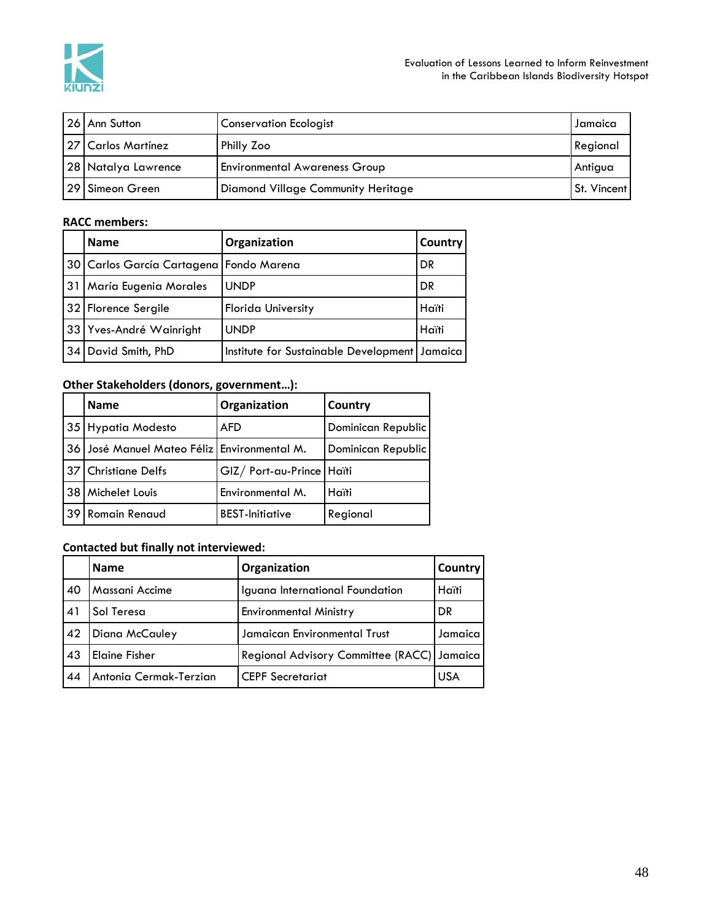| | | | |
|---|---|---|---|
| 26 | Ann Sutton | Conservation Ecologist | Jamaica |
| 27 | Carlos Martínez | Philly Zoo | Regional |
| 28 | Natalya Lawrence | Environmental Awareness Group | Antigua |
| 29 | Simeon Green | Diamond Village Community Heritage | St. Vincent |

**RACC members:**

| | Name | Organization | Country |
|---|---|---|---|
| 30 | Carlos García Cartagena | Fondo Marena | DR |
| 31 | María Eugenia Morales | UNDP | DR |
| 32 | Florence Sergile | Florida University | Haïti |
| 33 | Yves-André Wainright | UNDP | Haïti |
| 34 | David Smith, PhD | Institute for Sustainable Development | Jamaica |

**Other Stakeholders (donors, government…):**

| | Name | Organization | Country |
|---|---|---|---|
| 35 | Hypatia Modesto | AFD | Dominican Republic |
| 36 | José Manuel Mateo Féliz | Environmental M. | Dominican Republic |
| 37 | Christiane Delfs | GIZ/ Port-au-Prince | Haïti |
| 38 | Michelet Louis | Environmental M. | Haïti |
| 39 | Romain Renaud | BEST-Initiative | Regional |

**Contacted but finally not interviewed:**

| | Name | Organization | Country |
|---|---|---|---|
| 40 | Massani Accime | Iguana International Foundation | Haïti |
| 41 | Sol Teresa | Environmental Ministry | DR |
| 42 | Diana McCauley | Jamaican Environmental Trust | Jamaica |
| 43 | Elaine Fisher | Regional Advisory Committee (RACC) | Jamaica |
| 44 | Antonia Cermak-Terzian | CEPF Secretariat | USA |